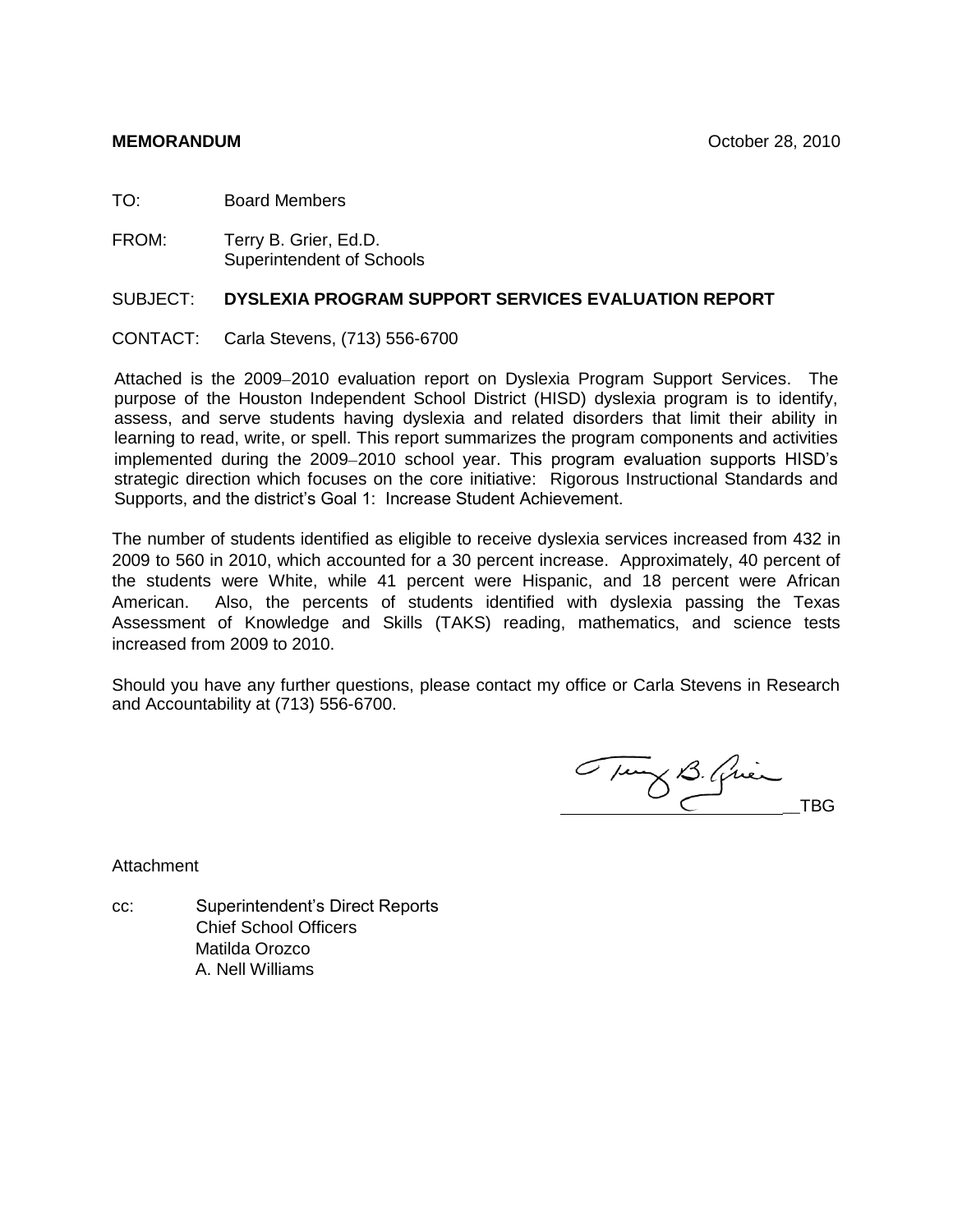**MEMORANDUM** October 28, 2010

TO: Board Members

FROM: Terry B. Grier, Ed.D.
Superintendent of Schools

SUBJECT: **DYSLEXIA PROGRAM SUPPORT SERVICES EVALUATION REPORT**

CONTACT: Carla Stevens, (713) 556-6700

Attached is the 2009–2010 evaluation report on Dyslexia Program Support Services. The purpose of the Houston Independent School District (HISD) dyslexia program is to identify, assess, and serve students having dyslexia and related disorders that limit their ability in learning to read, write, or spell. This report summarizes the program components and activities implemented during the 2009–2010 school year. This program evaluation supports HISD's strategic direction which focuses on the core initiative: Rigorous Instructional Standards and Supports, and the district's Goal 1: Increase Student Achievement.

The number of students identified as eligible to receive dyslexia services increased from 432 in 2009 to 560 in 2010, which accounted for a 30 percent increase. Approximately, 40 percent of the students were White, while 41 percent were Hispanic, and 18 percent were African American. Also, the percents of students identified with dyslexia passing the Texas Assessment of Knowledge and Skills (TAKS) reading, mathematics, and science tests increased from 2009 to 2010.

Should you have any further questions, please contact my office or Carla Stevens in Research and Accountability at (713) 556-6700.

Terry B. Grier
__TBG

Attachment

cc: Superintendent's Direct Reports
Chief School Officers
Matilda Orozco
A. Nell Williams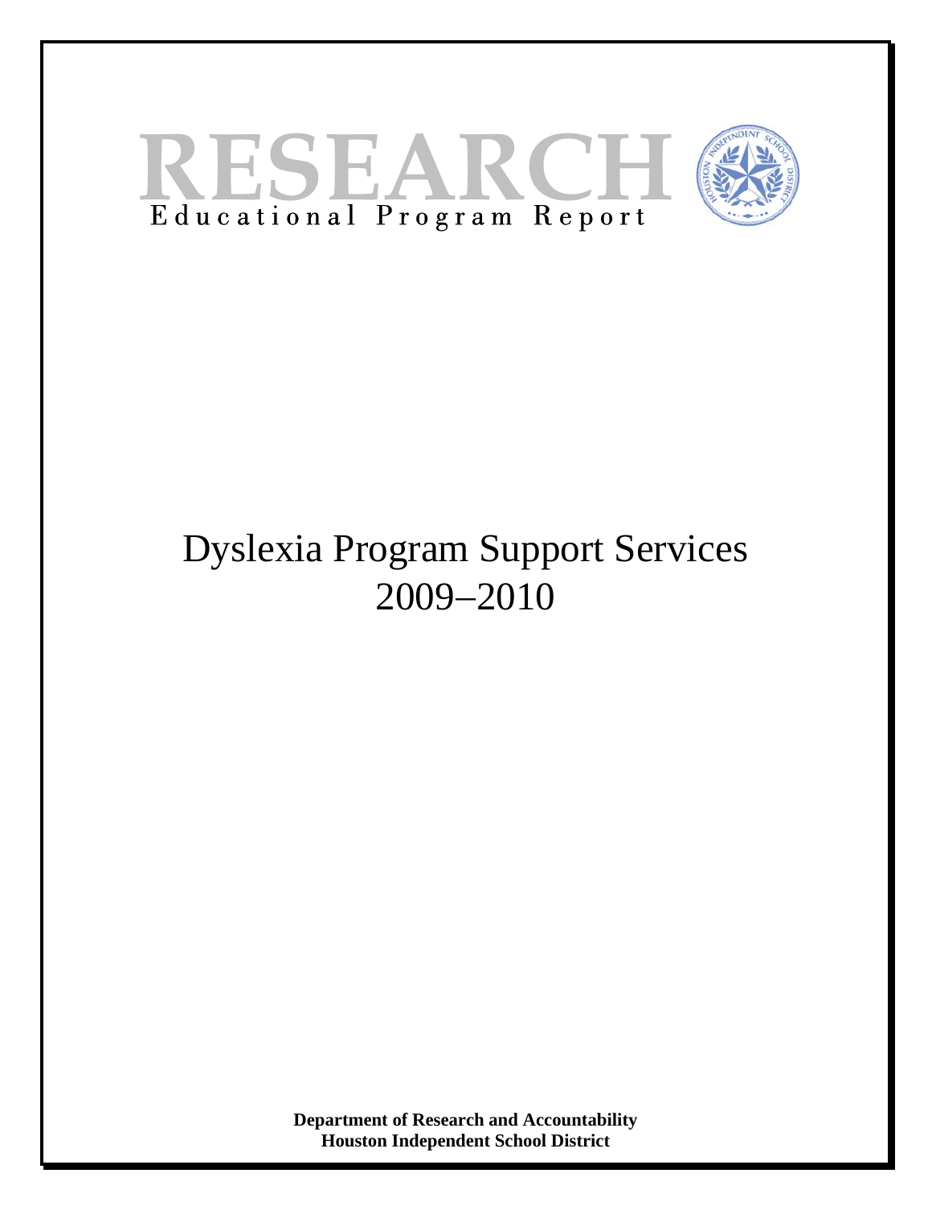# RESEARCH

Educational Program Report

# Dyslexia Program Support Services 2009–2010

**Department of Research and Accountability**
**Houston Independent School District**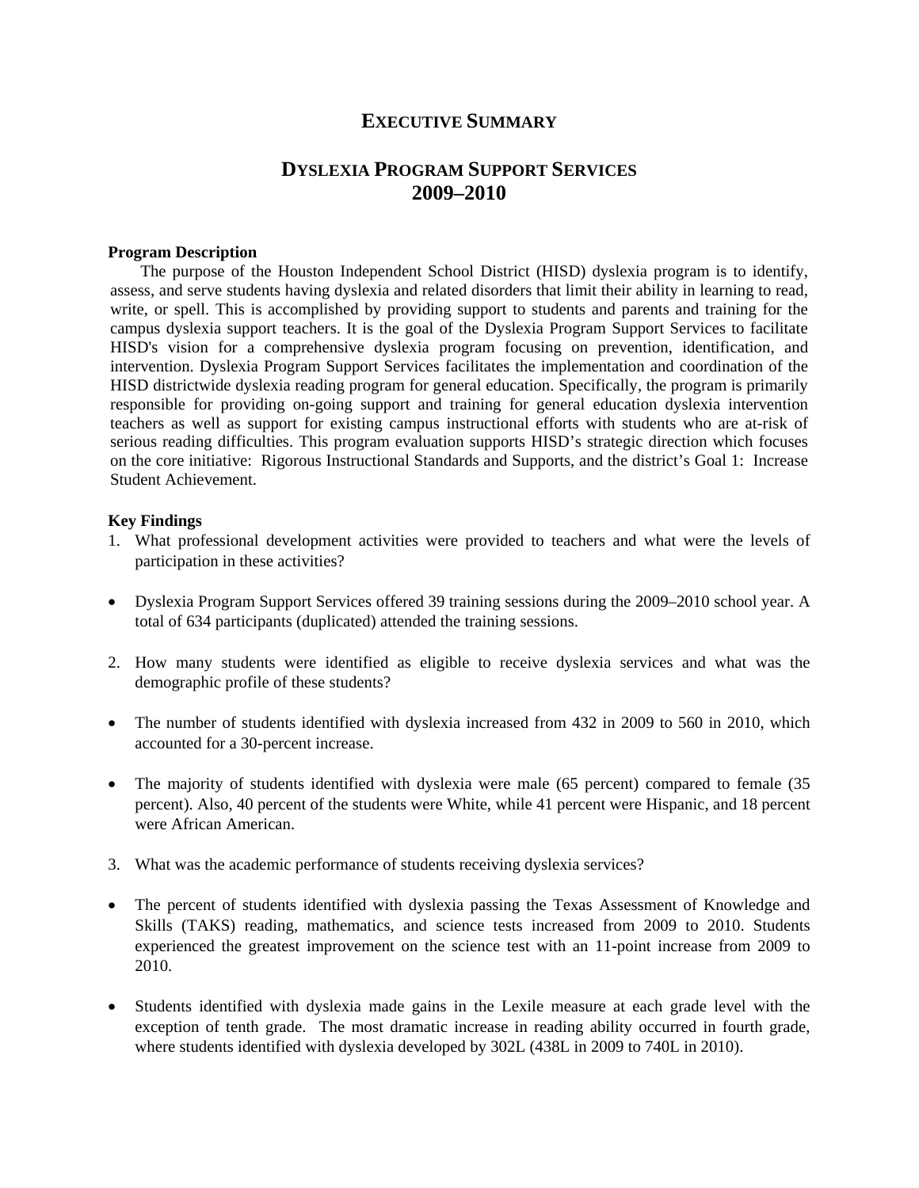# EXECUTIVE SUMMARY

## DYSLEXIA PROGRAM SUPPORT SERVICES 2009–2010

**Program Description**

The purpose of the Houston Independent School District (HISD) dyslexia program is to identify, assess, and serve students having dyslexia and related disorders that limit their ability in learning to read, write, or spell. This is accomplished by providing support to students and parents and training for the campus dyslexia support teachers. It is the goal of the Dyslexia Program Support Services to facilitate HISD's vision for a comprehensive dyslexia program focusing on prevention, identification, and intervention. Dyslexia Program Support Services facilitates the implementation and coordination of the HISD districtwide dyslexia reading program for general education. Specifically, the program is primarily responsible for providing on-going support and training for general education dyslexia intervention teachers as well as support for existing campus instructional efforts with students who are at-risk of serious reading difficulties. This program evaluation supports HISD's strategic direction which focuses on the core initiative: Rigorous Instructional Standards and Supports, and the district's Goal 1: Increase Student Achievement.

**Key Findings**

1. What professional development activities were provided to teachers and what were the levels of participation in these activities?

- Dyslexia Program Support Services offered 39 training sessions during the 2009–2010 school year. A total of 634 participants (duplicated) attended the training sessions.

2. How many students were identified as eligible to receive dyslexia services and what was the demographic profile of these students?

- The number of students identified with dyslexia increased from 432 in 2009 to 560 in 2010, which accounted for a 30-percent increase.

- The majority of students identified with dyslexia were male (65 percent) compared to female (35 percent). Also, 40 percent of the students were White, while 41 percent were Hispanic, and 18 percent were African American.

3. What was the academic performance of students receiving dyslexia services?

- The percent of students identified with dyslexia passing the Texas Assessment of Knowledge and Skills (TAKS) reading, mathematics, and science tests increased from 2009 to 2010. Students experienced the greatest improvement on the science test with an 11-point increase from 2009 to 2010.

- Students identified with dyslexia made gains in the Lexile measure at each grade level with the exception of tenth grade. The most dramatic increase in reading ability occurred in fourth grade, where students identified with dyslexia developed by 302L (438L in 2009 to 740L in 2010).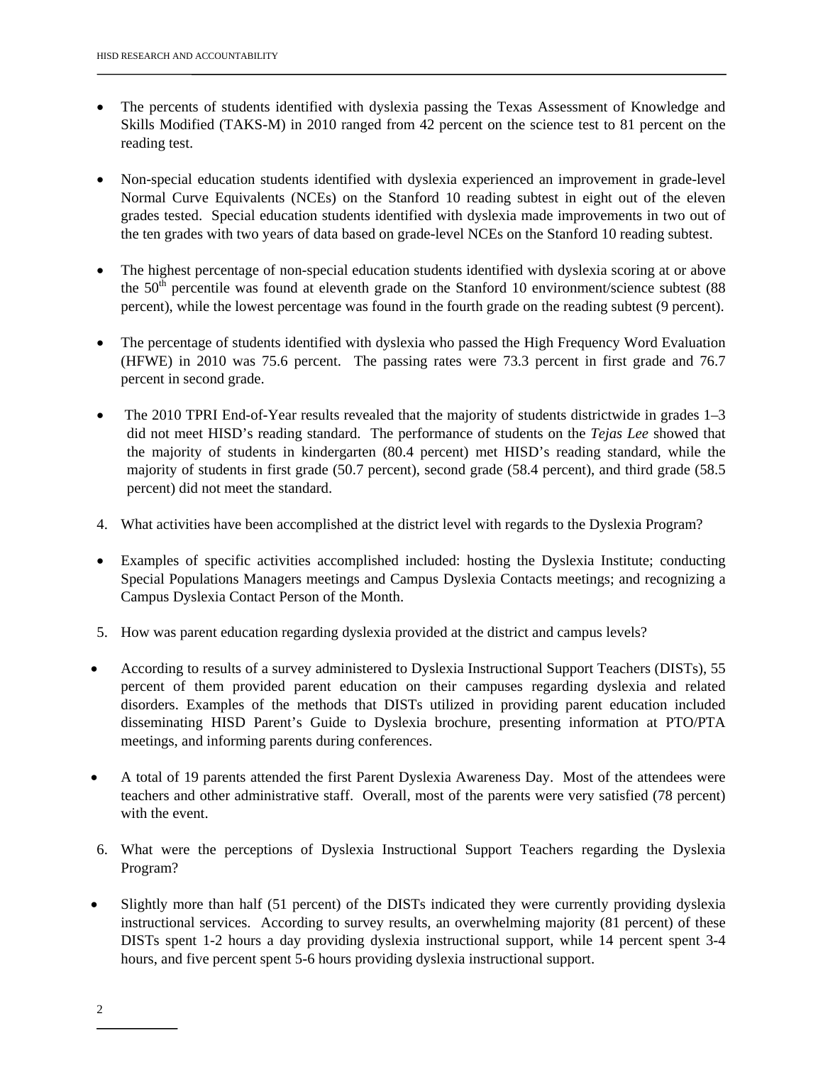- The percents of students identified with dyslexia passing the Texas Assessment of Knowledge and Skills Modified (TAKS-M) in 2010 ranged from 42 percent on the science test to 81 percent on the reading test.

- Non-special education students identified with dyslexia experienced an improvement in grade-level Normal Curve Equivalents (NCEs) on the Stanford 10 reading subtest in eight out of the eleven grades tested. Special education students identified with dyslexia made improvements in two out of the ten grades with two years of data based on grade-level NCEs on the Stanford 10 reading subtest.

- The highest percentage of non-special education students identified with dyslexia scoring at or above the 50th percentile was found at eleventh grade on the Stanford 10 environment/science subtest (88 percent), while the lowest percentage was found in the fourth grade on the reading subtest (9 percent).

- The percentage of students identified with dyslexia who passed the High Frequency Word Evaluation (HFWE) in 2010 was 75.6 percent. The passing rates were 73.3 percent in first grade and 76.7 percent in second grade.

- The 2010 TPRI End-of-Year results revealed that the majority of students districtwide in grades 1–3 did not meet HISD's reading standard. The performance of students on the *Tejas Lee* showed that the majority of students in kindergarten (80.4 percent) met HISD's reading standard, while the majority of students in first grade (50.7 percent), second grade (58.4 percent), and third grade (58.5 percent) did not meet the standard.

4. What activities have been accomplished at the district level with regards to the Dyslexia Program?

- Examples of specific activities accomplished included: hosting the Dyslexia Institute; conducting Special Populations Managers meetings and Campus Dyslexia Contacts meetings; and recognizing a Campus Dyslexia Contact Person of the Month.

5. How was parent education regarding dyslexia provided at the district and campus levels?

- According to results of a survey administered to Dyslexia Instructional Support Teachers (DISTs), 55 percent of them provided parent education on their campuses regarding dyslexia and related disorders. Examples of the methods that DISTs utilized in providing parent education included disseminating HISD Parent's Guide to Dyslexia brochure, presenting information at PTO/PTA meetings, and informing parents during conferences.

- A total of 19 parents attended the first Parent Dyslexia Awareness Day. Most of the attendees were teachers and other administrative staff. Overall, most of the parents were very satisfied (78 percent) with the event.

6. What were the perceptions of Dyslexia Instructional Support Teachers regarding the Dyslexia Program?

- Slightly more than half (51 percent) of the DISTs indicated they were currently providing dyslexia instructional services. According to survey results, an overwhelming majority (81 percent) of these DISTs spent 1-2 hours a day providing dyslexia instructional support, while 14 percent spent 3-4 hours, and five percent spent 5-6 hours providing dyslexia instructional support.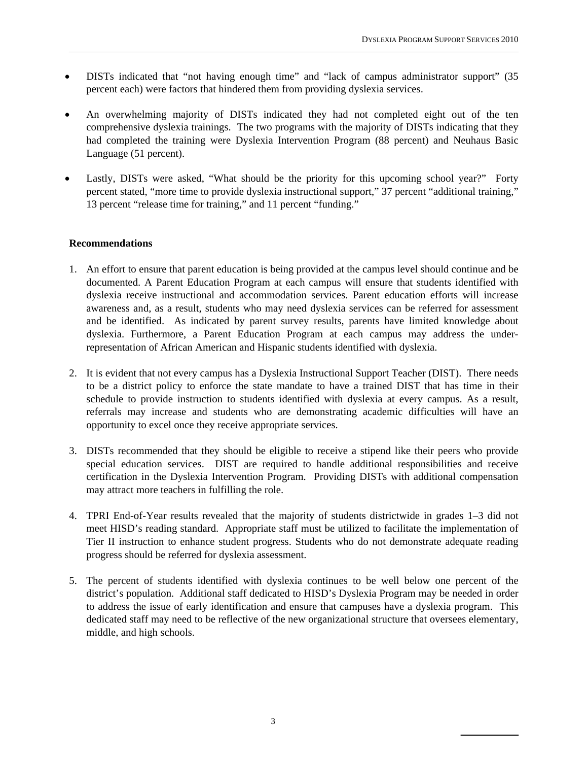- DISTs indicated that "not having enough time" and "lack of campus administrator support" (35 percent each) were factors that hindered them from providing dyslexia services.

- An overwhelming majority of DISTs indicated they had not completed eight out of the ten comprehensive dyslexia trainings. The two programs with the majority of DISTs indicating that they had completed the training were Dyslexia Intervention Program (88 percent) and Neuhaus Basic Language (51 percent).

- Lastly, DISTs were asked, "What should be the priority for this upcoming school year?" Forty percent stated, "more time to provide dyslexia instructional support," 37 percent "additional training," 13 percent "release time for training," and 11 percent "funding."

**Recommendations**

1. An effort to ensure that parent education is being provided at the campus level should continue and be documented. A Parent Education Program at each campus will ensure that students identified with dyslexia receive instructional and accommodation services. Parent education efforts will increase awareness and, as a result, students who may need dyslexia services can be referred for assessment and be identified. As indicated by parent survey results, parents have limited knowledge about dyslexia. Furthermore, a Parent Education Program at each campus may address the under-representation of African American and Hispanic students identified with dyslexia.

2. It is evident that not every campus has a Dyslexia Instructional Support Teacher (DIST). There needs to be a district policy to enforce the state mandate to have a trained DIST that has time in their schedule to provide instruction to students identified with dyslexia at every campus. As a result, referrals may increase and students who are demonstrating academic difficulties will have an opportunity to excel once they receive appropriate services.

3. DISTs recommended that they should be eligible to receive a stipend like their peers who provide special education services. DIST are required to handle additional responsibilities and receive certification in the Dyslexia Intervention Program. Providing DISTs with additional compensation may attract more teachers in fulfilling the role.

4. TPRI End-of-Year results revealed that the majority of students districtwide in grades 1–3 did not meet HISD's reading standard. Appropriate staff must be utilized to facilitate the implementation of Tier II instruction to enhance student progress. Students who do not demonstrate adequate reading progress should be referred for dyslexia assessment.

5. The percent of students identified with dyslexia continues to be well below one percent of the district's population. Additional staff dedicated to HISD's Dyslexia Program may be needed in order to address the issue of early identification and ensure that campuses have a dyslexia program. This dedicated staff may need to be reflective of the new organizational structure that oversees elementary, middle, and high schools.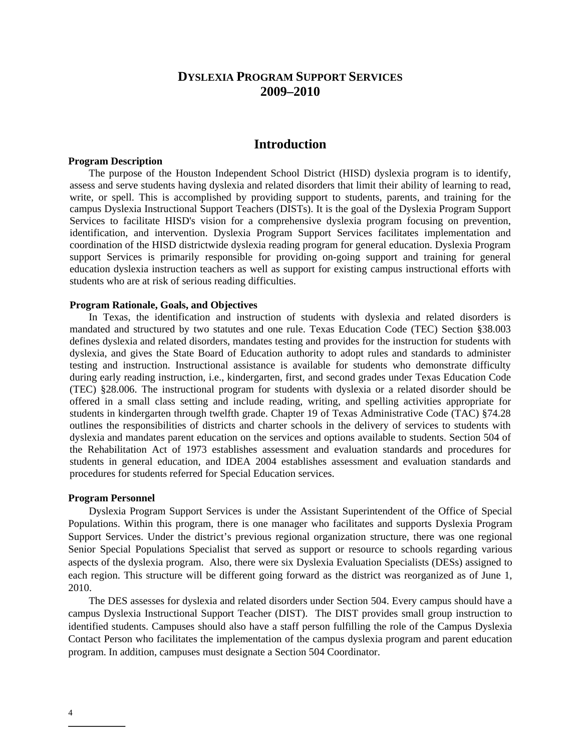# DYSLEXIA PROGRAM SUPPORT SERVICES 2009–2010

## Introduction

**Program Description**

The purpose of the Houston Independent School District (HISD) dyslexia program is to identify, assess and serve students having dyslexia and related disorders that limit their ability of learning to read, write, or spell. This is accomplished by providing support to students, parents, and training for the campus Dyslexia Instructional Support Teachers (DISTs). It is the goal of the Dyslexia Program Support Services to facilitate HISD's vision for a comprehensive dyslexia program focusing on prevention, identification, and intervention. Dyslexia Program Support Services facilitates implementation and coordination of the HISD districtwide dyslexia reading program for general education. Dyslexia Program support Services is primarily responsible for providing on-going support and training for general education dyslexia instruction teachers as well as support for existing campus instructional efforts with students who are at risk of serious reading difficulties.

**Program Rationale, Goals, and Objectives**

In Texas, the identification and instruction of students with dyslexia and related disorders is mandated and structured by two statutes and one rule. Texas Education Code (TEC) Section §38.003 defines dyslexia and related disorders, mandates testing and provides for the instruction for students with dyslexia, and gives the State Board of Education authority to adopt rules and standards to administer testing and instruction. Instructional assistance is available for students who demonstrate difficulty during early reading instruction, i.e., kindergarten, first, and second grades under Texas Education Code (TEC) §28.006. The instructional program for students with dyslexia or a related disorder should be offered in a small class setting and include reading, writing, and spelling activities appropriate for students in kindergarten through twelfth grade. Chapter 19 of Texas Administrative Code (TAC) §74.28 outlines the responsibilities of districts and charter schools in the delivery of services to students with dyslexia and mandates parent education on the services and options available to students. Section 504 of the Rehabilitation Act of 1973 establishes assessment and evaluation standards and procedures for students in general education, and IDEA 2004 establishes assessment and evaluation standards and procedures for students referred for Special Education services.

**Program Personnel**

Dyslexia Program Support Services is under the Assistant Superintendent of the Office of Special Populations. Within this program, there is one manager who facilitates and supports Dyslexia Program Support Services. Under the district's previous regional organization structure, there was one regional Senior Special Populations Specialist that served as support or resource to schools regarding various aspects of the dyslexia program. Also, there were six Dyslexia Evaluation Specialists (DESs) assigned to each region. This structure will be different going forward as the district was reorganized as of June 1, 2010.

The DES assesses for dyslexia and related disorders under Section 504. Every campus should have a campus Dyslexia Instructional Support Teacher (DIST). The DIST provides small group instruction to identified students. Campuses should also have a staff person fulfilling the role of the Campus Dyslexia Contact Person who facilitates the implementation of the campus dyslexia program and parent education program. In addition, campuses must designate a Section 504 Coordinator.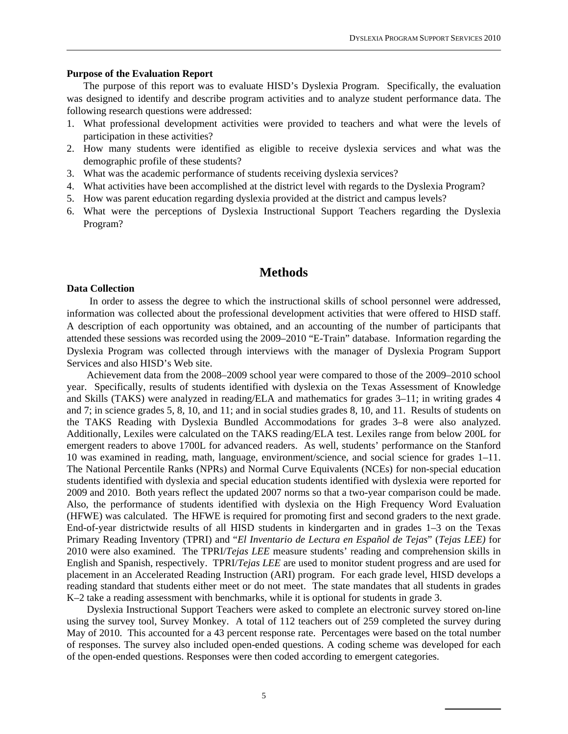**Purpose of the Evaluation Report**

The purpose of this report was to evaluate HISD's Dyslexia Program. Specifically, the evaluation was designed to identify and describe program activities and to analyze student performance data. The following research questions were addressed:

1. What professional development activities were provided to teachers and what were the levels of participation in these activities?
2. How many students were identified as eligible to receive dyslexia services and what was the demographic profile of these students?
3. What was the academic performance of students receiving dyslexia services?
4. What activities have been accomplished at the district level with regards to the Dyslexia Program?
5. How was parent education regarding dyslexia provided at the district and campus levels?
6. What were the perceptions of Dyslexia Instructional Support Teachers regarding the Dyslexia Program?

# Methods

**Data Collection**

In order to assess the degree to which the instructional skills of school personnel were addressed, information was collected about the professional development activities that were offered to HISD staff. A description of each opportunity was obtained, and an accounting of the number of participants that attended these sessions was recorded using the 2009–2010 "E-Train" database. Information regarding the Dyslexia Program was collected through interviews with the manager of Dyslexia Program Support Services and also HISD's Web site.

Achievement data from the 2008–2009 school year were compared to those of the 2009–2010 school year. Specifically, results of students identified with dyslexia on the Texas Assessment of Knowledge and Skills (TAKS) were analyzed in reading/ELA and mathematics for grades 3–11; in writing grades 4 and 7; in science grades 5, 8, 10, and 11; and in social studies grades 8, 10, and 11. Results of students on the TAKS Reading with Dyslexia Bundled Accommodations for grades 3–8 were also analyzed. Additionally, Lexiles were calculated on the TAKS reading/ELA test. Lexiles range from below 200L for emergent readers to above 1700L for advanced readers. As well, students' performance on the Stanford 10 was examined in reading, math, language, environment/science, and social science for grades 1–11. The National Percentile Ranks (NPRs) and Normal Curve Equivalents (NCEs) for non-special education students identified with dyslexia and special education students identified with dyslexia were reported for 2009 and 2010. Both years reflect the updated 2007 norms so that a two-year comparison could be made. Also, the performance of students identified with dyslexia on the High Frequency Word Evaluation (HFWE) was calculated. The HFWE is required for promoting first and second graders to the next grade. End-of-year districtwide results of all HISD students in kindergarten and in grades 1–3 on the Texas Primary Reading Inventory (TPRI) and "*El Inventario de Lectura en Español de Tejas*" (*Tejas LEE)* for 2010 were also examined. The TPRI/*Tejas LEE* measure students' reading and comprehension skills in English and Spanish, respectively. TPRI/*Tejas LEE* are used to monitor student progress and are used for placement in an Accelerated Reading Instruction (ARI) program. For each grade level, HISD develops a reading standard that students either meet or do not meet. The state mandates that all students in grades K–2 take a reading assessment with benchmarks, while it is optional for students in grade 3.

Dyslexia Instructional Support Teachers were asked to complete an electronic survey stored on-line using the survey tool, Survey Monkey. A total of 112 teachers out of 259 completed the survey during May of 2010. This accounted for a 43 percent response rate. Percentages were based on the total number of responses. The survey also included open-ended questions. A coding scheme was developed for each of the open-ended questions. Responses were then coded according to emergent categories.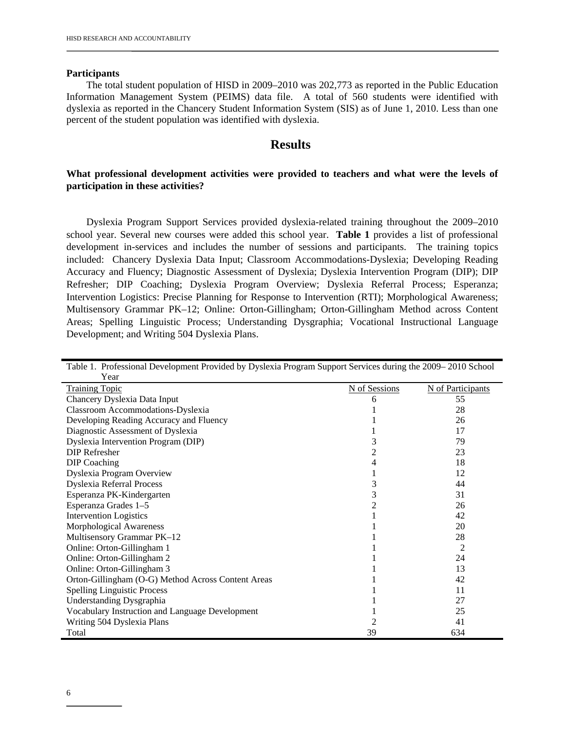**Participants**

The total student population of HISD in 2009–2010 was 202,773 as reported in the Public Education Information Management System (PEIMS) data file. A total of 560 students were identified with dyslexia as reported in the Chancery Student Information System (SIS) as of June 1, 2010. Less than one percent of the student population was identified with dyslexia.

## Results

**What professional development activities were provided to teachers and what were the levels of participation in these activities?**

Dyslexia Program Support Services provided dyslexia-related training throughout the 2009–2010 school year. Several new courses were added this school year. **Table 1** provides a list of professional development in-services and includes the number of sessions and participants. The training topics included: Chancery Dyslexia Data Input; Classroom Accommodations-Dyslexia; Developing Reading Accuracy and Fluency; Diagnostic Assessment of Dyslexia; Dyslexia Intervention Program (DIP); DIP Refresher; DIP Coaching; Dyslexia Program Overview; Dyslexia Referral Process; Esperanza; Intervention Logistics: Precise Planning for Response to Intervention (RTI); Morphological Awareness; Multisensory Grammar PK–12; Online: Orton-Gillingham; Orton-Gillingham Method across Content Areas; Spelling Linguistic Process; Understanding Dysgraphia; Vocational Instructional Language Development; and Writing 504 Dyslexia Plans.

Table 1. Professional Development Provided by Dyslexia Program Support Services during the 2009– 2010 School Year

| Training Topic | N of Sessions | N of Participants |
|---|---|---|
| Chancery Dyslexia Data Input | 6 | 55 |
| Classroom Accommodations-Dyslexia | 1 | 28 |
| Developing Reading Accuracy and Fluency | 1 | 26 |
| Diagnostic Assessment of Dyslexia | 1 | 17 |
| Dyslexia Intervention Program (DIP) | 3 | 79 |
| DIP Refresher | 2 | 23 |
| DIP Coaching | 4 | 18 |
| Dyslexia Program Overview | 1 | 12 |
| Dyslexia Referral Process | 3 | 44 |
| Esperanza PK-Kindergarten | 3 | 31 |
| Esperanza Grades 1–5 | 2 | 26 |
| Intervention Logistics | 1 | 42 |
| Morphological Awareness | 1 | 20 |
| Multisensory Grammar PK–12 | 1 | 28 |
| Online: Orton-Gillingham 1 | 1 | 2 |
| Online: Orton-Gillingham 2 | 1 | 24 |
| Online: Orton-Gillingham 3 | 1 | 13 |
| Orton-Gillingham (O-G) Method Across Content Areas | 1 | 42 |
| Spelling Linguistic Process | 1 | 11 |
| Understanding Dysgraphia | 1 | 27 |
| Vocabulary Instruction and Language Development | 1 | 25 |
| Writing 504 Dyslexia Plans | 2 | 41 |
| Total | 39 | 634 |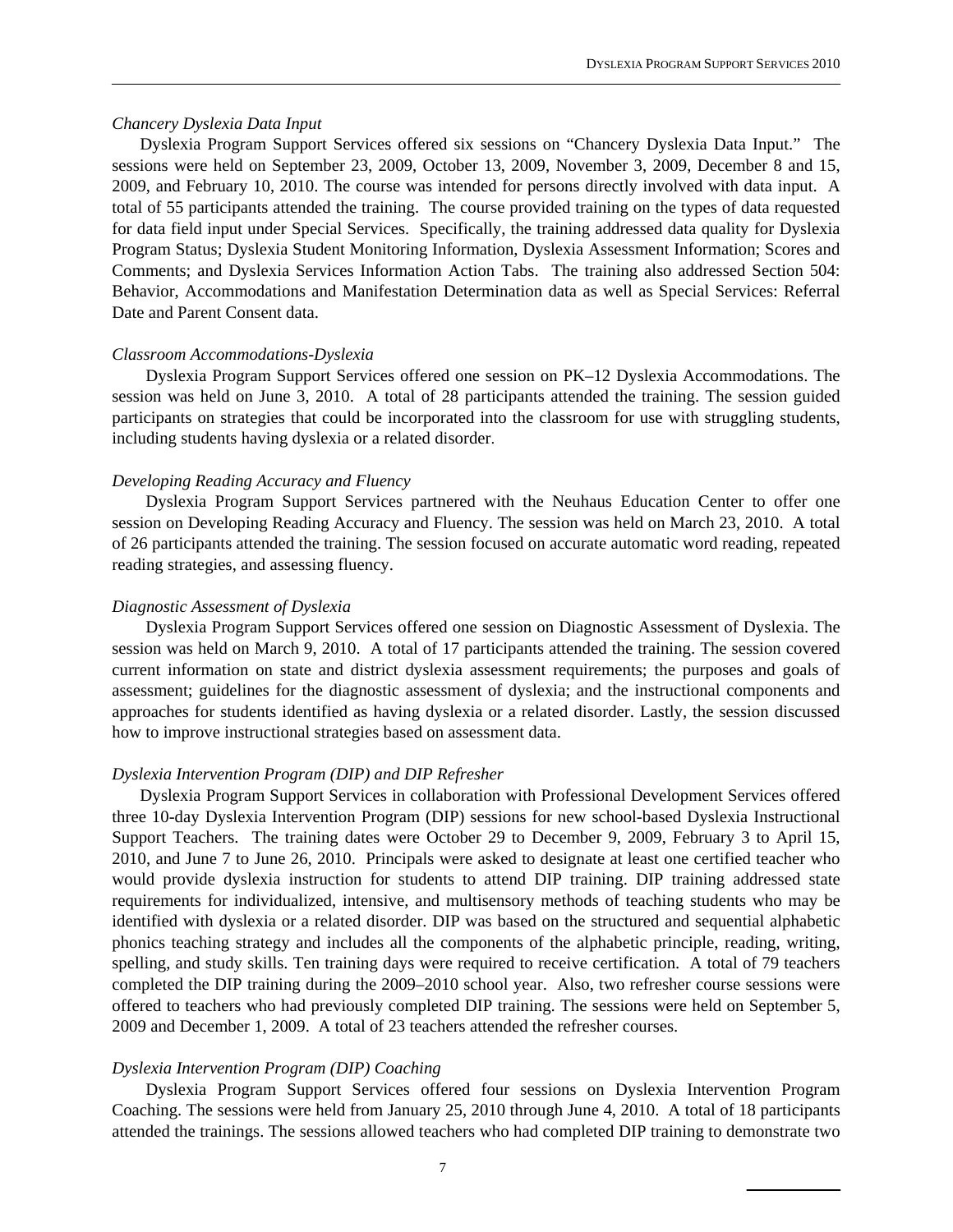*Chancery Dyslexia Data Input*

Dyslexia Program Support Services offered six sessions on "Chancery Dyslexia Data Input." The sessions were held on September 23, 2009, October 13, 2009, November 3, 2009, December 8 and 15, 2009, and February 10, 2010. The course was intended for persons directly involved with data input. A total of 55 participants attended the training. The course provided training on the types of data requested for data field input under Special Services. Specifically, the training addressed data quality for Dyslexia Program Status; Dyslexia Student Monitoring Information, Dyslexia Assessment Information; Scores and Comments; and Dyslexia Services Information Action Tabs. The training also addressed Section 504: Behavior, Accommodations and Manifestation Determination data as well as Special Services: Referral Date and Parent Consent data.

*Classroom Accommodations-Dyslexia*

Dyslexia Program Support Services offered one session on PK–12 Dyslexia Accommodations. The session was held on June 3, 2010. A total of 28 participants attended the training. The session guided participants on strategies that could be incorporated into the classroom for use with struggling students, including students having dyslexia or a related disorder.

*Developing Reading Accuracy and Fluency*

Dyslexia Program Support Services partnered with the Neuhaus Education Center to offer one session on Developing Reading Accuracy and Fluency. The session was held on March 23, 2010. A total of 26 participants attended the training. The session focused on accurate automatic word reading, repeated reading strategies, and assessing fluency.

*Diagnostic Assessment of Dyslexia*

Dyslexia Program Support Services offered one session on Diagnostic Assessment of Dyslexia. The session was held on March 9, 2010. A total of 17 participants attended the training. The session covered current information on state and district dyslexia assessment requirements; the purposes and goals of assessment; guidelines for the diagnostic assessment of dyslexia; and the instructional components and approaches for students identified as having dyslexia or a related disorder. Lastly, the session discussed how to improve instructional strategies based on assessment data.

*Dyslexia Intervention Program (DIP) and DIP Refresher*

Dyslexia Program Support Services in collaboration with Professional Development Services offered three 10-day Dyslexia Intervention Program (DIP) sessions for new school-based Dyslexia Instructional Support Teachers. The training dates were October 29 to December 9, 2009, February 3 to April 15, 2010, and June 7 to June 26, 2010. Principals were asked to designate at least one certified teacher who would provide dyslexia instruction for students to attend DIP training. DIP training addressed state requirements for individualized, intensive, and multisensory methods of teaching students who may be identified with dyslexia or a related disorder. DIP was based on the structured and sequential alphabetic phonics teaching strategy and includes all the components of the alphabetic principle, reading, writing, spelling, and study skills. Ten training days were required to receive certification. A total of 79 teachers completed the DIP training during the 2009–2010 school year. Also, two refresher course sessions were offered to teachers who had previously completed DIP training. The sessions were held on September 5, 2009 and December 1, 2009. A total of 23 teachers attended the refresher courses.

*Dyslexia Intervention Program (DIP) Coaching*

Dyslexia Program Support Services offered four sessions on Dyslexia Intervention Program Coaching. The sessions were held from January 25, 2010 through June 4, 2010. A total of 18 participants attended the trainings. The sessions allowed teachers who had completed DIP training to demonstrate two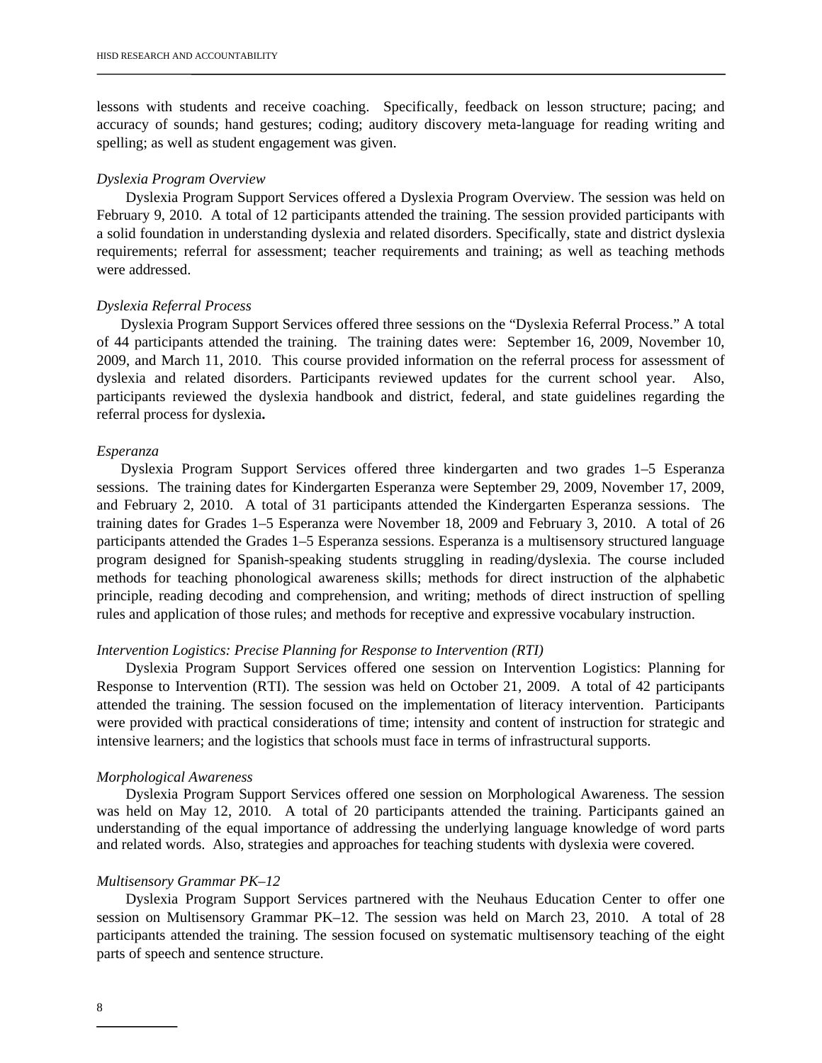lessons with students and receive coaching. Specifically, feedback on lesson structure; pacing; and accuracy of sounds; hand gestures; coding; auditory discovery meta-language for reading writing and spelling; as well as student engagement was given.

*Dyslexia Program Overview*

Dyslexia Program Support Services offered a Dyslexia Program Overview. The session was held on February 9, 2010. A total of 12 participants attended the training. The session provided participants with a solid foundation in understanding dyslexia and related disorders. Specifically, state and district dyslexia requirements; referral for assessment; teacher requirements and training; as well as teaching methods were addressed.

*Dyslexia Referral Process*

Dyslexia Program Support Services offered three sessions on the "Dyslexia Referral Process." A total of 44 participants attended the training. The training dates were: September 16, 2009, November 10, 2009, and March 11, 2010. This course provided information on the referral process for assessment of dyslexia and related disorders. Participants reviewed updates for the current school year. Also, participants reviewed the dyslexia handbook and district, federal, and state guidelines regarding the referral process for dyslexia**.**

*Esperanza*

Dyslexia Program Support Services offered three kindergarten and two grades 1–5 Esperanza sessions. The training dates for Kindergarten Esperanza were September 29, 2009, November 17, 2009, and February 2, 2010. A total of 31 participants attended the Kindergarten Esperanza sessions. The training dates for Grades 1–5 Esperanza were November 18, 2009 and February 3, 2010. A total of 26 participants attended the Grades 1–5 Esperanza sessions. Esperanza is a multisensory structured language program designed for Spanish-speaking students struggling in reading/dyslexia. The course included methods for teaching phonological awareness skills; methods for direct instruction of the alphabetic principle, reading decoding and comprehension, and writing; methods of direct instruction of spelling rules and application of those rules; and methods for receptive and expressive vocabulary instruction.

*Intervention Logistics: Precise Planning for Response to Intervention (RTI)*

Dyslexia Program Support Services offered one session on Intervention Logistics: Planning for Response to Intervention (RTI). The session was held on October 21, 2009. A total of 42 participants attended the training. The session focused on the implementation of literacy intervention. Participants were provided with practical considerations of time; intensity and content of instruction for strategic and intensive learners; and the logistics that schools must face in terms of infrastructural supports.

*Morphological Awareness*

Dyslexia Program Support Services offered one session on Morphological Awareness. The session was held on May 12, 2010. A total of 20 participants attended the training. Participants gained an understanding of the equal importance of addressing the underlying language knowledge of word parts and related words. Also, strategies and approaches for teaching students with dyslexia were covered.

*Multisensory Grammar PK–12*

Dyslexia Program Support Services partnered with the Neuhaus Education Center to offer one session on Multisensory Grammar PK–12. The session was held on March 23, 2010. A total of 28 participants attended the training. The session focused on systematic multisensory teaching of the eight parts of speech and sentence structure.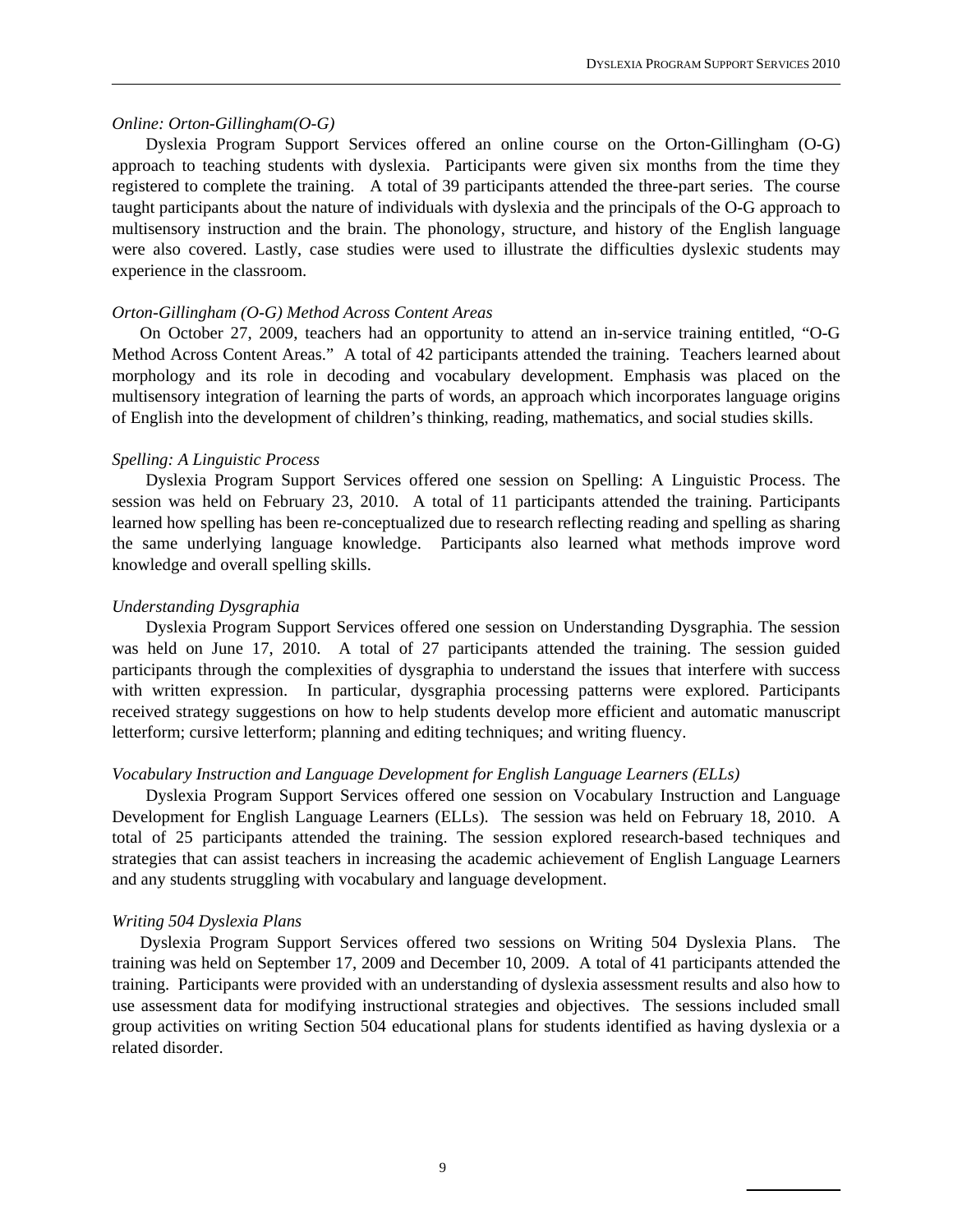*Online: Orton-Gillingham(O-G)*

Dyslexia Program Support Services offered an online course on the Orton-Gillingham (O-G) approach to teaching students with dyslexia. Participants were given six months from the time they registered to complete the training. A total of 39 participants attended the three-part series. The course taught participants about the nature of individuals with dyslexia and the principals of the O-G approach to multisensory instruction and the brain. The phonology, structure, and history of the English language were also covered. Lastly, case studies were used to illustrate the difficulties dyslexic students may experience in the classroom.

*Orton-Gillingham (O-G) Method Across Content Areas*

On October 27, 2009, teachers had an opportunity to attend an in-service training entitled, "O-G Method Across Content Areas." A total of 42 participants attended the training. Teachers learned about morphology and its role in decoding and vocabulary development. Emphasis was placed on the multisensory integration of learning the parts of words, an approach which incorporates language origins of English into the development of children's thinking, reading, mathematics, and social studies skills.

*Spelling: A Linguistic Process*

Dyslexia Program Support Services offered one session on Spelling: A Linguistic Process. The session was held on February 23, 2010. A total of 11 participants attended the training. Participants learned how spelling has been re-conceptualized due to research reflecting reading and spelling as sharing the same underlying language knowledge. Participants also learned what methods improve word knowledge and overall spelling skills.

*Understanding Dysgraphia*

Dyslexia Program Support Services offered one session on Understanding Dysgraphia. The session was held on June 17, 2010. A total of 27 participants attended the training. The session guided participants through the complexities of dysgraphia to understand the issues that interfere with success with written expression. In particular, dysgraphia processing patterns were explored. Participants received strategy suggestions on how to help students develop more efficient and automatic manuscript letterform; cursive letterform; planning and editing techniques; and writing fluency.

*Vocabulary Instruction and Language Development for English Language Learners (ELLs)*

Dyslexia Program Support Services offered one session on Vocabulary Instruction and Language Development for English Language Learners (ELLs). The session was held on February 18, 2010. A total of 25 participants attended the training. The session explored research-based techniques and strategies that can assist teachers in increasing the academic achievement of English Language Learners and any students struggling with vocabulary and language development.

*Writing 504 Dyslexia Plans*

Dyslexia Program Support Services offered two sessions on Writing 504 Dyslexia Plans. The training was held on September 17, 2009 and December 10, 2009. A total of 41 participants attended the training. Participants were provided with an understanding of dyslexia assessment results and also how to use assessment data for modifying instructional strategies and objectives. The sessions included small group activities on writing Section 504 educational plans for students identified as having dyslexia or a related disorder.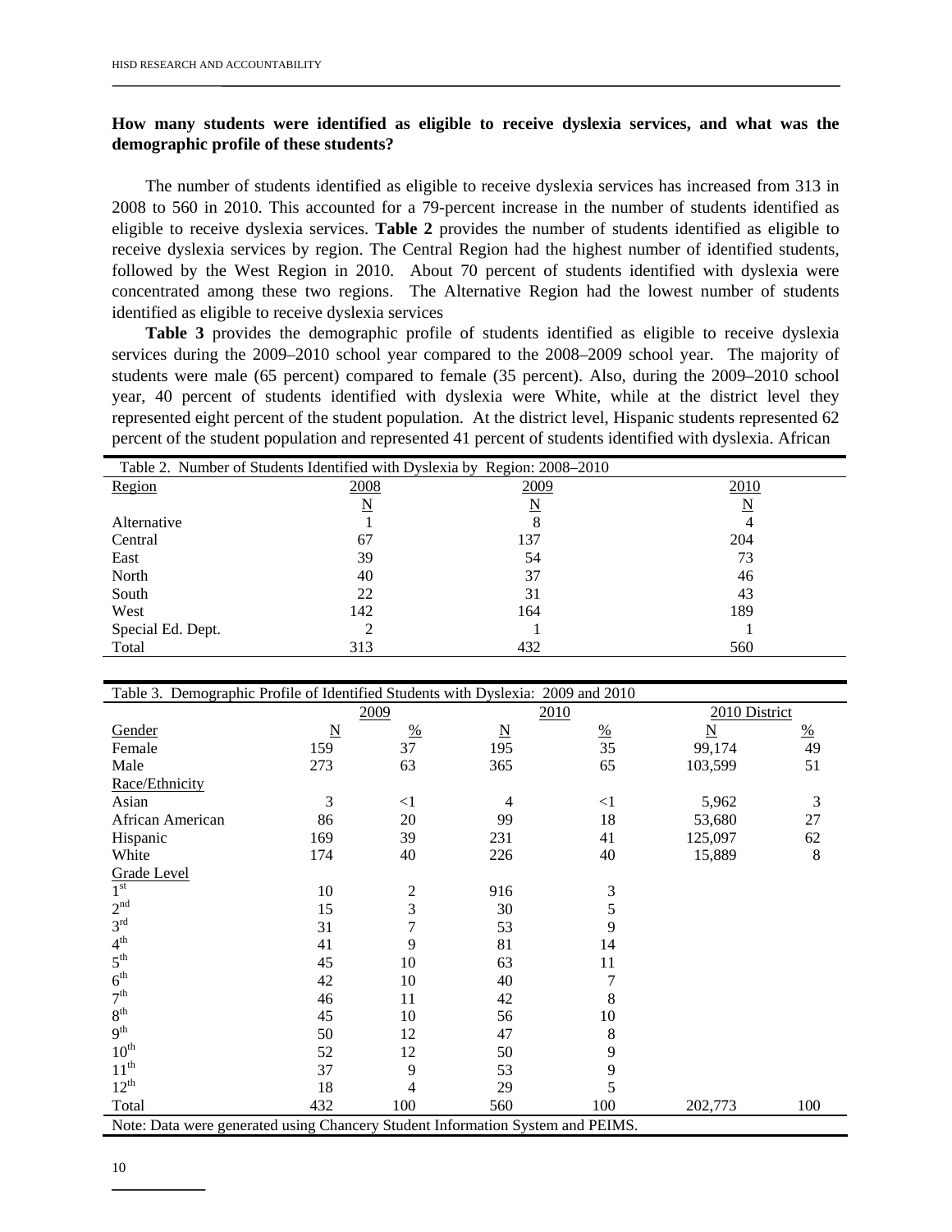**How many students were identified as eligible to receive dyslexia services, and what was the demographic profile of these students?**

The number of students identified as eligible to receive dyslexia services has increased from 313 in 2008 to 560 in 2010. This accounted for a 79-percent increase in the number of students identified as eligible to receive dyslexia services. **Table 2** provides the number of students identified as eligible to receive dyslexia services by region. The Central Region had the highest number of identified students, followed by the West Region in 2010. About 70 percent of students identified with dyslexia were concentrated among these two regions. The Alternative Region had the lowest number of students identified as eligible to receive dyslexia services

**Table 3** provides the demographic profile of students identified as eligible to receive dyslexia services during the 2009–2010 school year compared to the 2008–2009 school year. The majority of students were male (65 percent) compared to female (35 percent). Also, during the 2009–2010 school year, 40 percent of students identified with dyslexia were White, while at the district level they represented eight percent of the student population. At the district level, Hispanic students represented 62 percent of the student population and represented 41 percent of students identified with dyslexia. African

Table 2. Number of Students Identified with Dyslexia by Region: 2008–2010

| Region | 2008 | 2009 | 2010 |
|---|---|---|---|
| | N | N | N |
| Alternative | 1 | 8 | 4 |
| Central | 67 | 137 | 204 |
| East | 39 | 54 | 73 |
| North | 40 | 37 | 46 |
| South | 22 | 31 | 43 |
| West | 142 | 164 | 189 |
| Special Ed. Dept. | 2 | 1 | 1 |
| Total | 313 | 432 | 560 |

Table 3. Demographic Profile of Identified Students with Dyslexia: 2009 and 2010

| | 2009 | | 2010 | | 2010 District | |
|---|---|---|---|---|---|---|
| Gender | N | % | N | % | N | % |
| Female | 159 | 37 | 195 | 35 | 99,174 | 49 |
| Male | 273 | 63 | 365 | 65 | 103,599 | 51 |
| Race/Ethnicity | | | | | | |
| Asian | 3 | <1 | 4 | <1 | 5,962 | 3 |
| African American | 86 | 20 | 99 | 18 | 53,680 | 27 |
| Hispanic | 169 | 39 | 231 | 41 | 125,097 | 62 |
| White | 174 | 40 | 226 | 40 | 15,889 | 8 |
| Grade Level | | | | | | |
| 1st | 10 | 2 | 916 | 3 | | |
| 2nd | 15 | 3 | 30 | 5 | | |
| 3rd | 31 | 7 | 53 | 9 | | |
| 4th | 41 | 9 | 81 | 14 | | |
| 5th | 45 | 10 | 63 | 11 | | |
| 6th | 42 | 10 | 40 | 7 | | |
| 7th | 46 | 11 | 42 | 8 | | |
| 8th | 45 | 10 | 56 | 10 | | |
| 9th | 50 | 12 | 47 | 8 | | |
| 10th | 52 | 12 | 50 | 9 | | |
| 11th | 37 | 9 | 53 | 9 | | |
| 12th | 18 | 4 | 29 | 5 | | |
| Total | 432 | 100 | 560 | 100 | 202,773 | 100 |

Note: Data were generated using Chancery Student Information System and PEIMS.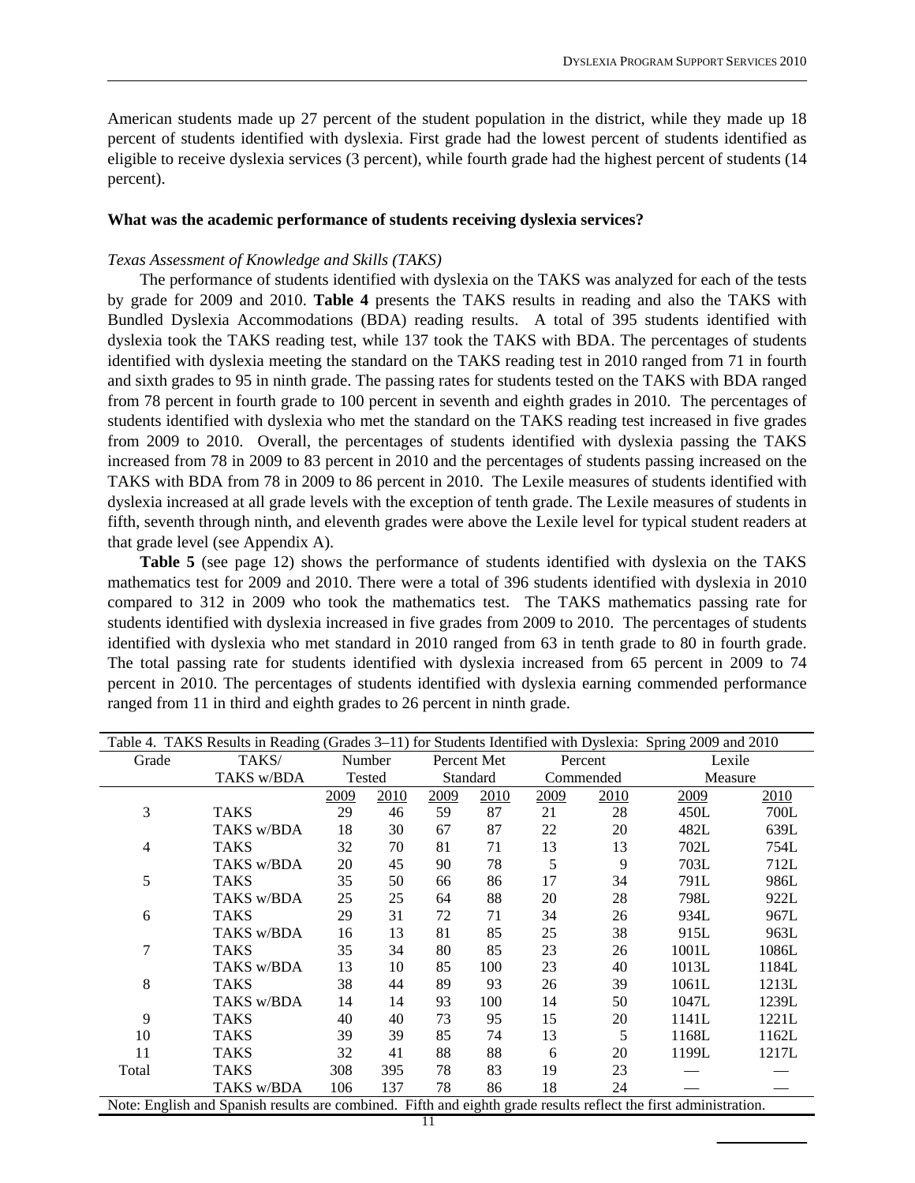American students made up 27 percent of the student population in the district, while they made up 18 percent of students identified with dyslexia. First grade had the lowest percent of students identified as eligible to receive dyslexia services (3 percent), while fourth grade had the highest percent of students (14 percent).

**What was the academic performance of students receiving dyslexia services?**

*Texas Assessment of Knowledge and Skills (TAKS)*

The performance of students identified with dyslexia on the TAKS was analyzed for each of the tests by grade for 2009 and 2010. **Table 4** presents the TAKS results in reading and also the TAKS with Bundled Dyslexia Accommodations (BDA) reading results. A total of 395 students identified with dyslexia took the TAKS reading test, while 137 took the TAKS with BDA. The percentages of students identified with dyslexia meeting the standard on the TAKS reading test in 2010 ranged from 71 in fourth and sixth grades to 95 in ninth grade. The passing rates for students tested on the TAKS with BDA ranged from 78 percent in fourth grade to 100 percent in seventh and eighth grades in 2010. The percentages of students identified with dyslexia who met the standard on the TAKS reading test increased in five grades from 2009 to 2010. Overall, the percentages of students identified with dyslexia passing the TAKS increased from 78 in 2009 to 83 percent in 2010 and the percentages of students passing increased on the TAKS with BDA from 78 in 2009 to 86 percent in 2010. The Lexile measures of students identified with dyslexia increased at all grade levels with the exception of tenth grade. The Lexile measures of students in fifth, seventh through ninth, and eleventh grades were above the Lexile level for typical student readers at that grade level (see Appendix A).

**Table 5** (see page 12) shows the performance of students identified with dyslexia on the TAKS mathematics test for 2009 and 2010. There were a total of 396 students identified with dyslexia in 2010 compared to 312 in 2009 who took the mathematics test. The TAKS mathematics passing rate for students identified with dyslexia increased in five grades from 2009 to 2010. The percentages of students identified with dyslexia who met standard in 2010 ranged from 63 in tenth grade to 80 in fourth grade. The total passing rate for students identified with dyslexia increased from 65 percent in 2009 to 74 percent in 2010. The percentages of students identified with dyslexia earning commended performance ranged from 11 in third and eighth grades to 26 percent in ninth grade.

Table 4. TAKS Results in Reading (Grades 3–11) for Students Identified with Dyslexia: Spring 2009 and 2010

| Grade | TAKS/ TAKS w/BDA | Number Tested | | Percent Met Standard | | Percent Commended | | Lexile Measure | |
|---|---|---|---|---|---|---|---|---|---|
| | | 2009 | 2010 | 2009 | 2010 | 2009 | 2010 | 2009 | 2010 |
| 3 | TAKS | 29 | 46 | 59 | 87 | 21 | 28 | 450L | 700L |
| | TAKS w/BDA | 18 | 30 | 67 | 87 | 22 | 20 | 482L | 639L |
| 4 | TAKS | 32 | 70 | 81 | 71 | 13 | 13 | 702L | 754L |
| | TAKS w/BDA | 20 | 45 | 90 | 78 | 5 | 9 | 703L | 712L |
| 5 | TAKS | 35 | 50 | 66 | 86 | 17 | 34 | 791L | 986L |
| | TAKS w/BDA | 25 | 25 | 64 | 88 | 20 | 28 | 798L | 922L |
| 6 | TAKS | 29 | 31 | 72 | 71 | 34 | 26 | 934L | 967L |
| | TAKS w/BDA | 16 | 13 | 81 | 85 | 25 | 38 | 915L | 963L |
| 7 | TAKS | 35 | 34 | 80 | 85 | 23 | 26 | 1001L | 1086L |
| | TAKS w/BDA | 13 | 10 | 85 | 100 | 23 | 40 | 1013L | 1184L |
| 8 | TAKS | 38 | 44 | 89 | 93 | 26 | 39 | 1061L | 1213L |
| | TAKS w/BDA | 14 | 14 | 93 | 100 | 14 | 50 | 1047L | 1239L |
| 9 | TAKS | 40 | 40 | 73 | 95 | 15 | 20 | 1141L | 1221L |
| 10 | TAKS | 39 | 39 | 85 | 74 | 13 | 5 | 1168L | 1162L |
| 11 | TAKS | 32 | 41 | 88 | 88 | 6 | 20 | 1199L | 1217L |
| Total | TAKS | 308 | 395 | 78 | 83 | 19 | 23 | — | — |
| | TAKS w/BDA | 106 | 137 | 78 | 86 | 18 | 24 | — | — |

Note: English and Spanish results are combined. Fifth and eighth grade results reflect the first administration.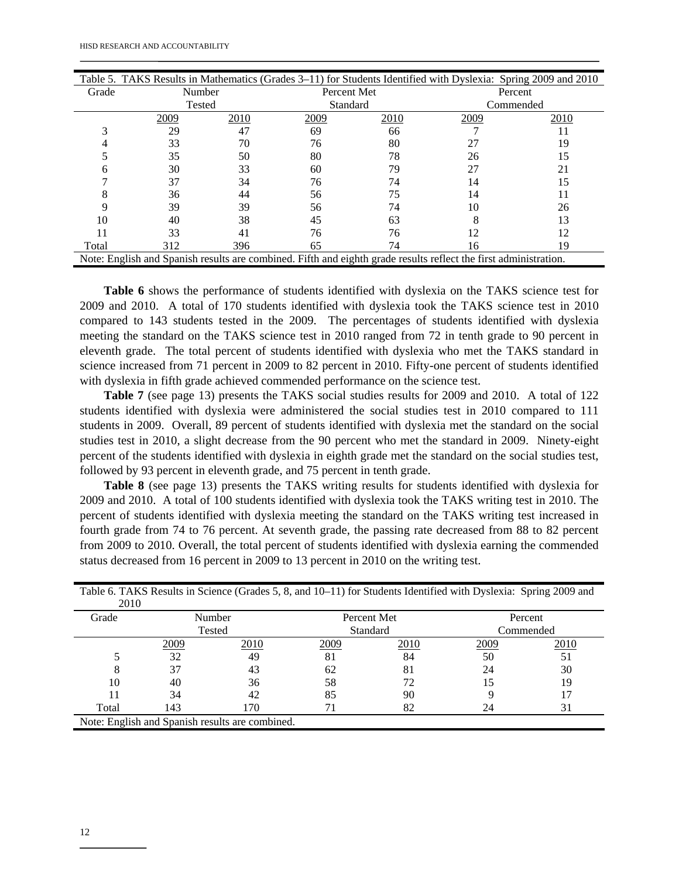Table 5. TAKS Results in Mathematics (Grades 3–11) for Students Identified with Dyslexia: Spring 2009 and 2010

| Grade | Number Tested | | Percent Met Standard | | Percent Commended | |
|---|---|---|---|---|---|---|
| | 2009 | 2010 | 2009 | 2010 | 2009 | 2010 |
| 3 | 29 | 47 | 69 | 66 | 7 | 11 |
| 4 | 33 | 70 | 76 | 80 | 27 | 19 |
| 5 | 35 | 50 | 80 | 78 | 26 | 15 |
| 6 | 30 | 33 | 60 | 79 | 27 | 21 |
| 7 | 37 | 34 | 76 | 74 | 14 | 15 |
| 8 | 36 | 44 | 56 | 75 | 14 | 11 |
| 9 | 39 | 39 | 56 | 74 | 10 | 26 |
| 10 | 40 | 38 | 45 | 63 | 8 | 13 |
| 11 | 33 | 41 | 76 | 76 | 12 | 12 |
| Total | 312 | 396 | 65 | 74 | 16 | 19 |

Note: English and Spanish results are combined. Fifth and eighth grade results reflect the first administration.

**Table 6** shows the performance of students identified with dyslexia on the TAKS science test for 2009 and 2010. A total of 170 students identified with dyslexia took the TAKS science test in 2010 compared to 143 students tested in the 2009. The percentages of students identified with dyslexia meeting the standard on the TAKS science test in 2010 ranged from 72 in tenth grade to 90 percent in eleventh grade. The total percent of students identified with dyslexia who met the TAKS standard in science increased from 71 percent in 2009 to 82 percent in 2010. Fifty-one percent of students identified with dyslexia in fifth grade achieved commended performance on the science test.

**Table 7** (see page 13) presents the TAKS social studies results for 2009 and 2010. A total of 122 students identified with dyslexia were administered the social studies test in 2010 compared to 111 students in 2009. Overall, 89 percent of students identified with dyslexia met the standard on the social studies test in 2010, a slight decrease from the 90 percent who met the standard in 2009. Ninety-eight percent of the students identified with dyslexia in eighth grade met the standard on the social studies test, followed by 93 percent in eleventh grade, and 75 percent in tenth grade.

**Table 8** (see page 13) presents the TAKS writing results for students identified with dyslexia for 2009 and 2010. A total of 100 students identified with dyslexia took the TAKS writing test in 2010. The percent of students identified with dyslexia meeting the standard on the TAKS writing test increased in fourth grade from 74 to 76 percent. At seventh grade, the passing rate decreased from 88 to 82 percent from 2009 to 2010. Overall, the total percent of students identified with dyslexia earning the commended status decreased from 16 percent in 2009 to 13 percent in 2010 on the writing test.

Table 6. TAKS Results in Science (Grades 5, 8, and 10–11) for Students Identified with Dyslexia: Spring 2009 and 2010

| Grade | Number Tested | | Percent Met Standard | | Percent Commended | |
|---|---|---|---|---|---|---|
| | 2009 | 2010 | 2009 | 2010 | 2009 | 2010 |
| 5 | 32 | 49 | 81 | 84 | 50 | 51 |
| 8 | 37 | 43 | 62 | 81 | 24 | 30 |
| 10 | 40 | 36 | 58 | 72 | 15 | 19 |
| 11 | 34 | 42 | 85 | 90 | 9 | 17 |
| Total | 143 | 170 | 71 | 82 | 24 | 31 |

Note: English and Spanish results are combined.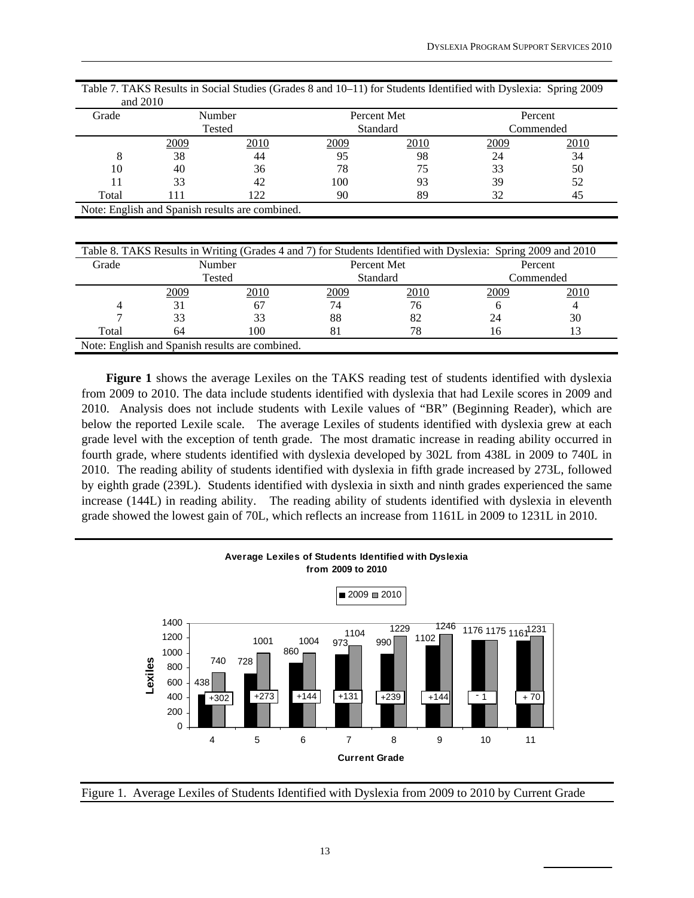Table 7. TAKS Results in Social Studies (Grades 8 and 10–11) for Students Identified with Dyslexia: Spring 2009 and 2010

| Grade | Number Tested | | Percent Met Standard | | Percent Commended | |
|---|---|---|---|---|---|---|
| | 2009 | 2010 | 2009 | 2010 | 2009 | 2010 |
| 8 | 38 | 44 | 95 | 98 | 24 | 34 |
| 10 | 40 | 36 | 78 | 75 | 33 | 50 |
| 11 | 33 | 42 | 100 | 93 | 39 | 52 |
| Total | 111 | 122 | 90 | 89 | 32 | 45 |

Note: English and Spanish results are combined.

Table 8. TAKS Results in Writing (Grades 4 and 7) for Students Identified with Dyslexia: Spring 2009 and 2010

| Grade | Number Tested | | Percent Met Standard | | Percent Commended | |
|---|---|---|---|---|---|---|
| | 2009 | 2010 | 2009 | 2010 | 2009 | 2010 |
| 4 | 31 | 67 | 74 | 76 | 6 | 4 |
| 7 | 33 | 33 | 88 | 82 | 24 | 30 |
| Total | 64 | 100 | 81 | 78 | 16 | 13 |

Note: English and Spanish results are combined.

**Figure 1** shows the average Lexiles on the TAKS reading test of students identified with dyslexia from 2009 to 2010. The data include students identified with dyslexia that had Lexile scores in 2009 and 2010. Analysis does not include students with Lexile values of "BR" (Beginning Reader), which are below the reported Lexile scale. The average Lexiles of students identified with dyslexia grew at each grade level with the exception of tenth grade. The most dramatic increase in reading ability occurred in fourth grade, where students identified with dyslexia developed by 302L from 438L in 2009 to 740L in 2010. The reading ability of students identified with dyslexia in fifth grade increased by 273L, followed by eighth grade (239L). Students identified with dyslexia in sixth and ninth grades experienced the same increase (144L) in reading ability. The reading ability of students identified with dyslexia in eleventh grade showed the lowest gain of 70L, which reflects an increase from 1161L in 2009 to 1231L in 2010.

**Average Lexiles of Students Identified with Dyslexia from 2009 to 2010**

| Current Grade | 2009 | 2010 | Change |
|---|---|---|---|
| 4 | 438 | 740 | +302 |
| 5 | 728 | 1001 | +273 |
| 6 | 860 | 1004 | +144 |
| 7 | 973 | 1104 | +131 |
| 8 | 990 | 1229 | +239 |
| 9 | 1102 | 1246 | +144 |
| 10 | 1176 | 1175 | - 1 |
| 11 | 1161 | 1231 | + 70 |

Figure 1. Average Lexiles of Students Identified with Dyslexia from 2009 to 2010 by Current Grade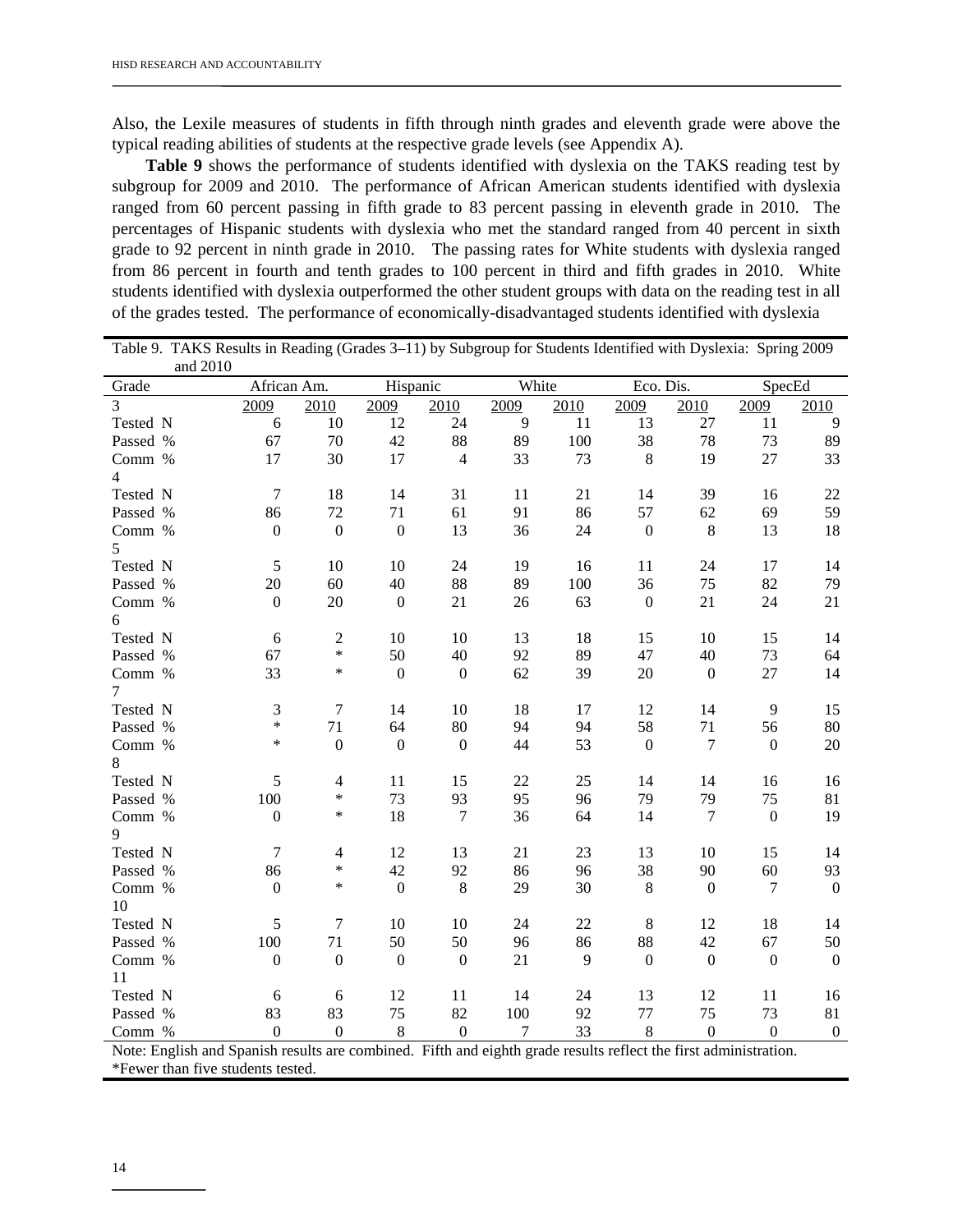Also, the Lexile measures of students in fifth through ninth grades and eleventh grade were above the typical reading abilities of students at the respective grade levels (see Appendix A).

**Table 9** shows the performance of students identified with dyslexia on the TAKS reading test by subgroup for 2009 and 2010. The performance of African American students identified with dyslexia ranged from 60 percent passing in fifth grade to 83 percent passing in eleventh grade in 2010. The percentages of Hispanic students with dyslexia who met the standard ranged from 40 percent in sixth grade to 92 percent in ninth grade in 2010. The passing rates for White students with dyslexia ranged from 86 percent in fourth and tenth grades to 100 percent in third and fifth grades in 2010. White students identified with dyslexia outperformed the other student groups with data on the reading test in all of the grades tested. The performance of economically-disadvantaged students identified with dyslexia

Table 9. TAKS Results in Reading (Grades 3–11) by Subgroup for Students Identified with Dyslexia: Spring 2009 and 2010

| Grade | African Am. | | Hispanic | | White | | Eco. Dis. | | SpecEd | |
|---|---|---|---|---|---|---|---|---|---|---|
| 3 | 2009 | 2010 | 2009 | 2010 | 2009 | 2010 | 2009 | 2010 | 2009 | 2010 |
| Tested N | 6 | 10 | 12 | 24 | 9 | 11 | 13 | 27 | 11 | 9 |
| Passed % | 67 | 70 | 42 | 88 | 89 | 100 | 38 | 78 | 73 | 89 |
| Comm % | 17 | 30 | 17 | 4 | 33 | 73 | 8 | 19 | 27 | 33 |
| 4 | | | | | | | | | | |
| Tested N | 7 | 18 | 14 | 31 | 11 | 21 | 14 | 39 | 16 | 22 |
| Passed % | 86 | 72 | 71 | 61 | 91 | 86 | 57 | 62 | 69 | 59 |
| Comm % | 0 | 0 | 0 | 13 | 36 | 24 | 0 | 8 | 13 | 18 |
| 5 | | | | | | | | | | |
| Tested N | 5 | 10 | 10 | 24 | 19 | 16 | 11 | 24 | 17 | 14 |
| Passed % | 20 | 60 | 40 | 88 | 89 | 100 | 36 | 75 | 82 | 79 |
| Comm % | 0 | 20 | 0 | 21 | 26 | 63 | 0 | 21 | 24 | 21 |
| 6 | | | | | | | | | | |
| Tested N | 6 | 2 | 10 | 10 | 13 | 18 | 15 | 10 | 15 | 14 |
| Passed % | 67 | * | 50 | 40 | 92 | 89 | 47 | 40 | 73 | 64 |
| Comm % | 33 | * | 0 | 0 | 62 | 39 | 20 | 0 | 27 | 14 |
| 7 | | | | | | | | | | |
| Tested N | 3 | 7 | 14 | 10 | 18 | 17 | 12 | 14 | 9 | 15 |
| Passed % | * | 71 | 64 | 80 | 94 | 94 | 58 | 71 | 56 | 80 |
| Comm % | * | 0 | 0 | 0 | 44 | 53 | 0 | 7 | 0 | 20 |
| 8 | | | | | | | | | | |
| Tested N | 5 | 4 | 11 | 15 | 22 | 25 | 14 | 14 | 16 | 16 |
| Passed % | 100 | * | 73 | 93 | 95 | 96 | 79 | 79 | 75 | 81 |
| Comm % | 0 | * | 18 | 7 | 36 | 64 | 14 | 7 | 0 | 19 |
| 9 | | | | | | | | | | |
| Tested N | 7 | 4 | 12 | 13 | 21 | 23 | 13 | 10 | 15 | 14 |
| Passed % | 86 | * | 42 | 92 | 86 | 96 | 38 | 90 | 60 | 93 |
| Comm % | 0 | * | 0 | 8 | 29 | 30 | 8 | 0 | 7 | 0 |
| 10 | | | | | | | | | | |
| Tested N | 5 | 7 | 10 | 10 | 24 | 22 | 8 | 12 | 18 | 14 |
| Passed % | 100 | 71 | 50 | 50 | 96 | 86 | 88 | 42 | 67 | 50 |
| Comm % | 0 | 0 | 0 | 0 | 21 | 9 | 0 | 0 | 0 | 0 |
| 11 | | | | | | | | | | |
| Tested N | 6 | 6 | 12 | 11 | 14 | 24 | 13 | 12 | 11 | 16 |
| Passed % | 83 | 83 | 75 | 82 | 100 | 92 | 77 | 75 | 73 | 81 |
| Comm % | 0 | 0 | 8 | 0 | 7 | 33 | 8 | 0 | 0 | 0 |

Note: English and Spanish results are combined. Fifth and eighth grade results reflect the first administration.
*Fewer than five students tested.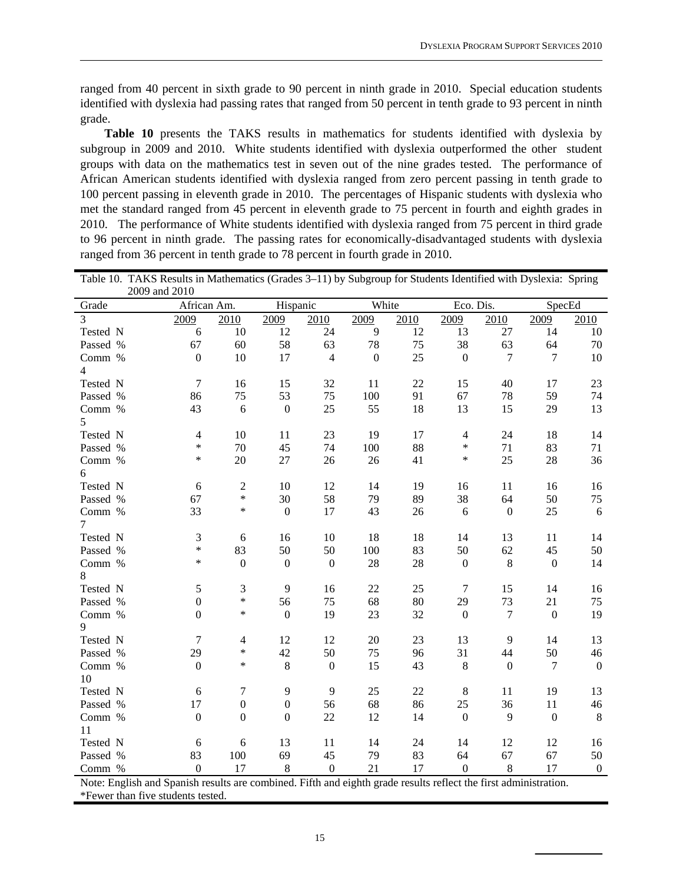ranged from 40 percent in sixth grade to 90 percent in ninth grade in 2010. Special education students identified with dyslexia had passing rates that ranged from 50 percent in tenth grade to 93 percent in ninth grade.

**Table 10** presents the TAKS results in mathematics for students identified with dyslexia by subgroup in 2009 and 2010. White students identified with dyslexia outperformed the other student groups with data on the mathematics test in seven out of the nine grades tested. The performance of African American students identified with dyslexia ranged from zero percent passing in tenth grade to 100 percent passing in eleventh grade in 2010. The percentages of Hispanic students with dyslexia who met the standard ranged from 45 percent in eleventh grade to 75 percent in fourth and eighth grades in 2010. The performance of White students identified with dyslexia ranged from 75 percent in third grade to 96 percent in ninth grade. The passing rates for economically-disadvantaged students with dyslexia ranged from 36 percent in tenth grade to 78 percent in fourth grade in 2010.

Table 10. TAKS Results in Mathematics (Grades 3–11) by Subgroup for Students Identified with Dyslexia: Spring 2009 and 2010

| Grade | African Am. | | Hispanic | | White | | Eco. Dis. | | SpecEd | |
|---|---|---|---|---|---|---|---|---|---|---|
| | 2009 | 2010 | 2009 | 2010 | 2009 | 2010 | 2009 | 2010 | 2009 | 2010 |
| 3 | | | | | | | | | | |
| Tested N | 6 | 10 | 12 | 24 | 9 | 12 | 13 | 27 | 14 | 10 |
| Passed % | 67 | 60 | 58 | 63 | 78 | 75 | 38 | 63 | 64 | 70 |
| Comm % | 0 | 10 | 17 | 4 | 0 | 25 | 0 | 7 | 7 | 10 |
| 4 | | | | | | | | | | |
| Tested N | 7 | 16 | 15 | 32 | 11 | 22 | 15 | 40 | 17 | 23 |
| Passed % | 86 | 75 | 53 | 75 | 100 | 91 | 67 | 78 | 59 | 74 |
| Comm % | 43 | 6 | 0 | 25 | 55 | 18 | 13 | 15 | 29 | 13 |
| 5 | | | | | | | | | | |
| Tested N | 4 | 10 | 11 | 23 | 19 | 17 | 4 | 24 | 18 | 14 |
| Passed % | * | 70 | 45 | 74 | 100 | 88 | * | 71 | 83 | 71 |
| Comm % | * | 20 | 27 | 26 | 26 | 41 | * | 25 | 28 | 36 |
| 6 | | | | | | | | | | |
| Tested N | 6 | 2 | 10 | 12 | 14 | 19 | 16 | 11 | 16 | 16 |
| Passed % | 67 | * | 30 | 58 | 79 | 89 | 38 | 64 | 50 | 75 |
| Comm % | 33 | * | 0 | 17 | 43 | 26 | 6 | 0 | 25 | 6 |
| 7 | | | | | | | | | | |
| Tested N | 3 | 6 | 16 | 10 | 18 | 18 | 14 | 13 | 11 | 14 |
| Passed % | * | 83 | 50 | 50 | 100 | 83 | 50 | 62 | 45 | 50 |
| Comm % | * | 0 | 0 | 0 | 28 | 28 | 0 | 8 | 0 | 14 |
| 8 | | | | | | | | | | |
| Tested N | 5 | 3 | 9 | 16 | 22 | 25 | 7 | 15 | 14 | 16 |
| Passed % | 0 | * | 56 | 75 | 68 | 80 | 29 | 73 | 21 | 75 |
| Comm % | 0 | * | 0 | 19 | 23 | 32 | 0 | 7 | 0 | 19 |
| 9 | | | | | | | | | | |
| Tested N | 7 | 4 | 12 | 12 | 20 | 23 | 13 | 9 | 14 | 13 |
| Passed % | 29 | * | 42 | 50 | 75 | 96 | 31 | 44 | 50 | 46 |
| Comm % | 0 | * | 8 | 0 | 15 | 43 | 8 | 0 | 7 | 0 |
| 10 | | | | | | | | | | |
| Tested N | 6 | 7 | 9 | 9 | 25 | 22 | 8 | 11 | 19 | 13 |
| Passed % | 17 | 0 | 0 | 56 | 68 | 86 | 25 | 36 | 11 | 46 |
| Comm % | 0 | 0 | 0 | 22 | 12 | 14 | 0 | 9 | 0 | 8 |
| 11 | | | | | | | | | | |
| Tested N | 6 | 6 | 13 | 11 | 14 | 24 | 14 | 12 | 12 | 16 |
| Passed % | 83 | 100 | 69 | 45 | 79 | 83 | 64 | 67 | 67 | 50 |
| Comm % | 0 | 17 | 8 | 0 | 21 | 17 | 0 | 8 | 17 | 0 |

Note: English and Spanish results are combined. Fifth and eighth grade results reflect the first administration.
*Fewer than five students tested.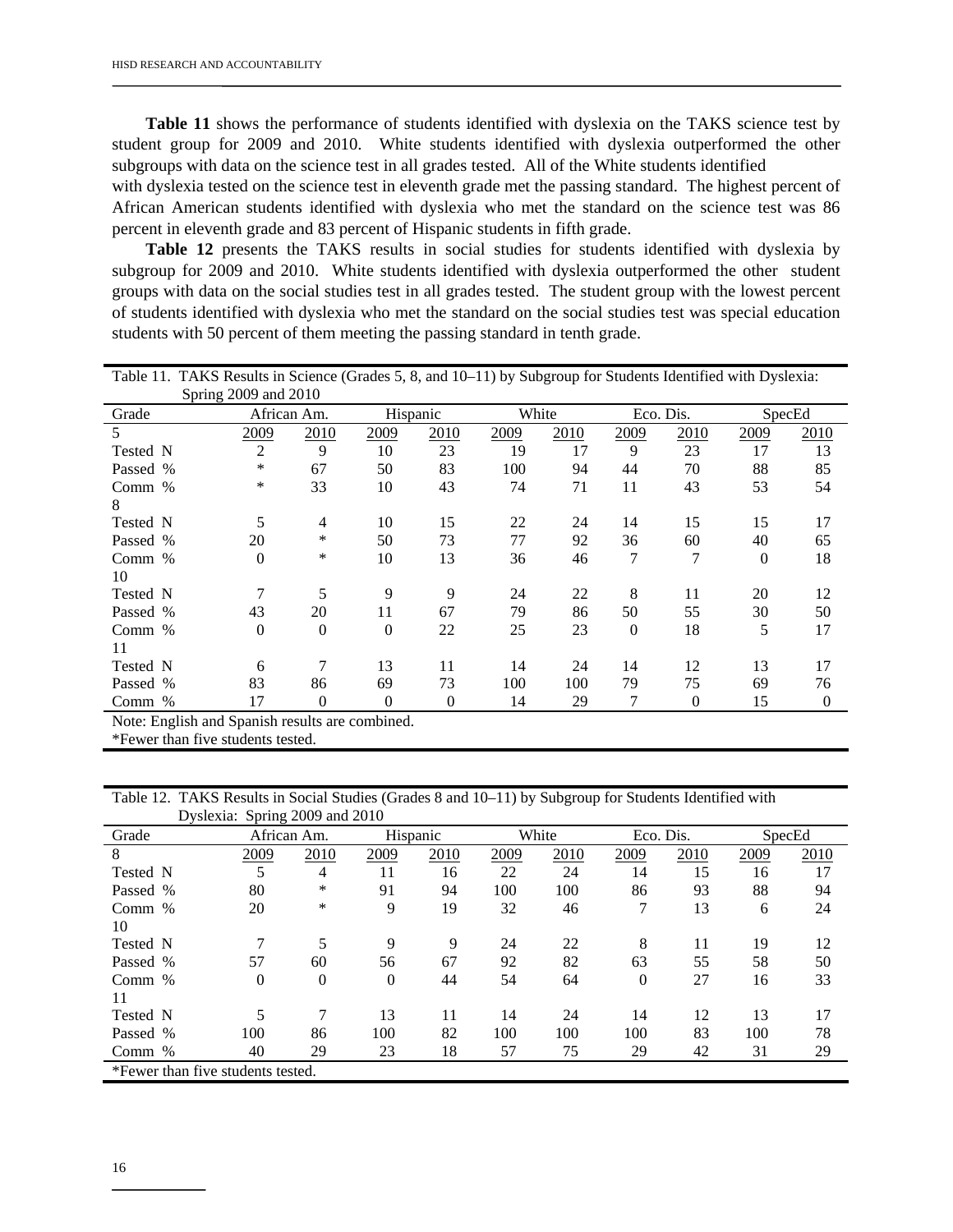**Table 11** shows the performance of students identified with dyslexia on the TAKS science test by student group for 2009 and 2010. White students identified with dyslexia outperformed the other subgroups with data on the science test in all grades tested. All of the White students identified with dyslexia tested on the science test in eleventh grade met the passing standard. The highest percent of African American students identified with dyslexia who met the standard on the science test was 86 percent in eleventh grade and 83 percent of Hispanic students in fifth grade.

**Table 12** presents the TAKS results in social studies for students identified with dyslexia by subgroup for 2009 and 2010. White students identified with dyslexia outperformed the other student groups with data on the social studies test in all grades tested. The student group with the lowest percent of students identified with dyslexia who met the standard on the social studies test was special education students with 50 percent of them meeting the passing standard in tenth grade.

Table 11. TAKS Results in Science (Grades 5, 8, and 10–11) by Subgroup for Students Identified with Dyslexia: Spring 2009 and 2010

| Grade | African Am. | | Hispanic | | White | | Eco. Dis. | | SpecEd | |
|---|---|---|---|---|---|---|---|---|---|---|
| 5 | 2009 | 2010 | 2009 | 2010 | 2009 | 2010 | 2009 | 2010 | 2009 | 2010 |
| Tested N | 2 | 9 | 10 | 23 | 19 | 17 | 9 | 23 | 17 | 13 |
| Passed % | * | 67 | 50 | 83 | 100 | 94 | 44 | 70 | 88 | 85 |
| Comm % | * | 33 | 10 | 43 | 74 | 71 | 11 | 43 | 53 | 54 |
| 8 | | | | | | | | | | |
| Tested N | 5 | 4 | 10 | 15 | 22 | 24 | 14 | 15 | 15 | 17 |
| Passed % | 20 | * | 50 | 73 | 77 | 92 | 36 | 60 | 40 | 65 |
| Comm % | 0 | * | 10 | 13 | 36 | 46 | 7 | 7 | 0 | 18 |
| 10 | | | | | | | | | | |
| Tested N | 7 | 5 | 9 | 9 | 24 | 22 | 8 | 11 | 20 | 12 |
| Passed % | 43 | 20 | 11 | 67 | 79 | 86 | 50 | 55 | 30 | 50 |
| Comm % | 0 | 0 | 0 | 22 | 25 | 23 | 0 | 18 | 5 | 17 |
| 11 | | | | | | | | | | |
| Tested N | 6 | 7 | 13 | 11 | 14 | 24 | 14 | 12 | 13 | 17 |
| Passed % | 83 | 86 | 69 | 73 | 100 | 100 | 79 | 75 | 69 | 76 |
| Comm % | 17 | 0 | 0 | 0 | 14 | 29 | 7 | 0 | 15 | 0 |

Note: English and Spanish results are combined.
*Fewer than five students tested.

Table 12. TAKS Results in Social Studies (Grades 8 and 10–11) by Subgroup for Students Identified with Dyslexia: Spring 2009 and 2010

| Grade | African Am. | | Hispanic | | White | | Eco. Dis. | | SpecEd | |
|---|---|---|---|---|---|---|---|---|---|---|
| 8 | 2009 | 2010 | 2009 | 2010 | 2009 | 2010 | 2009 | 2010 | 2009 | 2010 |
| Tested N | 5 | 4 | 11 | 16 | 22 | 24 | 14 | 15 | 16 | 17 |
| Passed % | 80 | * | 91 | 94 | 100 | 100 | 86 | 93 | 88 | 94 |
| Comm % | 20 | * | 9 | 19 | 32 | 46 | 7 | 13 | 6 | 24 |
| 10 | | | | | | | | | | |
| Tested N | 7 | 5 | 9 | 9 | 24 | 22 | 8 | 11 | 19 | 12 |
| Passed % | 57 | 60 | 56 | 67 | 92 | 82 | 63 | 55 | 58 | 50 |
| Comm % | 0 | 0 | 0 | 44 | 54 | 64 | 0 | 27 | 16 | 33 |
| 11 | | | | | | | | | | |
| Tested N | 5 | 7 | 13 | 11 | 14 | 24 | 14 | 12 | 13 | 17 |
| Passed % | 100 | 86 | 100 | 82 | 100 | 100 | 100 | 83 | 100 | 78 |
| Comm % | 40 | 29 | 23 | 18 | 57 | 75 | 29 | 42 | 31 | 29 |

*Fewer than five students tested.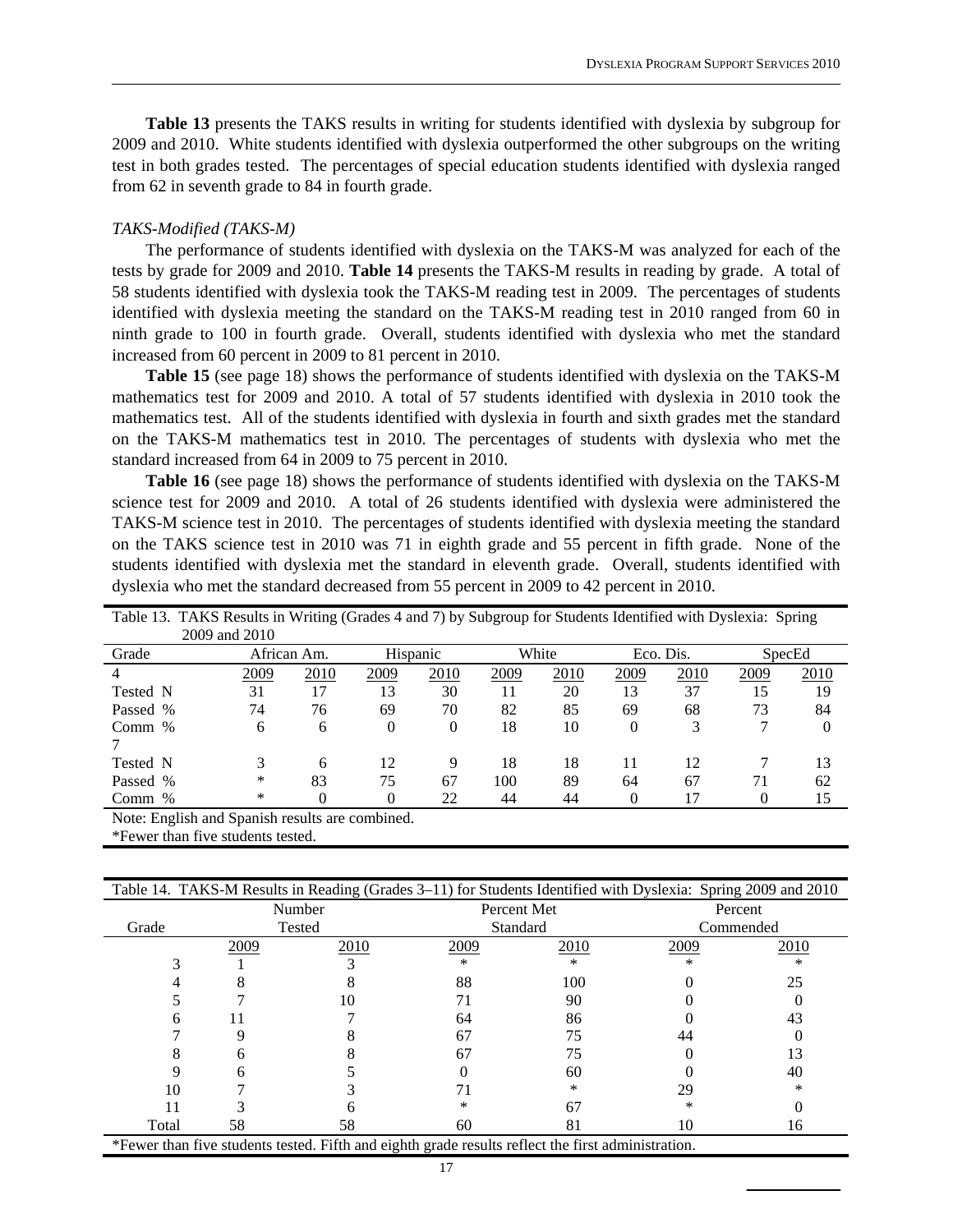**Table 13** presents the TAKS results in writing for students identified with dyslexia by subgroup for 2009 and 2010. White students identified with dyslexia outperformed the other subgroups on the writing test in both grades tested. The percentages of special education students identified with dyslexia ranged from 62 in seventh grade to 84 in fourth grade.

*TAKS-Modified (TAKS-M)*

The performance of students identified with dyslexia on the TAKS-M was analyzed for each of the tests by grade for 2009 and 2010. **Table 14** presents the TAKS-M results in reading by grade. A total of 58 students identified with dyslexia took the TAKS-M reading test in 2009. The percentages of students identified with dyslexia meeting the standard on the TAKS-M reading test in 2010 ranged from 60 in ninth grade to 100 in fourth grade. Overall, students identified with dyslexia who met the standard increased from 60 percent in 2009 to 81 percent in 2010.

**Table 15** (see page 18) shows the performance of students identified with dyslexia on the TAKS-M mathematics test for 2009 and 2010. A total of 57 students identified with dyslexia in 2010 took the mathematics test. All of the students identified with dyslexia in fourth and sixth grades met the standard on the TAKS-M mathematics test in 2010. The percentages of students with dyslexia who met the standard increased from 64 in 2009 to 75 percent in 2010.

**Table 16** (see page 18) shows the performance of students identified with dyslexia on the TAKS-M science test for 2009 and 2010. A total of 26 students identified with dyslexia were administered the TAKS-M science test in 2010. The percentages of students identified with dyslexia meeting the standard on the TAKS science test in 2010 was 71 in eighth grade and 55 percent in fifth grade. None of the students identified with dyslexia met the standard in eleventh grade. Overall, students identified with dyslexia who met the standard decreased from 55 percent in 2009 to 42 percent in 2010.

Table 13. TAKS Results in Writing (Grades 4 and 7) by Subgroup for Students Identified with Dyslexia: Spring 2009 and 2010

| Grade | African Am. | | Hispanic | | White | | Eco. Dis. | | SpecEd | |
|---|---|---|---|---|---|---|---|---|---|---|
| 4 | 2009 | 2010 | 2009 | 2010 | 2009 | 2010 | 2009 | 2010 | 2009 | 2010 |
| Tested N | 31 | 17 | 13 | 30 | 11 | 20 | 13 | 37 | 15 | 19 |
| Passed % | 74 | 76 | 69 | 70 | 82 | 85 | 69 | 68 | 73 | 84 |
| Comm % | 6 | 6 | 0 | 0 | 18 | 10 | 0 | 3 | 7 | 0 |
| 7 | | | | | | | | | | |
| Tested N | 3 | 6 | 12 | 9 | 18 | 18 | 11 | 12 | 7 | 13 |
| Passed % | * | 83 | 75 | 67 | 100 | 89 | 64 | 67 | 71 | 62 |
| Comm % | * | 0 | 0 | 22 | 44 | 44 | 0 | 17 | 0 | 15 |

Note: English and Spanish results are combined.
*Fewer than five students tested.

Table 14. TAKS-M Results in Reading (Grades 3–11) for Students Identified with Dyslexia: Spring 2009 and 2010

| Grade | Number Tested | | Percent Met Standard | | Percent Commended | |
|---|---|---|---|---|---|---|
| | 2009 | 2010 | 2009 | 2010 | 2009 | 2010 |
| 3 | 1 | 3 | * | * | * | * |
| 4 | 8 | 8 | 88 | 100 | 0 | 25 |
| 5 | 7 | 10 | 71 | 90 | 0 | 0 |
| 6 | 11 | 7 | 64 | 86 | 0 | 43 |
| 7 | 9 | 8 | 67 | 75 | 44 | 0 |
| 8 | 6 | 8 | 67 | 75 | 0 | 13 |
| 9 | 6 | 5 | 0 | 60 | 0 | 40 |
| 10 | 7 | 3 | 71 | * | 29 | * |
| 11 | 3 | 6 | * | 67 | * | 0 |
| Total | 58 | 58 | 60 | 81 | 10 | 16 |

*Fewer than five students tested. Fifth and eighth grade results reflect the first administration.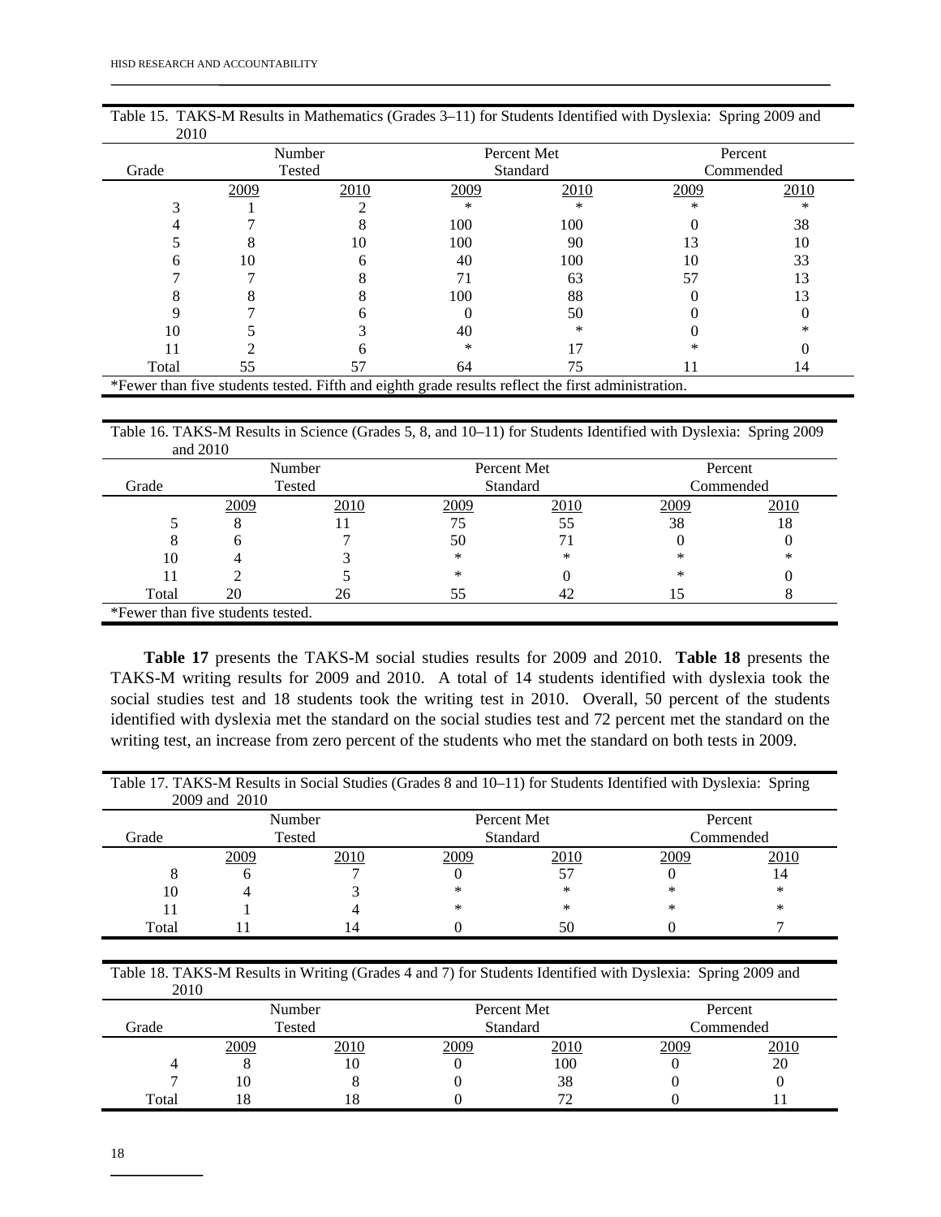Table 15. TAKS-M Results in Mathematics (Grades 3–11) for Students Identified with Dyslexia: Spring 2009 and 2010

| Grade | Number Tested | | Percent Met Standard | | Percent Commended | |
|---|---|---|---|---|---|---|
| | 2009 | 2010 | 2009 | 2010 | 2009 | 2010 |
| 3 | 1 | 2 | * | * | * | * |
| 4 | 7 | 8 | 100 | 100 | 0 | 38 |
| 5 | 8 | 10 | 100 | 90 | 13 | 10 |
| 6 | 10 | 6 | 40 | 100 | 10 | 33 |
| 7 | 7 | 8 | 71 | 63 | 57 | 13 |
| 8 | 8 | 8 | 100 | 88 | 0 | 13 |
| 9 | 7 | 6 | 0 | 50 | 0 | 0 |
| 10 | 5 | 3 | 40 | * | 0 | * |
| 11 | 2 | 6 | * | 17 | * | 0 |
| Total | 55 | 57 | 64 | 75 | 11 | 14 |

*Fewer than five students tested. Fifth and eighth grade results reflect the first administration.

Table 16. TAKS-M Results in Science (Grades 5, 8, and 10–11) for Students Identified with Dyslexia: Spring 2009 and 2010

| Grade | Number Tested | | Percent Met Standard | | Percent Commended | |
|---|---|---|---|---|---|---|
| | 2009 | 2010 | 2009 | 2010 | 2009 | 2010 |
| 5 | 8 | 11 | 75 | 55 | 38 | 18 |
| 8 | 6 | 7 | 50 | 71 | 0 | 0 |
| 10 | 4 | 3 | * | * | * | * |
| 11 | 2 | 5 | * | 0 | * | 0 |
| Total | 20 | 26 | 55 | 42 | 15 | 8 |

*Fewer than five students tested.

**Table 17** presents the TAKS-M social studies results for 2009 and 2010. **Table 18** presents the TAKS-M writing results for 2009 and 2010. A total of 14 students identified with dyslexia took the social studies test and 18 students took the writing test in 2010. Overall, 50 percent of the students identified with dyslexia met the standard on the social studies test and 72 percent met the standard on the writing test, an increase from zero percent of the students who met the standard on both tests in 2009.

Table 17. TAKS-M Results in Social Studies (Grades 8 and 10–11) for Students Identified with Dyslexia: Spring 2009 and 2010

| Grade | Number Tested | | Percent Met Standard | | Percent Commended | |
|---|---|---|---|---|---|---|
| | 2009 | 2010 | 2009 | 2010 | 2009 | 2010 |
| 8 | 6 | 7 | 0 | 57 | 0 | 14 |
| 10 | 4 | 3 | * | * | * | * |
| 11 | 1 | 4 | * | * | * | * |
| Total | 11 | 14 | 0 | 50 | 0 | 7 |

Table 18. TAKS-M Results in Writing (Grades 4 and 7) for Students Identified with Dyslexia: Spring 2009 and 2010

| Grade | Number Tested | | Percent Met Standard | | Percent Commended | |
|---|---|---|---|---|---|---|
| | 2009 | 2010 | 2009 | 2010 | 2009 | 2010 |
| 4 | 8 | 10 | 0 | 100 | 0 | 20 |
| 7 | 10 | 8 | 0 | 38 | 0 | 0 |
| Total | 18 | 18 | 0 | 72 | 0 | 11 |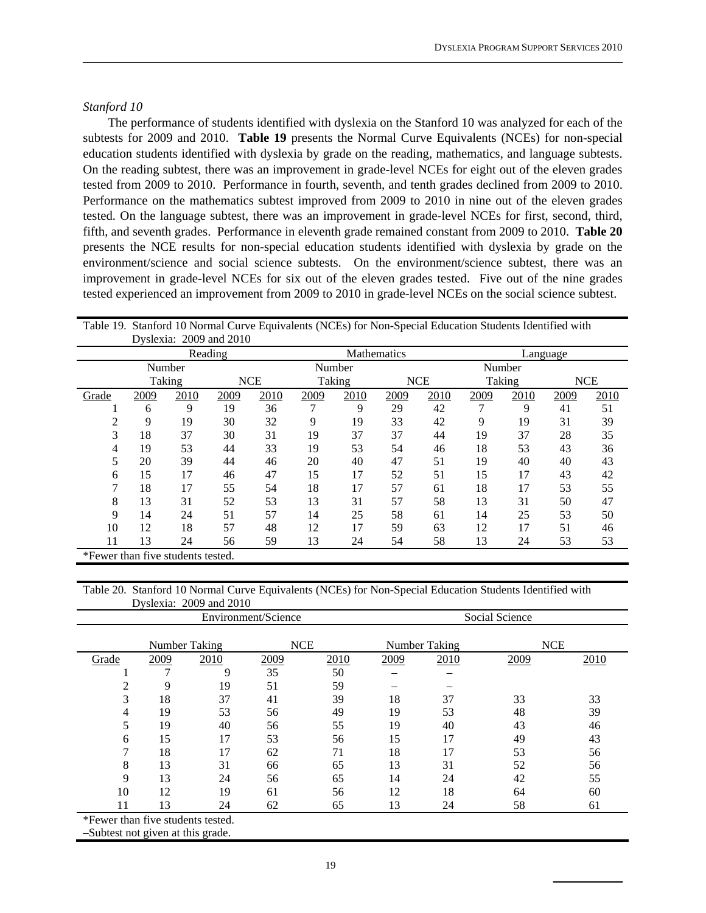*Stanford 10*

The performance of students identified with dyslexia on the Stanford 10 was analyzed for each of the subtests for 2009 and 2010. **Table 19** presents the Normal Curve Equivalents (NCEs) for non-special education students identified with dyslexia by grade on the reading, mathematics, and language subtests. On the reading subtest, there was an improvement in grade-level NCEs for eight out of the eleven grades tested from 2009 to 2010. Performance in fourth, seventh, and tenth grades declined from 2009 to 2010. Performance on the mathematics subtest improved from 2009 to 2010 in nine out of the eleven grades tested. On the language subtest, there was an improvement in grade-level NCEs for first, second, third, fifth, and seventh grades. Performance in eleventh grade remained constant from 2009 to 2010. **Table 20** presents the NCE results for non-special education students identified with dyslexia by grade on the environment/science and social science subtests. On the environment/science subtest, there was an improvement in grade-level NCEs for six out of the eleven grades tested. Five out of the nine grades tested experienced an improvement from 2009 to 2010 in grade-level NCEs on the social science subtest.

Table 19. Stanford 10 Normal Curve Equivalents (NCEs) for Non-Special Education Students Identified with Dyslexia: 2009 and 2010

| | Reading | | | | Mathematics | | | | Language | | | |
|---|---|---|---|---|---|---|---|---|---|---|---|---|
| | Number Taking | | NCE | | Number Taking | | NCE | | Number Taking | | NCE | |
| Grade | 2009 | 2010 | 2009 | 2010 | 2009 | 2010 | 2009 | 2010 | 2009 | 2010 | 2009 | 2010 |
| 1 | 6 | 9 | 19 | 36 | 7 | 9 | 29 | 42 | 7 | 9 | 41 | 51 |
| 2 | 9 | 19 | 30 | 32 | 9 | 19 | 33 | 42 | 9 | 19 | 31 | 39 |
| 3 | 18 | 37 | 30 | 31 | 19 | 37 | 37 | 44 | 19 | 37 | 28 | 35 |
| 4 | 19 | 53 | 44 | 33 | 19 | 53 | 54 | 46 | 18 | 53 | 43 | 36 |
| 5 | 20 | 39 | 44 | 46 | 20 | 40 | 47 | 51 | 19 | 40 | 40 | 43 |
| 6 | 15 | 17 | 46 | 47 | 15 | 17 | 52 | 51 | 15 | 17 | 43 | 42 |
| 7 | 18 | 17 | 55 | 54 | 18 | 17 | 57 | 61 | 18 | 17 | 53 | 55 |
| 8 | 13 | 31 | 52 | 53 | 13 | 31 | 57 | 58 | 13 | 31 | 50 | 47 |
| 9 | 14 | 24 | 51 | 57 | 14 | 25 | 58 | 61 | 14 | 25 | 53 | 50 |
| 10 | 12 | 18 | 57 | 48 | 12 | 17 | 59 | 63 | 12 | 17 | 51 | 46 |
| 11 | 13 | 24 | 56 | 59 | 13 | 24 | 54 | 58 | 13 | 24 | 53 | 53 |

*Fewer than five students tested.

Table 20. Stanford 10 Normal Curve Equivalents (NCEs) for Non-Special Education Students Identified with Dyslexia: 2009 and 2010

| | Environment/Science | | | | Social Science | | | |
|---|---|---|---|---|---|---|---|---|
| | Number Taking | | NCE | | Number Taking | | NCE | |
| Grade | 2009 | 2010 | 2009 | 2010 | 2009 | 2010 | 2009 | 2010 |
| 1 | 7 | 9 | 35 | 50 | – | – | | |
| 2 | 9 | 19 | 51 | 59 | – | – | | |
| 3 | 18 | 37 | 41 | 39 | 18 | 37 | 33 | 33 |
| 4 | 19 | 53 | 56 | 49 | 19 | 53 | 48 | 39 |
| 5 | 19 | 40 | 56 | 55 | 19 | 40 | 43 | 46 |
| 6 | 15 | 17 | 53 | 56 | 15 | 17 | 49 | 43 |
| 7 | 18 | 17 | 62 | 71 | 18 | 17 | 53 | 56 |
| 8 | 13 | 31 | 66 | 65 | 13 | 31 | 52 | 56 |
| 9 | 13 | 24 | 56 | 65 | 14 | 24 | 42 | 55 |
| 10 | 12 | 19 | 61 | 56 | 12 | 18 | 64 | 60 |
| 11 | 13 | 24 | 62 | 65 | 13 | 24 | 58 | 61 |

*Fewer than five students tested.
–Subtest not given at this grade.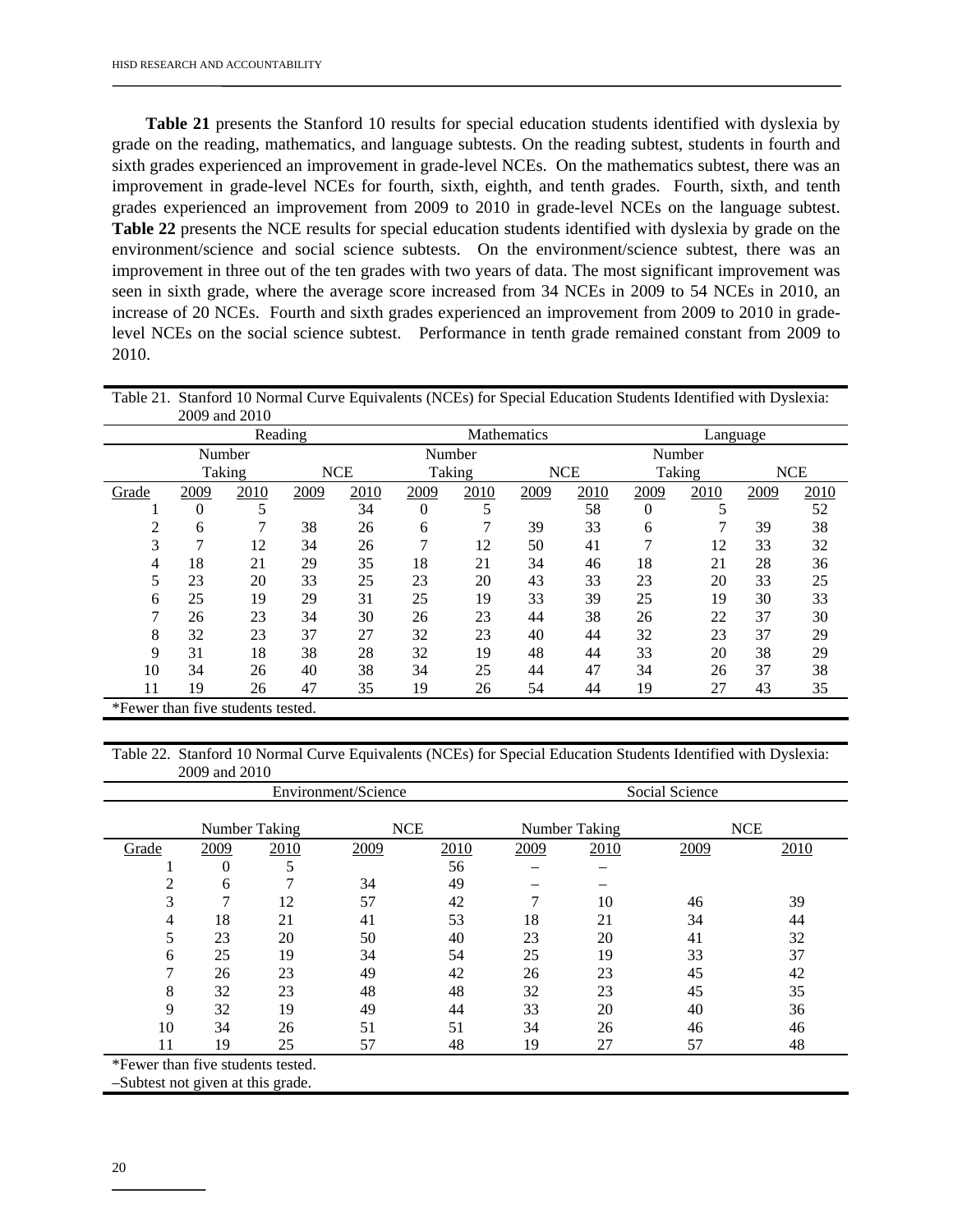**Table 21** presents the Stanford 10 results for special education students identified with dyslexia by grade on the reading, mathematics, and language subtests. On the reading subtest, students in fourth and sixth grades experienced an improvement in grade-level NCEs. On the mathematics subtest, there was an improvement in grade-level NCEs for fourth, sixth, eighth, and tenth grades. Fourth, sixth, and tenth grades experienced an improvement from 2009 to 2010 in grade-level NCEs on the language subtest. **Table 22** presents the NCE results for special education students identified with dyslexia by grade on the environment/science and social science subtests. On the environment/science subtest, there was an improvement in three out of the ten grades with two years of data. The most significant improvement was seen in sixth grade, where the average score increased from 34 NCEs in 2009 to 54 NCEs in 2010, an increase of 20 NCEs. Fourth and sixth grades experienced an improvement from 2009 to 2010 in grade-level NCEs on the social science subtest. Performance in tenth grade remained constant from 2009 to 2010.

Table 21. Stanford 10 Normal Curve Equivalents (NCEs) for Special Education Students Identified with Dyslexia: 2009 and 2010

| | Reading | | | | Mathematics | | | | Language | | | |
|---|---|---|---|---|---|---|---|---|---|---|---|---|
| | Number Taking | | NCE | | Number Taking | | NCE | | Number Taking | | NCE | |
| Grade | 2009 | 2010 | 2009 | 2010 | 2009 | 2010 | 2009 | 2010 | 2009 | 2010 | 2009 | 2010 |
| 1 | 0 | 5 | | 34 | 0 | 5 | | 58 | 0 | 5 | | 52 |
| 2 | 6 | 7 | 38 | 26 | 6 | 7 | 39 | 33 | 6 | 7 | 39 | 38 |
| 3 | 7 | 12 | 34 | 26 | 7 | 12 | 50 | 41 | 7 | 12 | 33 | 32 |
| 4 | 18 | 21 | 29 | 35 | 18 | 21 | 34 | 46 | 18 | 21 | 28 | 36 |
| 5 | 23 | 20 | 33 | 25 | 23 | 20 | 43 | 33 | 23 | 20 | 33 | 25 |
| 6 | 25 | 19 | 29 | 31 | 25 | 19 | 33 | 39 | 25 | 19 | 30 | 33 |
| 7 | 26 | 23 | 34 | 30 | 26 | 23 | 44 | 38 | 26 | 22 | 37 | 30 |
| 8 | 32 | 23 | 37 | 27 | 32 | 23 | 40 | 44 | 32 | 23 | 37 | 29 |
| 9 | 31 | 18 | 38 | 28 | 32 | 19 | 48 | 44 | 33 | 20 | 38 | 29 |
| 10 | 34 | 26 | 40 | 38 | 34 | 25 | 44 | 47 | 34 | 26 | 37 | 38 |
| 11 | 19 | 26 | 47 | 35 | 19 | 26 | 54 | 44 | 19 | 27 | 43 | 35 |

*Fewer than five students tested.

Table 22. Stanford 10 Normal Curve Equivalents (NCEs) for Special Education Students Identified with Dyslexia: 2009 and 2010

| | Environment/Science | | | | Social Science | | | |
|---|---|---|---|---|---|---|---|---|
| | Number Taking | | NCE | | Number Taking | | NCE | |
| Grade | 2009 | 2010 | 2009 | 2010 | 2009 | 2010 | 2009 | 2010 |
| 1 | 0 | 5 | | 56 | – | – | | |
| 2 | 6 | 7 | 34 | 49 | – | – | | |
| 3 | 7 | 12 | 57 | 42 | 7 | 10 | 46 | 39 |
| 4 | 18 | 21 | 41 | 53 | 18 | 21 | 34 | 44 |
| 5 | 23 | 20 | 50 | 40 | 23 | 20 | 41 | 32 |
| 6 | 25 | 19 | 34 | 54 | 25 | 19 | 33 | 37 |
| 7 | 26 | 23 | 49 | 42 | 26 | 23 | 45 | 42 |
| 8 | 32 | 23 | 48 | 48 | 32 | 23 | 45 | 35 |
| 9 | 32 | 19 | 49 | 44 | 33 | 20 | 40 | 36 |
| 10 | 34 | 26 | 51 | 51 | 34 | 26 | 46 | 46 |
| 11 | 19 | 25 | 57 | 48 | 19 | 27 | 57 | 48 |

*Fewer than five students tested.
–Subtest not given at this grade.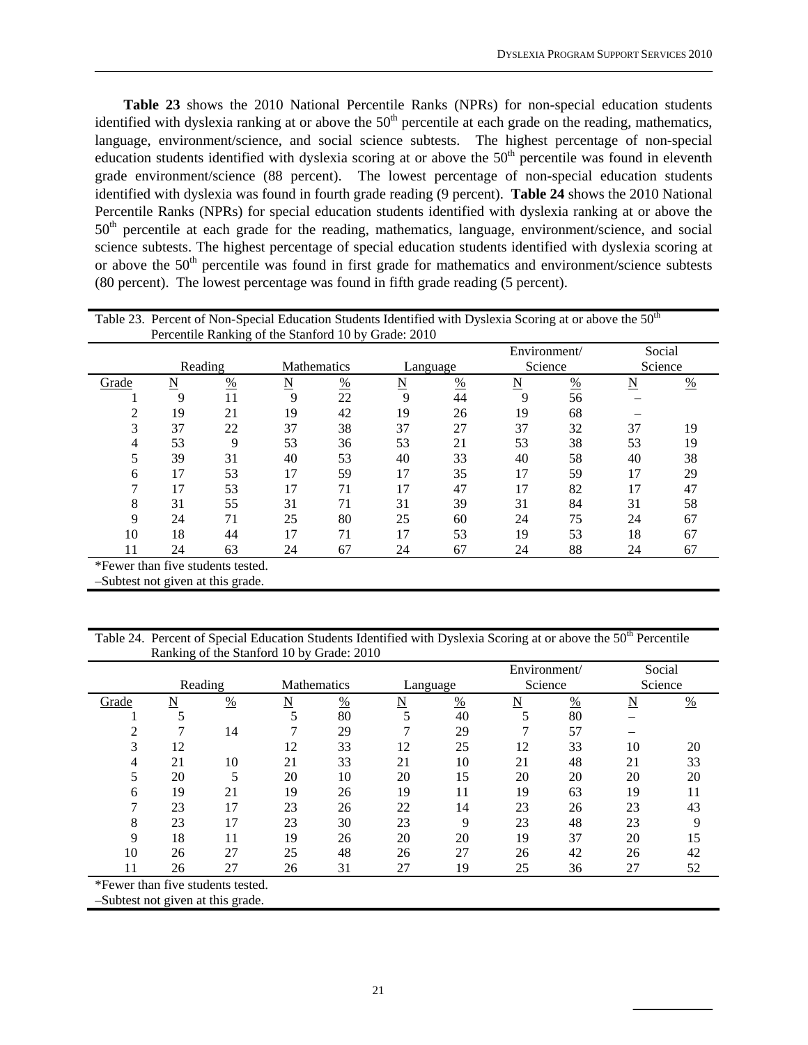**Table 23** shows the 2010 National Percentile Ranks (NPRs) for non-special education students identified with dyslexia ranking at or above the 50th percentile at each grade on the reading, mathematics, language, environment/science, and social science subtests. The highest percentage of non-special education students identified with dyslexia scoring at or above the 50th percentile was found in eleventh grade environment/science (88 percent). The lowest percentage of non-special education students identified with dyslexia was found in fourth grade reading (9 percent). **Table 24** shows the 2010 National Percentile Ranks (NPRs) for special education students identified with dyslexia ranking at or above the 50th percentile at each grade for the reading, mathematics, language, environment/science, and social science subtests. The highest percentage of special education students identified with dyslexia scoring at or above the 50th percentile was found in first grade for mathematics and environment/science subtests (80 percent). The lowest percentage was found in fifth grade reading (5 percent).

Table 23. Percent of Non-Special Education Students Identified with Dyslexia Scoring at or above the 50th Percentile Ranking of the Stanford 10 by Grade: 2010

| | Reading | | Mathematics | | Language | | Environment/ Science | | Social Science | |
|---|---|---|---|---|---|---|---|---|---|---|
| Grade | N | % | N | % | N | % | N | % | N | % |
| 1 | 9 | 11 | 9 | 22 | 9 | 44 | 9 | 56 | – | |
| 2 | 19 | 21 | 19 | 42 | 19 | 26 | 19 | 68 | – | |
| 3 | 37 | 22 | 37 | 38 | 37 | 27 | 37 | 32 | 37 | 19 |
| 4 | 53 | 9 | 53 | 36 | 53 | 21 | 53 | 38 | 53 | 19 |
| 5 | 39 | 31 | 40 | 53 | 40 | 33 | 40 | 58 | 40 | 38 |
| 6 | 17 | 53 | 17 | 59 | 17 | 35 | 17 | 59 | 17 | 29 |
| 7 | 17 | 53 | 17 | 71 | 17 | 47 | 17 | 82 | 17 | 47 |
| 8 | 31 | 55 | 31 | 71 | 31 | 39 | 31 | 84 | 31 | 58 |
| 9 | 24 | 71 | 25 | 80 | 25 | 60 | 24 | 75 | 24 | 67 |
| 10 | 18 | 44 | 17 | 71 | 17 | 53 | 19 | 53 | 18 | 67 |
| 11 | 24 | 63 | 24 | 67 | 24 | 67 | 24 | 88 | 24 | 67 |

*Fewer than five students tested.
–Subtest not given at this grade.

Table 24. Percent of Special Education Students Identified with Dyslexia Scoring at or above the 50th Percentile Ranking of the Stanford 10 by Grade: 2010

| | Reading | | Mathematics | | Language | | Environment/ Science | | Social Science | |
|---|---|---|---|---|---|---|---|---|---|---|
| Grade | N | % | N | % | N | % | N | % | N | % |
| 1 | 5 | | 5 | 80 | 5 | 40 | 5 | 80 | – | |
| 2 | 7 | 14 | 7 | 29 | 7 | 29 | 7 | 57 | – | |
| 3 | 12 | | 12 | 33 | 12 | 25 | 12 | 33 | 10 | 20 |
| 4 | 21 | 10 | 21 | 33 | 21 | 10 | 21 | 48 | 21 | 33 |
| 5 | 20 | 5 | 20 | 10 | 20 | 15 | 20 | 20 | 20 | 20 |
| 6 | 19 | 21 | 19 | 26 | 19 | 11 | 19 | 63 | 19 | 11 |
| 7 | 23 | 17 | 23 | 26 | 22 | 14 | 23 | 26 | 23 | 43 |
| 8 | 23 | 17 | 23 | 30 | 23 | 9 | 23 | 48 | 23 | 9 |
| 9 | 18 | 11 | 19 | 26 | 20 | 20 | 19 | 37 | 20 | 15 |
| 10 | 26 | 27 | 25 | 48 | 26 | 27 | 26 | 42 | 26 | 42 |
| 11 | 26 | 27 | 26 | 31 | 27 | 19 | 25 | 36 | 27 | 52 |

*Fewer than five students tested.
–Subtest not given at this grade.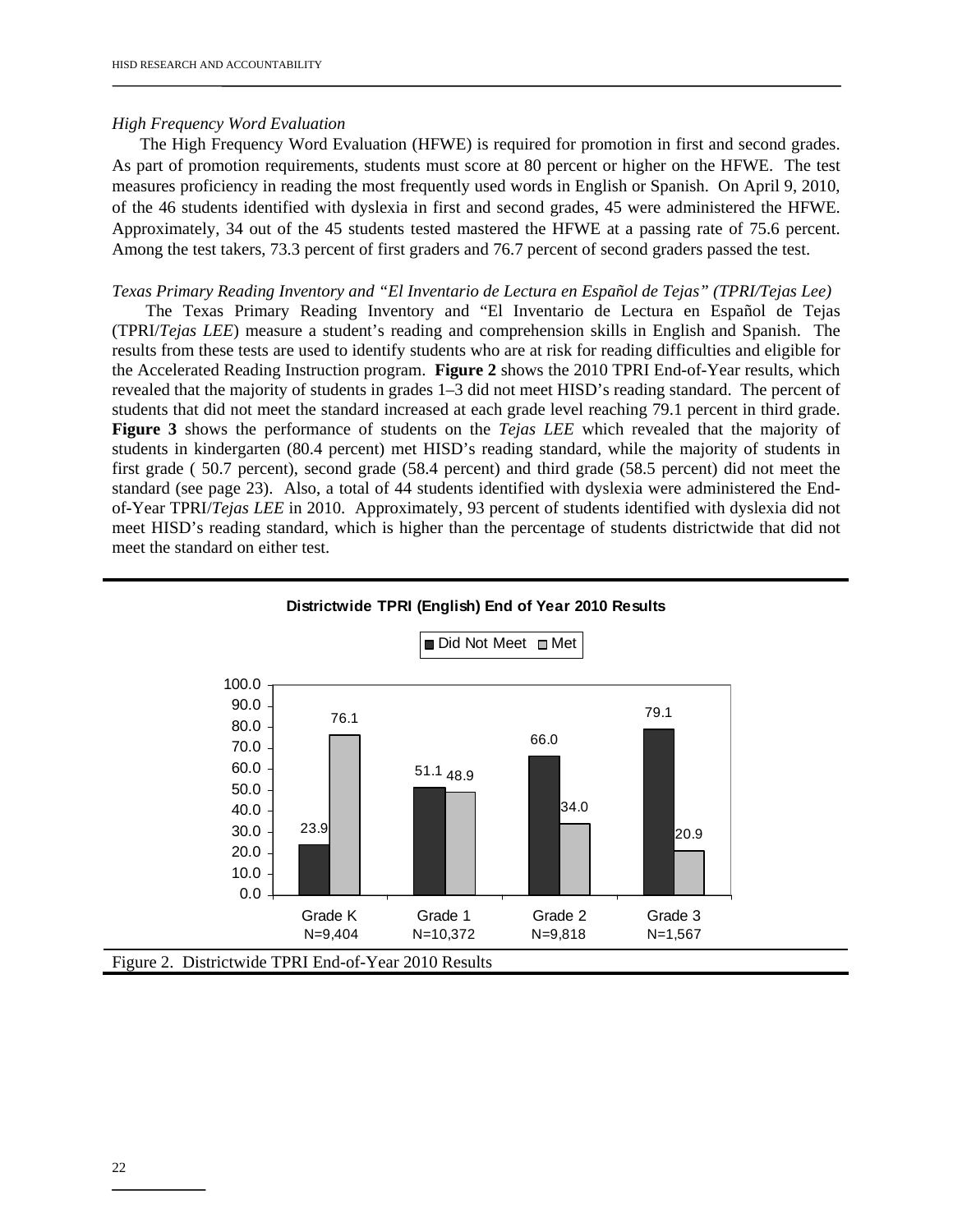*High Frequency Word Evaluation*

The High Frequency Word Evaluation (HFWE) is required for promotion in first and second grades. As part of promotion requirements, students must score at 80 percent or higher on the HFWE. The test measures proficiency in reading the most frequently used words in English or Spanish. On April 9, 2010, of the 46 students identified with dyslexia in first and second grades, 45 were administered the HFWE. Approximately, 34 out of the 45 students tested mastered the HFWE at a passing rate of 75.6 percent. Among the test takers, 73.3 percent of first graders and 76.7 percent of second graders passed the test.

*Texas Primary Reading Inventory and "El Inventario de Lectura en Español de Tejas" (TPRI/Tejas Lee)*

The Texas Primary Reading Inventory and "El Inventario de Lectura en Español de Tejas (TPRI/*Tejas LEE*) measure a student's reading and comprehension skills in English and Spanish. The results from these tests are used to identify students who are at risk for reading difficulties and eligible for the Accelerated Reading Instruction program. **Figure 2** shows the 2010 TPRI End-of-Year results, which revealed that the majority of students in grades 1–3 did not meet HISD's reading standard. The percent of students that did not meet the standard increased at each grade level reaching 79.1 percent in third grade. **Figure 3** shows the performance of students on the *Tejas LEE* which revealed that the majority of students in kindergarten (80.4 percent) met HISD's reading standard, while the majority of students in first grade ( 50.7 percent), second grade (58.4 percent) and third grade (58.5 percent) did not meet the standard (see page 23). Also, a total of 44 students identified with dyslexia were administered the End-of-Year TPRI/*Tejas LEE* in 2010. Approximately, 93 percent of students identified with dyslexia did not meet HISD's reading standard, which is higher than the percentage of students districtwide that did not meet the standard on either test.

**Districtwide TPRI (English) End of Year 2010 Results**

| | Grade K (N=9,404) | Grade 1 (N=10,372) | Grade 2 (N=9,818) | Grade 3 (N=1,567) |
|---|---|---|---|---|
| Did Not Meet | 23.9 | 51.1 | 66.0 | 79.1 |
| Met | 76.1 | 48.9 | 34.0 | 20.9 |

Figure 2. Districtwide TPRI End-of-Year 2010 Results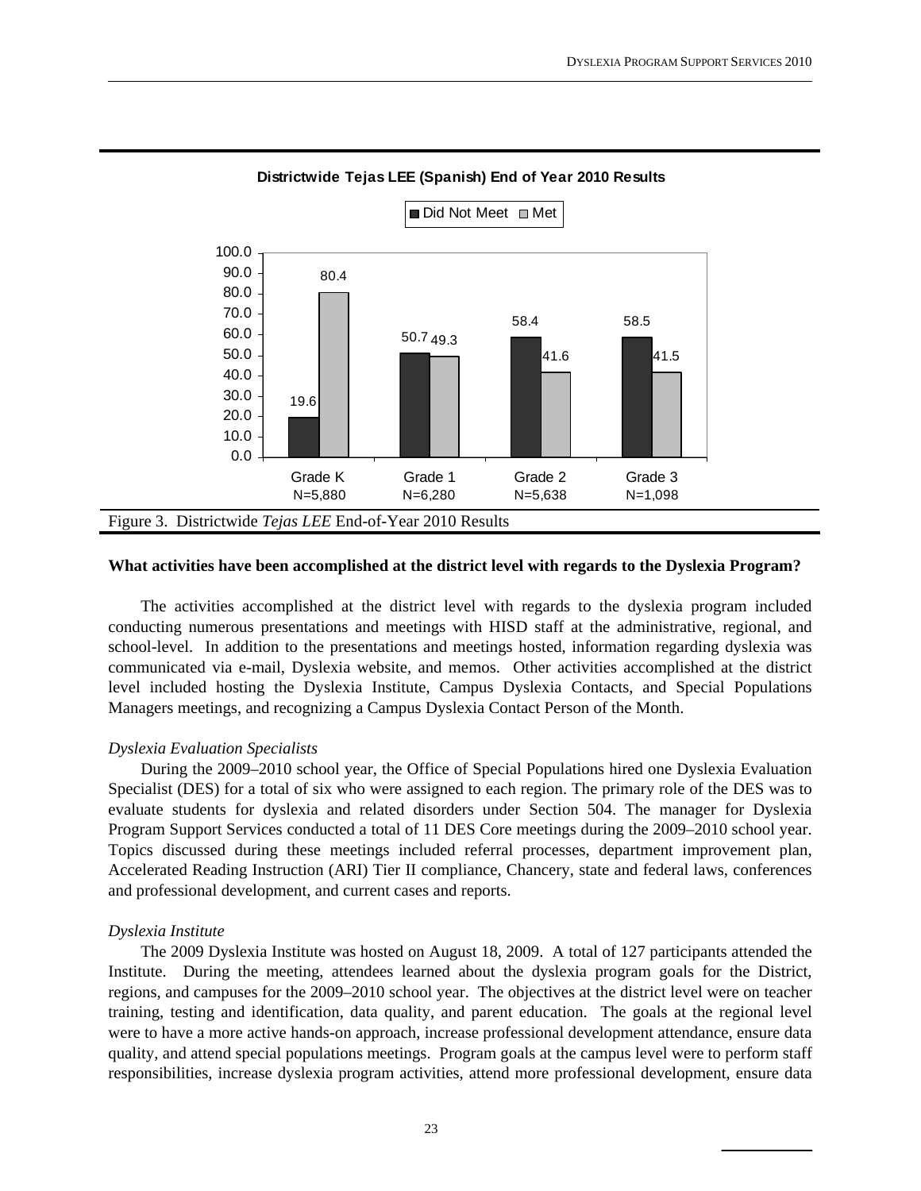**Districtwide Tejas LEE (Spanish) End of Year 2010 Results**

| | Grade K (N=5,880) | Grade 1 (N=6,280) | Grade 2 (N=5,638) | Grade 3 (N=1,098) |
|---|---|---|---|---|
| Did Not Meet | 19.6 | 50.7 | 58.4 | 58.5 |
| Met | 80.4 | 49.3 | 41.6 | 41.5 |

Figure 3. Districtwide *Tejas LEE* End-of-Year 2010 Results

**What activities have been accomplished at the district level with regards to the Dyslexia Program?**

The activities accomplished at the district level with regards to the dyslexia program included conducting numerous presentations and meetings with HISD staff at the administrative, regional, and school-level. In addition to the presentations and meetings hosted, information regarding dyslexia was communicated via e-mail, Dyslexia website, and memos. Other activities accomplished at the district level included hosting the Dyslexia Institute, Campus Dyslexia Contacts, and Special Populations Managers meetings, and recognizing a Campus Dyslexia Contact Person of the Month.

*Dyslexia Evaluation Specialists*

During the 2009–2010 school year, the Office of Special Populations hired one Dyslexia Evaluation Specialist (DES) for a total of six who were assigned to each region. The primary role of the DES was to evaluate students for dyslexia and related disorders under Section 504. The manager for Dyslexia Program Support Services conducted a total of 11 DES Core meetings during the 2009–2010 school year. Topics discussed during these meetings included referral processes, department improvement plan, Accelerated Reading Instruction (ARI) Tier II compliance, Chancery, state and federal laws, conferences and professional development, and current cases and reports.

*Dyslexia Institute*

The 2009 Dyslexia Institute was hosted on August 18, 2009. A total of 127 participants attended the Institute. During the meeting, attendees learned about the dyslexia program goals for the District, regions, and campuses for the 2009–2010 school year. The objectives at the district level were on teacher training, testing and identification, data quality, and parent education. The goals at the regional level were to have a more active hands-on approach, increase professional development attendance, ensure data quality, and attend special populations meetings. Program goals at the campus level were to perform staff responsibilities, increase dyslexia program activities, attend more professional development, ensure data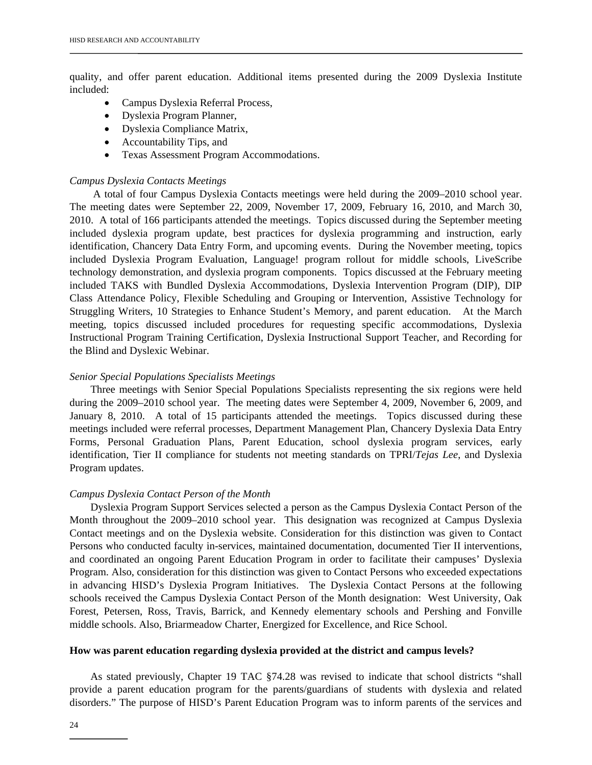quality, and offer parent education. Additional items presented during the 2009 Dyslexia Institute included:

- Campus Dyslexia Referral Process,
- Dyslexia Program Planner,
- Dyslexia Compliance Matrix,
- Accountability Tips, and
- Texas Assessment Program Accommodations.

*Campus Dyslexia Contacts Meetings*

A total of four Campus Dyslexia Contacts meetings were held during the 2009–2010 school year. The meeting dates were September 22, 2009, November 17, 2009, February 16, 2010, and March 30, 2010. A total of 166 participants attended the meetings. Topics discussed during the September meeting included dyslexia program update, best practices for dyslexia programming and instruction, early identification, Chancery Data Entry Form, and upcoming events. During the November meeting, topics included Dyslexia Program Evaluation, Language! program rollout for middle schools, LiveScribe technology demonstration, and dyslexia program components. Topics discussed at the February meeting included TAKS with Bundled Dyslexia Accommodations, Dyslexia Intervention Program (DIP), DIP Class Attendance Policy, Flexible Scheduling and Grouping or Intervention, Assistive Technology for Struggling Writers, 10 Strategies to Enhance Student's Memory, and parent education. At the March meeting, topics discussed included procedures for requesting specific accommodations, Dyslexia Instructional Program Training Certification, Dyslexia Instructional Support Teacher, and Recording for the Blind and Dyslexic Webinar.

*Senior Special Populations Specialists Meetings*

Three meetings with Senior Special Populations Specialists representing the six regions were held during the 2009–2010 school year. The meeting dates were September 4, 2009, November 6, 2009, and January 8, 2010. A total of 15 participants attended the meetings. Topics discussed during these meetings included were referral processes, Department Management Plan, Chancery Dyslexia Data Entry Forms, Personal Graduation Plans, Parent Education, school dyslexia program services, early identification, Tier II compliance for students not meeting standards on TPRI/*Tejas Lee*, and Dyslexia Program updates.

*Campus Dyslexia Contact Person of the Month*

Dyslexia Program Support Services selected a person as the Campus Dyslexia Contact Person of the Month throughout the 2009–2010 school year. This designation was recognized at Campus Dyslexia Contact meetings and on the Dyslexia website. Consideration for this distinction was given to Contact Persons who conducted faculty in-services, maintained documentation, documented Tier II interventions, and coordinated an ongoing Parent Education Program in order to facilitate their campuses' Dyslexia Program. Also, consideration for this distinction was given to Contact Persons who exceeded expectations in advancing HISD's Dyslexia Program Initiatives. The Dyslexia Contact Persons at the following schools received the Campus Dyslexia Contact Person of the Month designation: West University, Oak Forest, Petersen, Ross, Travis, Barrick, and Kennedy elementary schools and Pershing and Fonville middle schools. Also, Briarmeadow Charter, Energized for Excellence, and Rice School.

**How was parent education regarding dyslexia provided at the district and campus levels?**

As stated previously, Chapter 19 TAC §74.28 was revised to indicate that school districts "shall provide a parent education program for the parents/guardians of students with dyslexia and related disorders." The purpose of HISD's Parent Education Program was to inform parents of the services and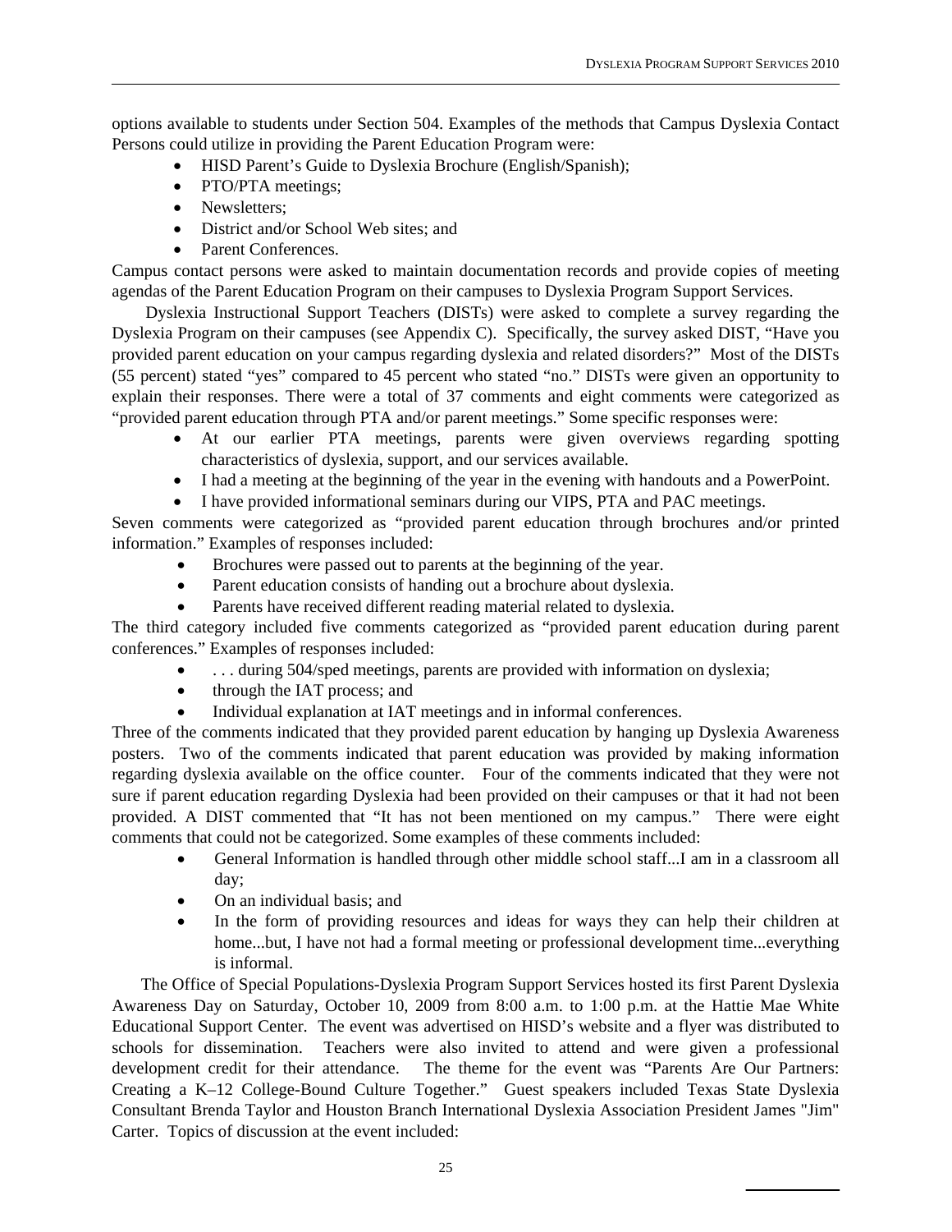options available to students under Section 504. Examples of the methods that Campus Dyslexia Contact Persons could utilize in providing the Parent Education Program were:

- HISD Parent's Guide to Dyslexia Brochure (English/Spanish);
- PTO/PTA meetings;
- Newsletters;
- District and/or School Web sites; and
- Parent Conferences.

Campus contact persons were asked to maintain documentation records and provide copies of meeting agendas of the Parent Education Program on their campuses to Dyslexia Program Support Services.

Dyslexia Instructional Support Teachers (DISTs) were asked to complete a survey regarding the Dyslexia Program on their campuses (see Appendix C). Specifically, the survey asked DIST, "Have you provided parent education on your campus regarding dyslexia and related disorders?" Most of the DISTs (55 percent) stated "yes" compared to 45 percent who stated "no." DISTs were given an opportunity to explain their responses. There were a total of 37 comments and eight comments were categorized as "provided parent education through PTA and/or parent meetings." Some specific responses were:

- At our earlier PTA meetings, parents were given overviews regarding spotting characteristics of dyslexia, support, and our services available.
- I had a meeting at the beginning of the year in the evening with handouts and a PowerPoint.
- I have provided informational seminars during our VIPS, PTA and PAC meetings.

Seven comments were categorized as "provided parent education through brochures and/or printed information." Examples of responses included:

- Brochures were passed out to parents at the beginning of the year.
- Parent education consists of handing out a brochure about dyslexia.
- Parents have received different reading material related to dyslexia.

The third category included five comments categorized as "provided parent education during parent conferences." Examples of responses included:

- . . . during 504/sped meetings, parents are provided with information on dyslexia;
- through the IAT process; and
- Individual explanation at IAT meetings and in informal conferences.

Three of the comments indicated that they provided parent education by hanging up Dyslexia Awareness posters. Two of the comments indicated that parent education was provided by making information regarding dyslexia available on the office counter. Four of the comments indicated that they were not sure if parent education regarding Dyslexia had been provided on their campuses or that it had not been provided. A DIST commented that "It has not been mentioned on my campus." There were eight comments that could not be categorized. Some examples of these comments included:

- General Information is handled through other middle school staff...I am in a classroom all day;
- On an individual basis; and
- In the form of providing resources and ideas for ways they can help their children at home...but, I have not had a formal meeting or professional development time...everything is informal.

The Office of Special Populations-Dyslexia Program Support Services hosted its first Parent Dyslexia Awareness Day on Saturday, October 10, 2009 from 8:00 a.m. to 1:00 p.m. at the Hattie Mae White Educational Support Center. The event was advertised on HISD's website and a flyer was distributed to schools for dissemination. Teachers were also invited to attend and were given a professional development credit for their attendance. The theme for the event was "Parents Are Our Partners: Creating a K–12 College-Bound Culture Together." Guest speakers included Texas State Dyslexia Consultant Brenda Taylor and Houston Branch International Dyslexia Association President James "Jim" Carter. Topics of discussion at the event included: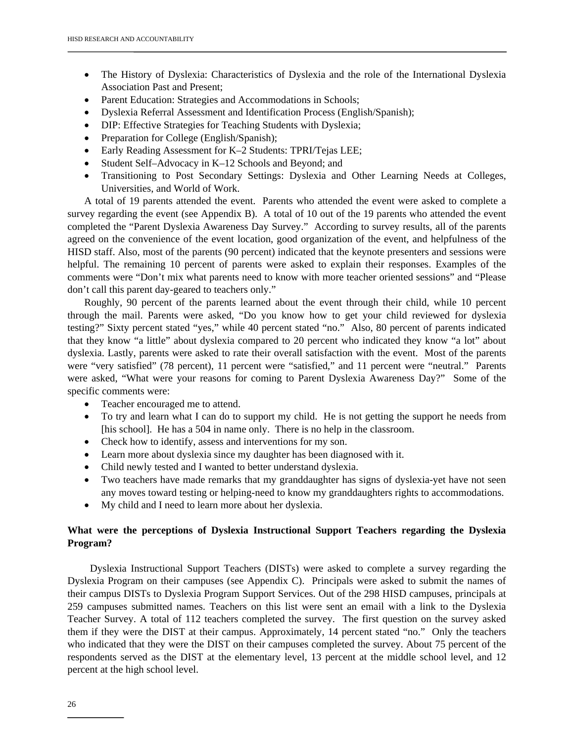- The History of Dyslexia: Characteristics of Dyslexia and the role of the International Dyslexia Association Past and Present;
- Parent Education: Strategies and Accommodations in Schools;
- Dyslexia Referral Assessment and Identification Process (English/Spanish);
- DIP: Effective Strategies for Teaching Students with Dyslexia;
- Preparation for College (English/Spanish);
- Early Reading Assessment for K–2 Students: TPRI/Tejas LEE;
- Student Self–Advocacy in K–12 Schools and Beyond; and
- Transitioning to Post Secondary Settings: Dyslexia and Other Learning Needs at Colleges, Universities, and World of Work.

A total of 19 parents attended the event. Parents who attended the event were asked to complete a survey regarding the event (see Appendix B). A total of 10 out of the 19 parents who attended the event completed the "Parent Dyslexia Awareness Day Survey." According to survey results, all of the parents agreed on the convenience of the event location, good organization of the event, and helpfulness of the HISD staff. Also, most of the parents (90 percent) indicated that the keynote presenters and sessions were helpful. The remaining 10 percent of parents were asked to explain their responses. Examples of the comments were "Don't mix what parents need to know with more teacher oriented sessions" and "Please don't call this parent day-geared to teachers only."

Roughly, 90 percent of the parents learned about the event through their child, while 10 percent through the mail. Parents were asked, "Do you know how to get your child reviewed for dyslexia testing?" Sixty percent stated "yes," while 40 percent stated "no." Also, 80 percent of parents indicated that they know "a little" about dyslexia compared to 20 percent who indicated they know "a lot" about dyslexia. Lastly, parents were asked to rate their overall satisfaction with the event. Most of the parents were "very satisfied" (78 percent), 11 percent were "satisfied," and 11 percent were "neutral." Parents were asked, "What were your reasons for coming to Parent Dyslexia Awareness Day?" Some of the specific comments were:

- Teacher encouraged me to attend.
- To try and learn what I can do to support my child. He is not getting the support he needs from [his school]. He has a 504 in name only. There is no help in the classroom.
- Check how to identify, assess and interventions for my son.
- Learn more about dyslexia since my daughter has been diagnosed with it.
- Child newly tested and I wanted to better understand dyslexia.
- Two teachers have made remarks that my granddaughter has signs of dyslexia-yet have not seen any moves toward testing or helping-need to know my granddaughters rights to accommodations.
- My child and I need to learn more about her dyslexia.

**What were the perceptions of Dyslexia Instructional Support Teachers regarding the Dyslexia Program?**

Dyslexia Instructional Support Teachers (DISTs) were asked to complete a survey regarding the Dyslexia Program on their campuses (see Appendix C). Principals were asked to submit the names of their campus DISTs to Dyslexia Program Support Services. Out of the 298 HISD campuses, principals at 259 campuses submitted names. Teachers on this list were sent an email with a link to the Dyslexia Teacher Survey. A total of 112 teachers completed the survey. The first question on the survey asked them if they were the DIST at their campus. Approximately, 14 percent stated "no." Only the teachers who indicated that they were the DIST on their campuses completed the survey. About 75 percent of the respondents served as the DIST at the elementary level, 13 percent at the middle school level, and 12 percent at the high school level.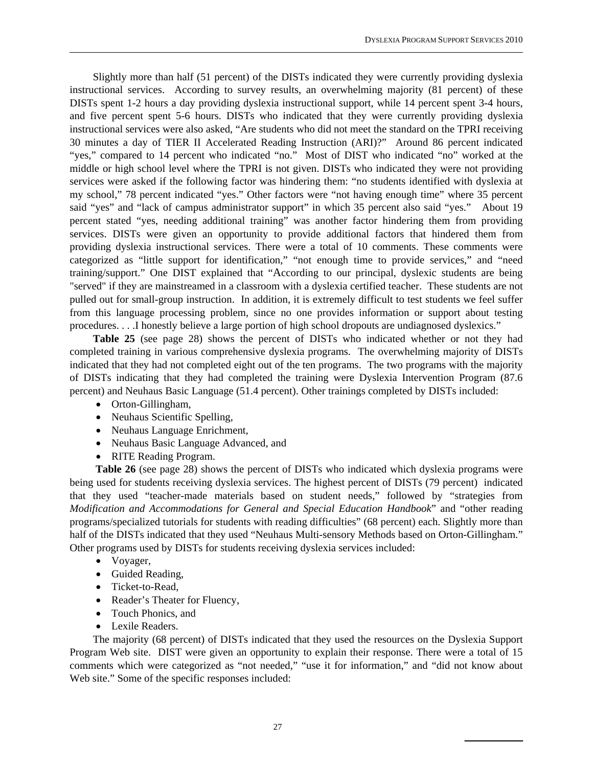Slightly more than half (51 percent) of the DISTs indicated they were currently providing dyslexia instructional services. According to survey results, an overwhelming majority (81 percent) of these DISTs spent 1-2 hours a day providing dyslexia instructional support, while 14 percent spent 3-4 hours, and five percent spent 5-6 hours. DISTs who indicated that they were currently providing dyslexia instructional services were also asked, "Are students who did not meet the standard on the TPRI receiving 30 minutes a day of TIER II Accelerated Reading Instruction (ARI)?" Around 86 percent indicated "yes," compared to 14 percent who indicated "no." Most of DIST who indicated "no" worked at the middle or high school level where the TPRI is not given. DISTs who indicated they were not providing services were asked if the following factor was hindering them: "no students identified with dyslexia at my school," 78 percent indicated "yes." Other factors were "not having enough time" where 35 percent said "yes" and "lack of campus administrator support" in which 35 percent also said "yes." About 19 percent stated "yes, needing additional training" was another factor hindering them from providing services. DISTs were given an opportunity to provide additional factors that hindered them from providing dyslexia instructional services. There were a total of 10 comments. These comments were categorized as "little support for identification," "not enough time to provide services," and "need training/support." One DIST explained that "According to our principal, dyslexic students are being "served" if they are mainstreamed in a classroom with a dyslexia certified teacher. These students are not pulled out for small-group instruction. In addition, it is extremely difficult to test students we feel suffer from this language processing problem, since no one provides information or support about testing procedures. . . .I honestly believe a large portion of high school dropouts are undiagnosed dyslexics."

**Table 25** (see page 28) shows the percent of DISTs who indicated whether or not they had completed training in various comprehensive dyslexia programs. The overwhelming majority of DISTs indicated that they had not completed eight out of the ten programs. The two programs with the majority of DISTs indicating that they had completed the training were Dyslexia Intervention Program (87.6 percent) and Neuhaus Basic Language (51.4 percent). Other trainings completed by DISTs included:

- Orton-Gillingham,
- Neuhaus Scientific Spelling,
- Neuhaus Language Enrichment,
- Neuhaus Basic Language Advanced, and
- RITE Reading Program.

**Table 26** (see page 28) shows the percent of DISTs who indicated which dyslexia programs were being used for students receiving dyslexia services. The highest percent of DISTs (79 percent) indicated that they used "teacher-made materials based on student needs," followed by "strategies from *Modification and Accommodations for General and Special Education Handbook*" and "other reading programs/specialized tutorials for students with reading difficulties" (68 percent) each. Slightly more than half of the DISTs indicated that they used "Neuhaus Multi-sensory Methods based on Orton-Gillingham." Other programs used by DISTs for students receiving dyslexia services included:

- Voyager,
- Guided Reading,
- Ticket-to-Read,
- Reader's Theater for Fluency,
- Touch Phonics, and
- Lexile Readers.

The majority (68 percent) of DISTs indicated that they used the resources on the Dyslexia Support Program Web site. DIST were given an opportunity to explain their response. There were a total of 15 comments which were categorized as "not needed," "use it for information," and "did not know about Web site." Some of the specific responses included: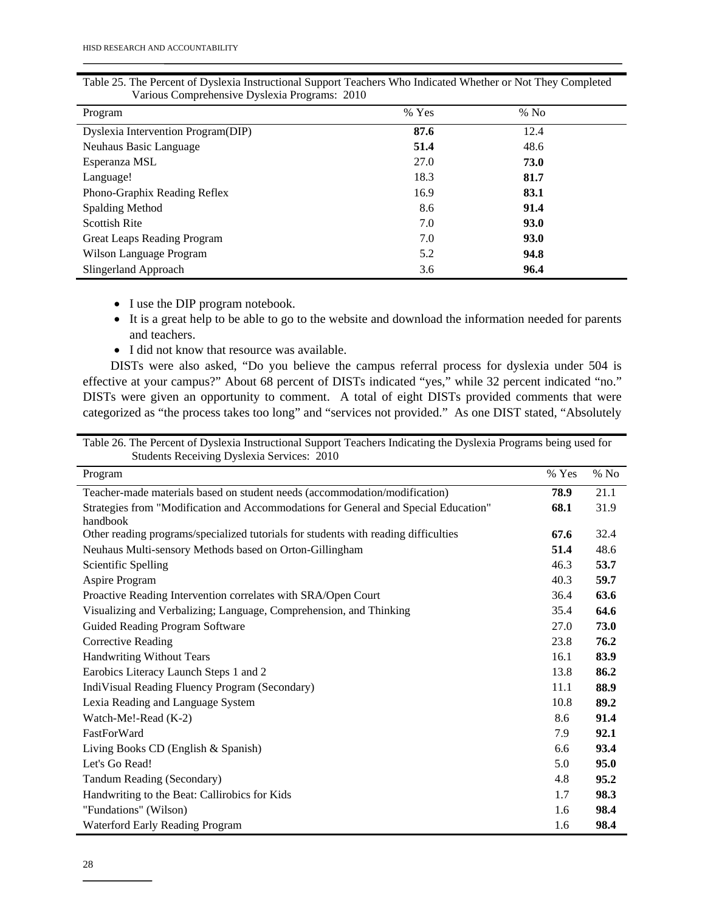Table 25. The Percent of Dyslexia Instructional Support Teachers Who Indicated Whether or Not They Completed Various Comprehensive Dyslexia Programs: 2010

| Program | % Yes | % No |
|---|---|---|
| Dyslexia Intervention Program(DIP) | **87.6** | 12.4 |
| Neuhaus Basic Language | **51.4** | 48.6 |
| Esperanza MSL | 27.0 | **73.0** |
| Language! | 18.3 | **81.7** |
| Phono-Graphix Reading Reflex | 16.9 | **83.1** |
| Spalding Method | 8.6 | **91.4** |
| Scottish Rite | 7.0 | **93.0** |
| Great Leaps Reading Program | 7.0 | **93.0** |
| Wilson Language Program | 5.2 | **94.8** |
| Slingerland Approach | 3.6 | **96.4** |

- I use the DIP program notebook.
- It is a great help to be able to go to the website and download the information needed for parents and teachers.
- I did not know that resource was available.

DISTs were also asked, "Do you believe the campus referral process for dyslexia under 504 is effective at your campus?" About 68 percent of DISTs indicated "yes," while 32 percent indicated "no." DISTs were given an opportunity to comment. A total of eight DISTs provided comments that were categorized as "the process takes too long" and "services not provided." As one DIST stated, "Absolutely

Table 26. The Percent of Dyslexia Instructional Support Teachers Indicating the Dyslexia Programs being used for Students Receiving Dyslexia Services: 2010

| Program | % Yes | % No |
|---|---|---|
| Teacher-made materials based on student needs (accommodation/modification) | **78.9** | 21.1 |
| Strategies from "Modification and Accommodations for General and Special Education" handbook | **68.1** | 31.9 |
| Other reading programs/specialized tutorials for students with reading difficulties | **67.6** | 32.4 |
| Neuhaus Multi-sensory Methods based on Orton-Gillingham | **51.4** | 48.6 |
| Scientific Spelling | 46.3 | **53.7** |
| Aspire Program | 40.3 | **59.7** |
| Proactive Reading Intervention correlates with SRA/Open Court | 36.4 | **63.6** |
| Visualizing and Verbalizing; Language, Comprehension, and Thinking | 35.4 | **64.6** |
| Guided Reading Program Software | 27.0 | **73.0** |
| Corrective Reading | 23.8 | **76.2** |
| Handwriting Without Tears | 16.1 | **83.9** |
| Earobics Literacy Launch Steps 1 and 2 | 13.8 | **86.2** |
| IndiVisual Reading Fluency Program (Secondary) | 11.1 | **88.9** |
| Lexia Reading and Language System | 10.8 | **89.2** |
| Watch-Me!-Read (K-2) | 8.6 | **91.4** |
| FastForWard | 7.9 | **92.1** |
| Living Books CD (English & Spanish) | 6.6 | **93.4** |
| Let's Go Read! | 5.0 | **95.0** |
| Tandum Reading (Secondary) | 4.8 | **95.2** |
| Handwriting to the Beat: Callirobics for Kids | 1.7 | **98.3** |
| "Fundations" (Wilson) | 1.6 | **98.4** |
| Waterford Early Reading Program | 1.6 | **98.4** |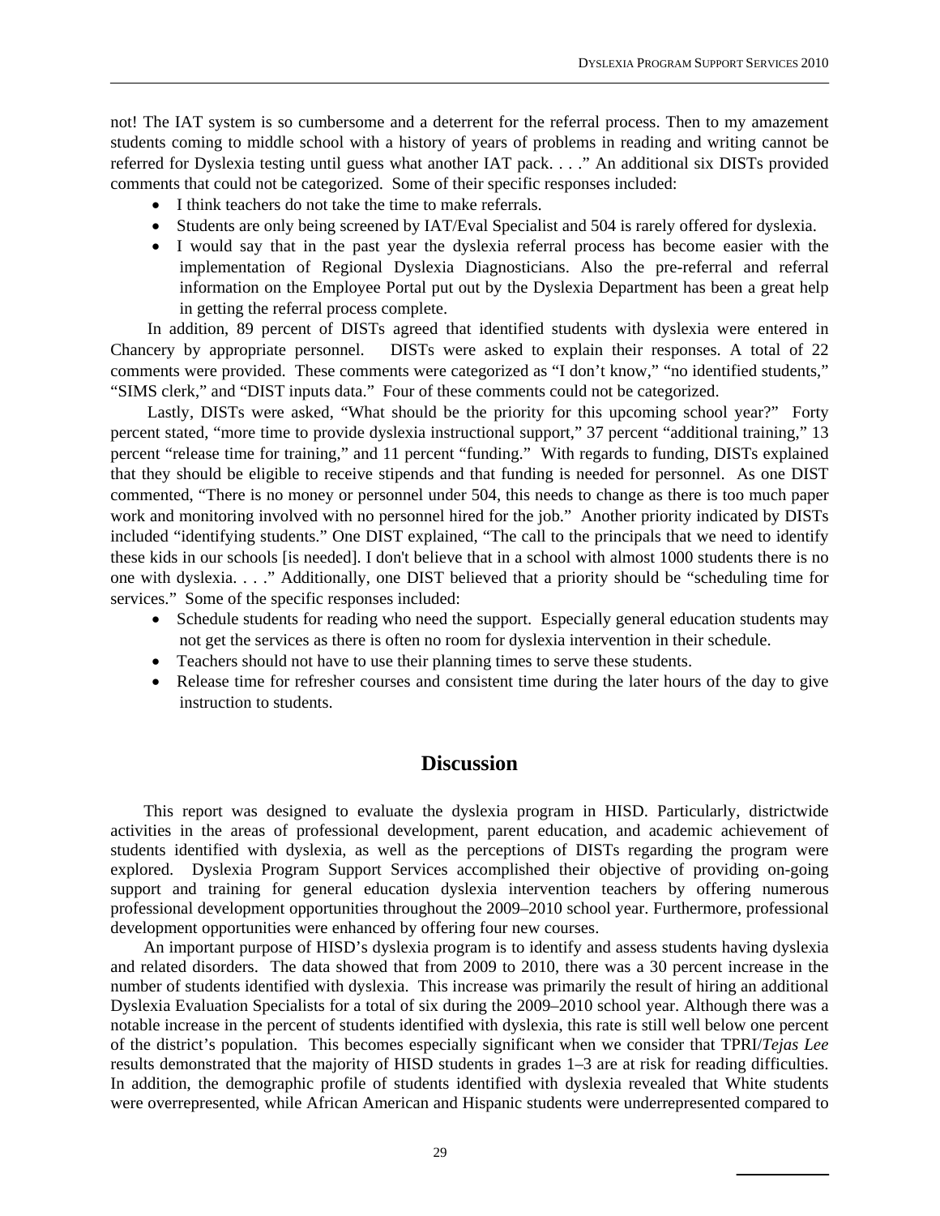not! The IAT system is so cumbersome and a deterrent for the referral process. Then to my amazement students coming to middle school with a history of years of problems in reading and writing cannot be referred for Dyslexia testing until guess what another IAT pack. . . .” An additional six DISTs provided comments that could not be categorized. Some of their specific responses included:

- I think teachers do not take the time to make referrals.
- Students are only being screened by IAT/Eval Specialist and 504 is rarely offered for dyslexia.
- I would say that in the past year the dyslexia referral process has become easier with the implementation of Regional Dyslexia Diagnosticians. Also the pre-referral and referral information on the Employee Portal put out by the Dyslexia Department has been a great help in getting the referral process complete.

In addition, 89 percent of DISTs agreed that identified students with dyslexia were entered in Chancery by appropriate personnel. DISTs were asked to explain their responses. A total of 22 comments were provided. These comments were categorized as “I don’t know,” “no identified students,” “SIMS clerk,” and “DIST inputs data.” Four of these comments could not be categorized.

Lastly, DISTs were asked, “What should be the priority for this upcoming school year?” Forty percent stated, “more time to provide dyslexia instructional support,” 37 percent “additional training,” 13 percent “release time for training,” and 11 percent “funding.” With regards to funding, DISTs explained that they should be eligible to receive stipends and that funding is needed for personnel. As one DIST commented, “There is no money or personnel under 504, this needs to change as there is too much paper work and monitoring involved with no personnel hired for the job.” Another priority indicated by DISTs included “identifying students.” One DIST explained, “The call to the principals that we need to identify these kids in our schools [is needed]. I don't believe that in a school with almost 1000 students there is no one with dyslexia. . . .” Additionally, one DIST believed that a priority should be “scheduling time for services.” Some of the specific responses included:

- Schedule students for reading who need the support. Especially general education students may not get the services as there is often no room for dyslexia intervention in their schedule.
- Teachers should not have to use their planning times to serve these students.
- Release time for refresher courses and consistent time during the later hours of the day to give instruction to students.

## Discussion

This report was designed to evaluate the dyslexia program in HISD. Particularly, districtwide activities in the areas of professional development, parent education, and academic achievement of students identified with dyslexia, as well as the perceptions of DISTs regarding the program were explored. Dyslexia Program Support Services accomplished their objective of providing on-going support and training for general education dyslexia intervention teachers by offering numerous professional development opportunities throughout the 2009–2010 school year. Furthermore, professional development opportunities were enhanced by offering four new courses.

An important purpose of HISD’s dyslexia program is to identify and assess students having dyslexia and related disorders. The data showed that from 2009 to 2010, there was a 30 percent increase in the number of students identified with dyslexia. This increase was primarily the result of hiring an additional Dyslexia Evaluation Specialists for a total of six during the 2009–2010 school year. Although there was a notable increase in the percent of students identified with dyslexia, this rate is still well below one percent of the district’s population. This becomes especially significant when we consider that TPRI/*Tejas Lee* results demonstrated that the majority of HISD students in grades 1–3 are at risk for reading difficulties. In addition, the demographic profile of students identified with dyslexia revealed that White students were overrepresented, while African American and Hispanic students were underrepresented compared to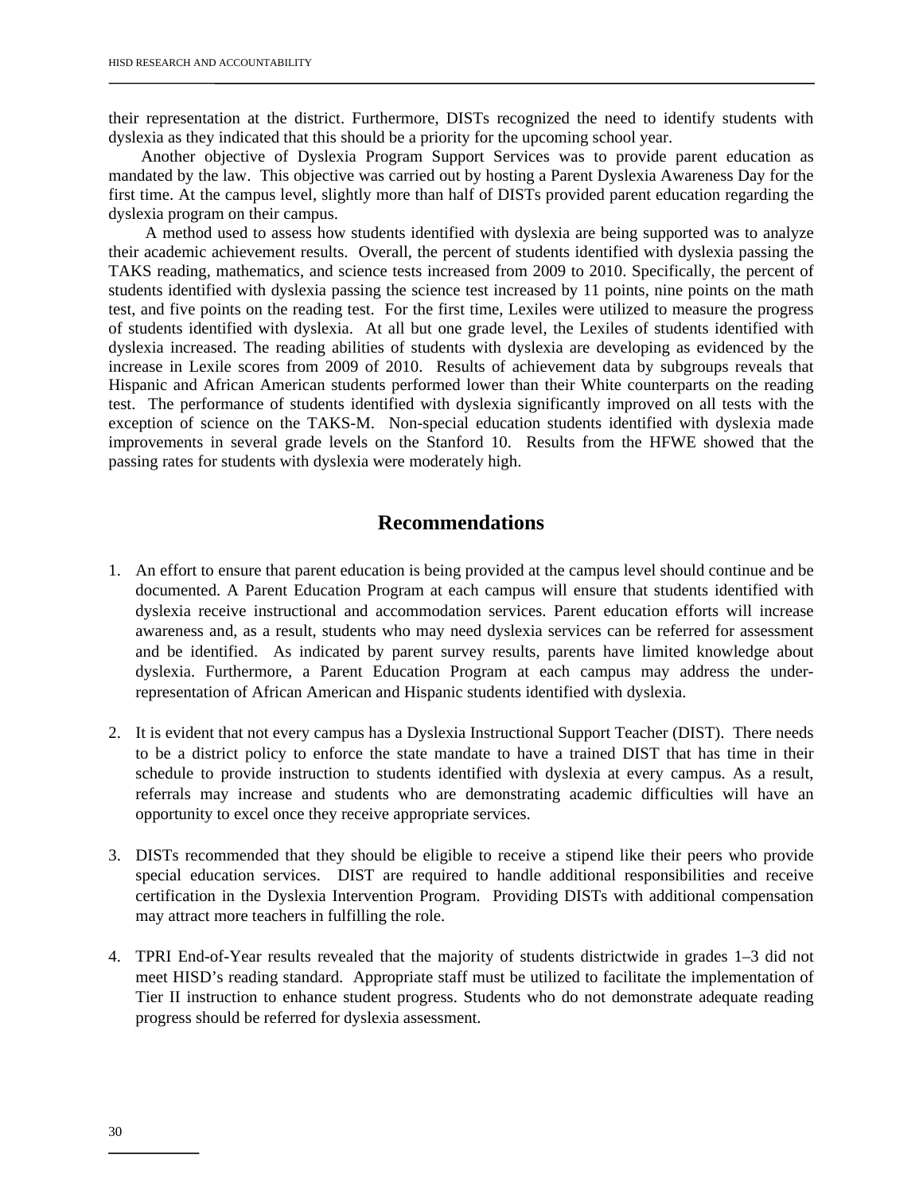their representation at the district. Furthermore, DISTs recognized the need to identify students with dyslexia as they indicated that this should be a priority for the upcoming school year.

Another objective of Dyslexia Program Support Services was to provide parent education as mandated by the law. This objective was carried out by hosting a Parent Dyslexia Awareness Day for the first time. At the campus level, slightly more than half of DISTs provided parent education regarding the dyslexia program on their campus.

A method used to assess how students identified with dyslexia are being supported was to analyze their academic achievement results. Overall, the percent of students identified with dyslexia passing the TAKS reading, mathematics, and science tests increased from 2009 to 2010. Specifically, the percent of students identified with dyslexia passing the science test increased by 11 points, nine points on the math test, and five points on the reading test. For the first time, Lexiles were utilized to measure the progress of students identified with dyslexia. At all but one grade level, the Lexiles of students identified with dyslexia increased. The reading abilities of students with dyslexia are developing as evidenced by the increase in Lexile scores from 2009 of 2010. Results of achievement data by subgroups reveals that Hispanic and African American students performed lower than their White counterparts on the reading test. The performance of students identified with dyslexia significantly improved on all tests with the exception of science on the TAKS-M. Non-special education students identified with dyslexia made improvements in several grade levels on the Stanford 10. Results from the HFWE showed that the passing rates for students with dyslexia were moderately high.

## Recommendations

1. An effort to ensure that parent education is being provided at the campus level should continue and be documented. A Parent Education Program at each campus will ensure that students identified with dyslexia receive instructional and accommodation services. Parent education efforts will increase awareness and, as a result, students who may need dyslexia services can be referred for assessment and be identified. As indicated by parent survey results, parents have limited knowledge about dyslexia. Furthermore, a Parent Education Program at each campus may address the under-representation of African American and Hispanic students identified with dyslexia.

2. It is evident that not every campus has a Dyslexia Instructional Support Teacher (DIST). There needs to be a district policy to enforce the state mandate to have a trained DIST that has time in their schedule to provide instruction to students identified with dyslexia at every campus. As a result, referrals may increase and students who are demonstrating academic difficulties will have an opportunity to excel once they receive appropriate services.

3. DISTs recommended that they should be eligible to receive a stipend like their peers who provide special education services. DIST are required to handle additional responsibilities and receive certification in the Dyslexia Intervention Program. Providing DISTs with additional compensation may attract more teachers in fulfilling the role.

4. TPRI End-of-Year results revealed that the majority of students districtwide in grades 1–3 did not meet HISD's reading standard. Appropriate staff must be utilized to facilitate the implementation of Tier II instruction to enhance student progress. Students who do not demonstrate adequate reading progress should be referred for dyslexia assessment.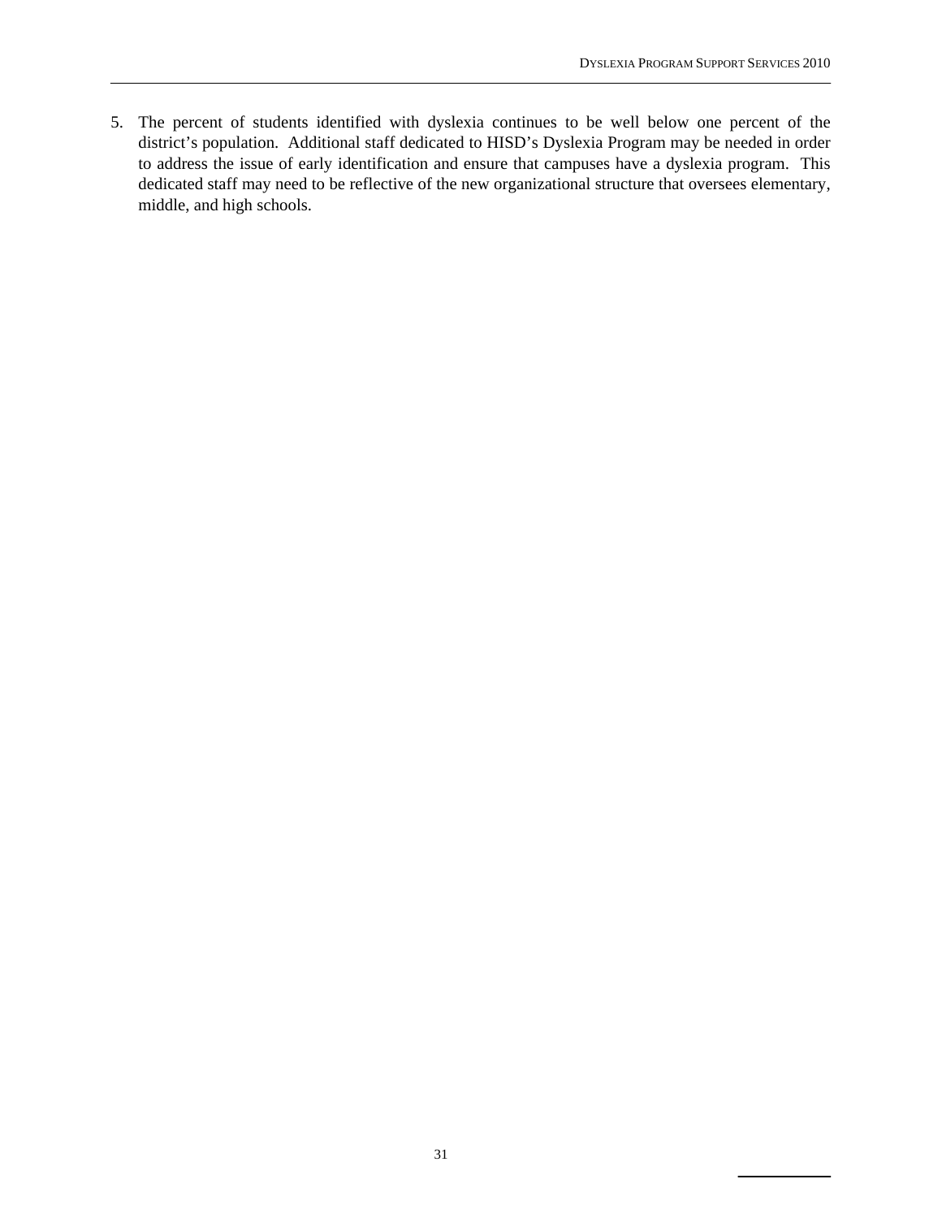5. The percent of students identified with dyslexia continues to be well below one percent of the district's population. Additional staff dedicated to HISD's Dyslexia Program may be needed in order to address the issue of early identification and ensure that campuses have a dyslexia program. This dedicated staff may need to be reflective of the new organizational structure that oversees elementary, middle, and high schools.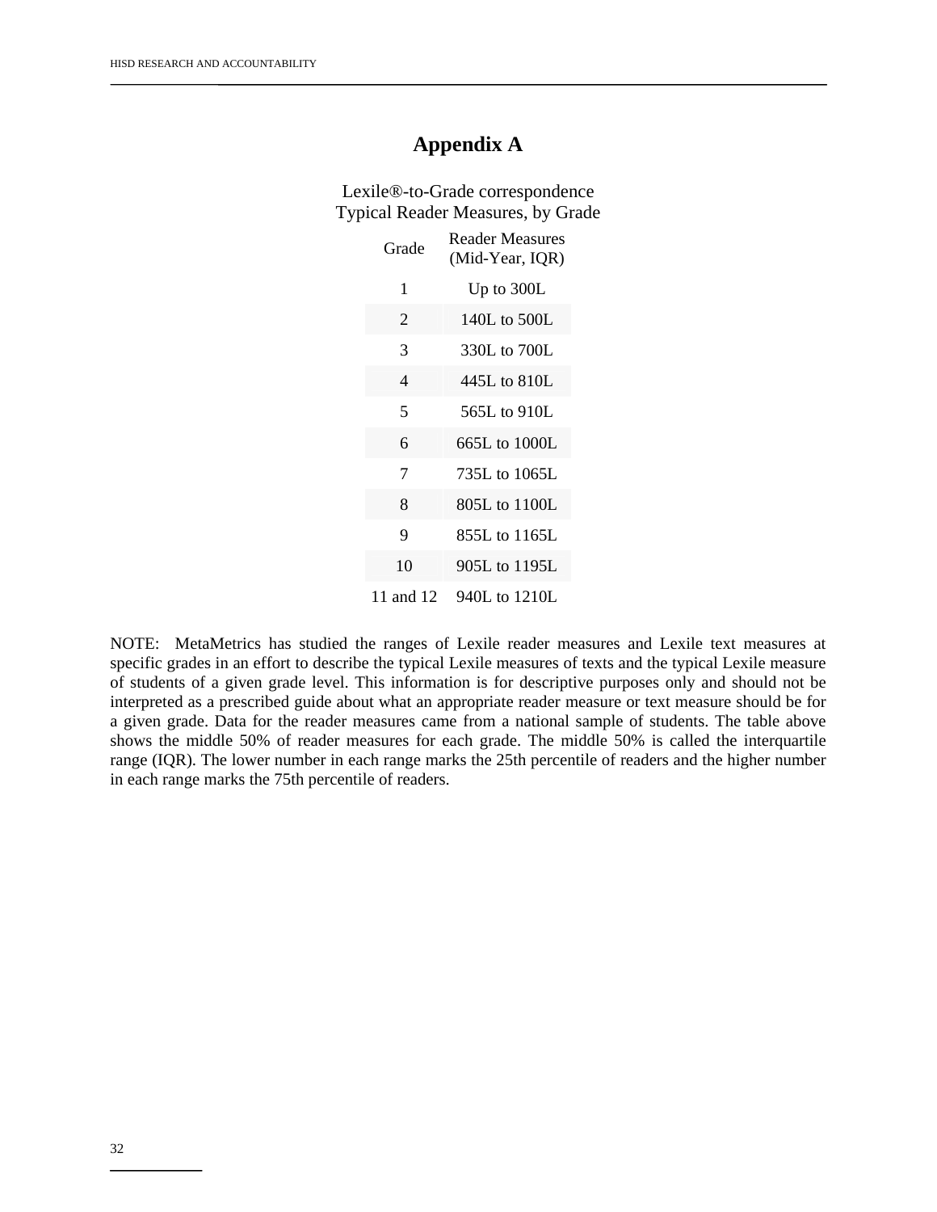# Appendix A

Lexile®-to-Grade correspondence
Typical Reader Measures, by Grade

| Grade | Reader Measures (Mid-Year, IQR) |
|---|---|
| 1 | Up to 300L |
| 2 | 140L to 500L |
| 3 | 330L to 700L |
| 4 | 445L to 810L |
| 5 | 565L to 910L |
| 6 | 665L to 1000L |
| 7 | 735L to 1065L |
| 8 | 805L to 1100L |
| 9 | 855L to 1165L |
| 10 | 905L to 1195L |
| 11 and 12 | 940L to 1210L |

NOTE: MetaMetrics has studied the ranges of Lexile reader measures and Lexile text measures at specific grades in an effort to describe the typical Lexile measures of texts and the typical Lexile measure of students of a given grade level. This information is for descriptive purposes only and should not be interpreted as a prescribed guide about what an appropriate reader measure or text measure should be for a given grade. Data for the reader measures came from a national sample of students. The table above shows the middle 50% of reader measures for each grade. The middle 50% is called the interquartile range (IQR). The lower number in each range marks the 25th percentile of readers and the higher number in each range marks the 75th percentile of readers.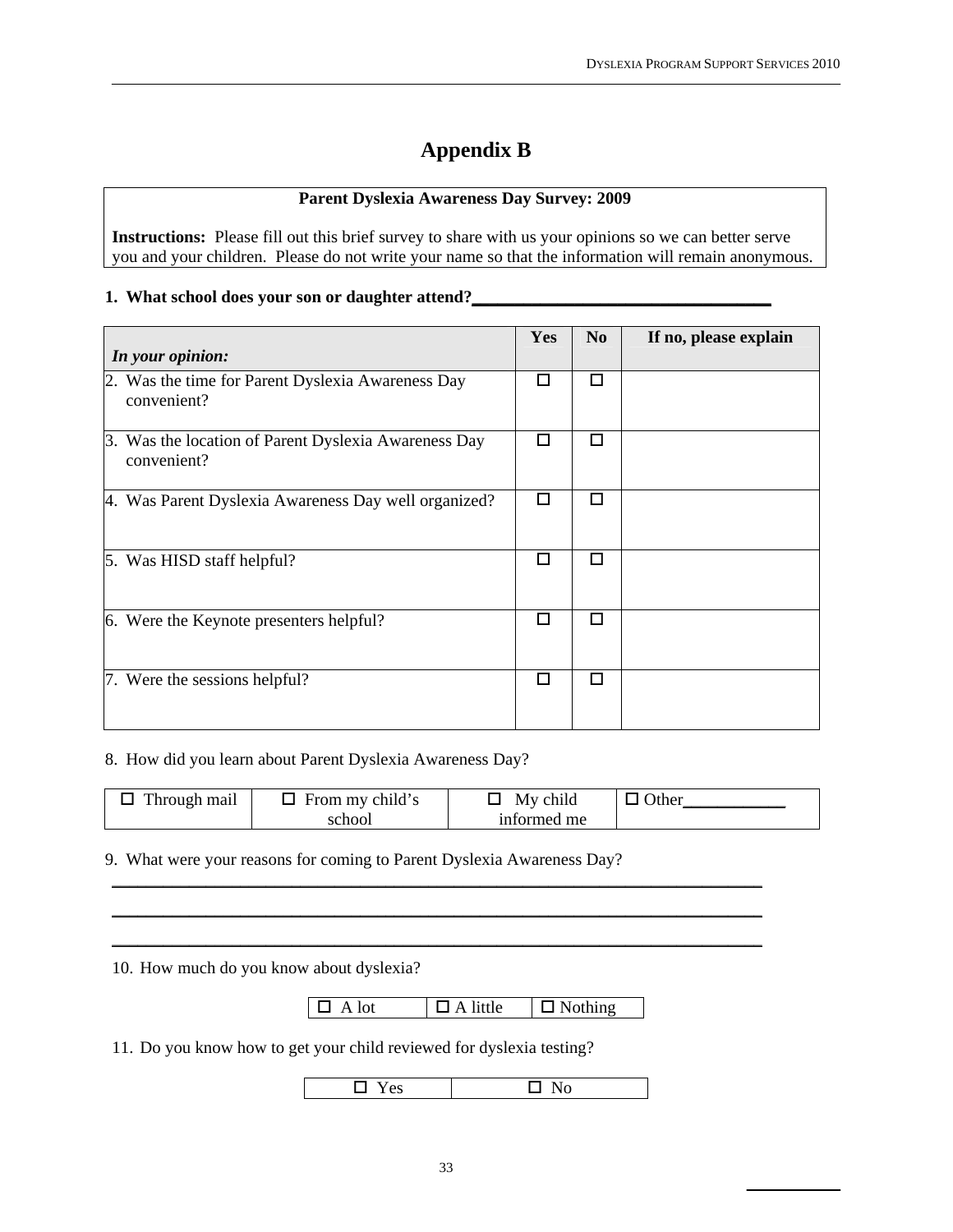# Appendix B

**Parent Dyslexia Awareness Day Survey: 2009**

**Instructions:** Please fill out this brief survey to share with us your opinions so we can better serve you and your children. Please do not write your name so that the information will remain anonymous.

**1. What school does your son or daughter attend?**__________________________________

| *In your opinion:* | Yes | No | If no, please explain |
|---|---|---|---|
| 2. Was the time for Parent Dyslexia Awareness Day convenient? | ☐ | ☐ | |
| 3. Was the location of Parent Dyslexia Awareness Day convenient? | ☐ | ☐ | |
| 4. Was Parent Dyslexia Awareness Day well organized? | ☐ | ☐ | |
| 5. Was HISD staff helpful? | ☐ | ☐ | |
| 6. Were the Keynote presenters helpful? | ☐ | ☐ | |
| 7. Were the sessions helpful? | ☐ | ☐ | |

8. How did you learn about Parent Dyslexia Awareness Day?

| ☐ Through mail | ☐ From my child's school | ☐ My child informed me | ☐ Other____________ |
|---|---|---|---|

9. What were your reasons for coming to Parent Dyslexia Awareness Day?

____________________________________________________________________________

____________________________________________________________________________

____________________________________________________________________________

10. How much do you know about dyslexia?

| ☐ A lot | ☐ A little | ☐ Nothing |
|---|---|---|

11. Do you know how to get your child reviewed for dyslexia testing?

| ☐ Yes | ☐ No |
|---|---|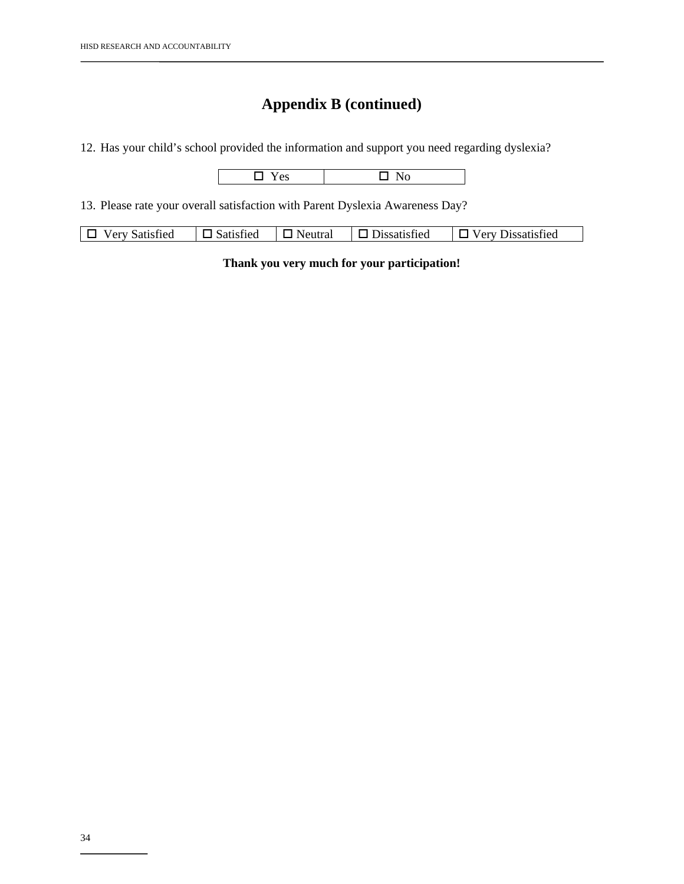# Appendix B (continued)

12. Has your child's school provided the information and support you need regarding dyslexia?

| ☐ Yes | ☐ No |
|---|---|

13. Please rate your overall satisfaction with Parent Dyslexia Awareness Day?

| ☐ Very Satisfied | ☐ Satisfied | ☐ Neutral | ☐ Dissatisfied | ☐ Very Dissatisfied |
|---|---|---|---|---|

**Thank you very much for your participation!**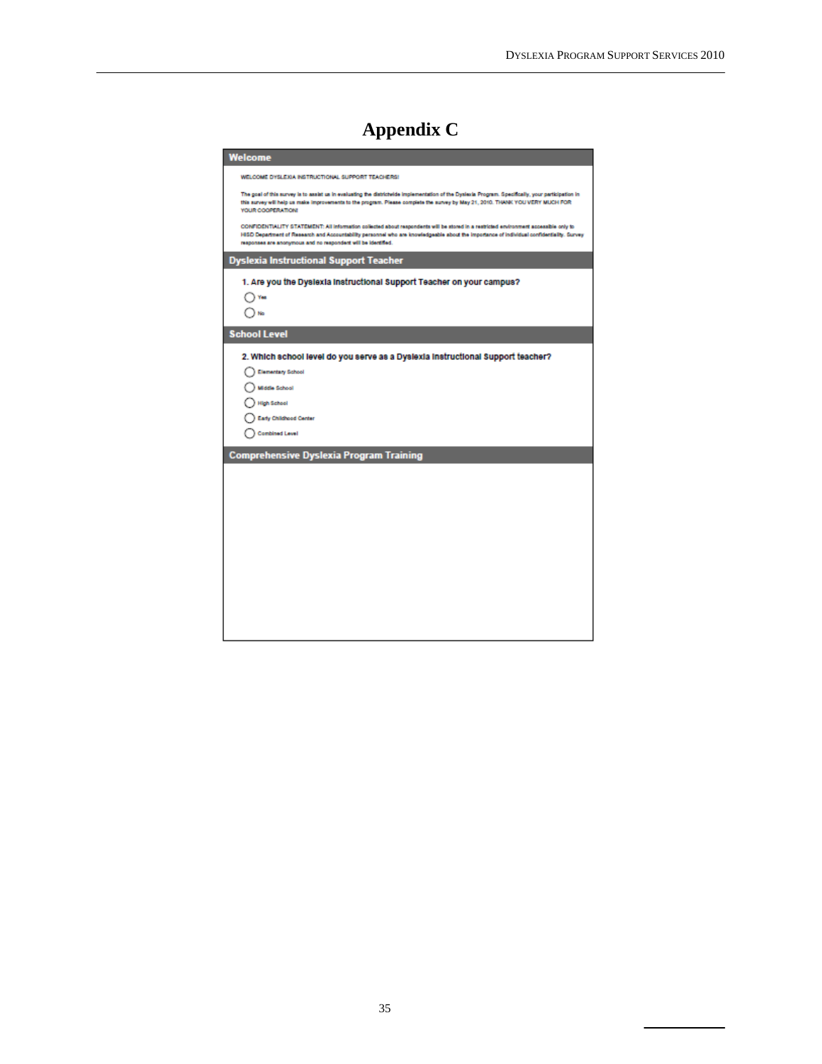# Appendix C

## Welcome

WELCOME DYSLEXIA INSTRUCTIONAL SUPPORT TEACHERS!

The goal of this survey is to assist us in evaluating the districtwide implementation of the Dyslexia Program. Specifically, your participation in this survey will help us make improvements to the program. Please complete the survey by May 21, 2010. THANK YOU VERY MUCH FOR YOUR COOPERATION!

CONFIDENTIALITY STATEMENT: All information collected about respondents will be stored in a restricted environment accessible only to HISD Department of Research and Accountability personnel who are knowledgeable about the importance of individual confidentiality. Survey responses are anonymous and no respondent will be identified.

## Dyslexia Instructional Support Teacher

**1. Are you the Dyslexia Instructional Support Teacher on your campus?**

- ◯ Yes
- ◯ No

## School Level

**2. Which school level do you serve as a Dyslexia Instructional Support teacher?**

- ◯ Elementary School
- ◯ Middle School
- ◯ High School
- ◯ Early Childhood Center
- ◯ Combined Level

## Comprehensive Dyslexia Program Training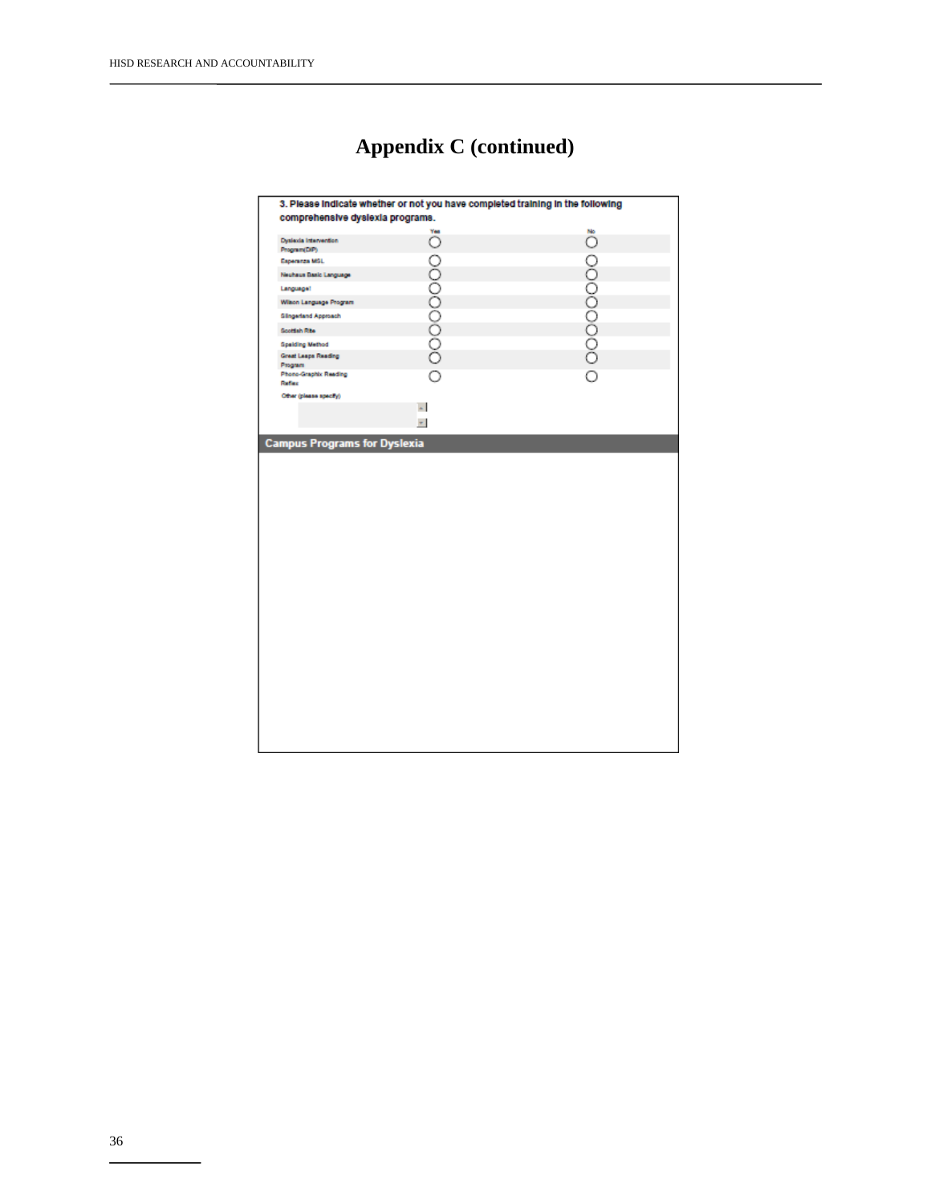# Appendix C (continued)

3. Please indicate whether or not you have completed training in the following comprehensive dyslexia programs.

| | Yes | No |
|---|---|---|
| Dyslexia Intervention Program(DIP) | ○ | ○ |
| Esperanza MSL | ○ | ○ |
| Neuhaus Basic Language | ○ | ○ |
| Language! | ○ | ○ |
| Wilson Language Program | ○ | ○ |
| Slingerland Approach | ○ | ○ |
| Scottish Rite | ○ | ○ |
| Spalding Method | ○ | ○ |
| Great Leaps Reading Program | ○ | ○ |
| Phono-Graphix Reading Reflex | ○ | ○ |

Other (please specify)

## Campus Programs for Dyslexia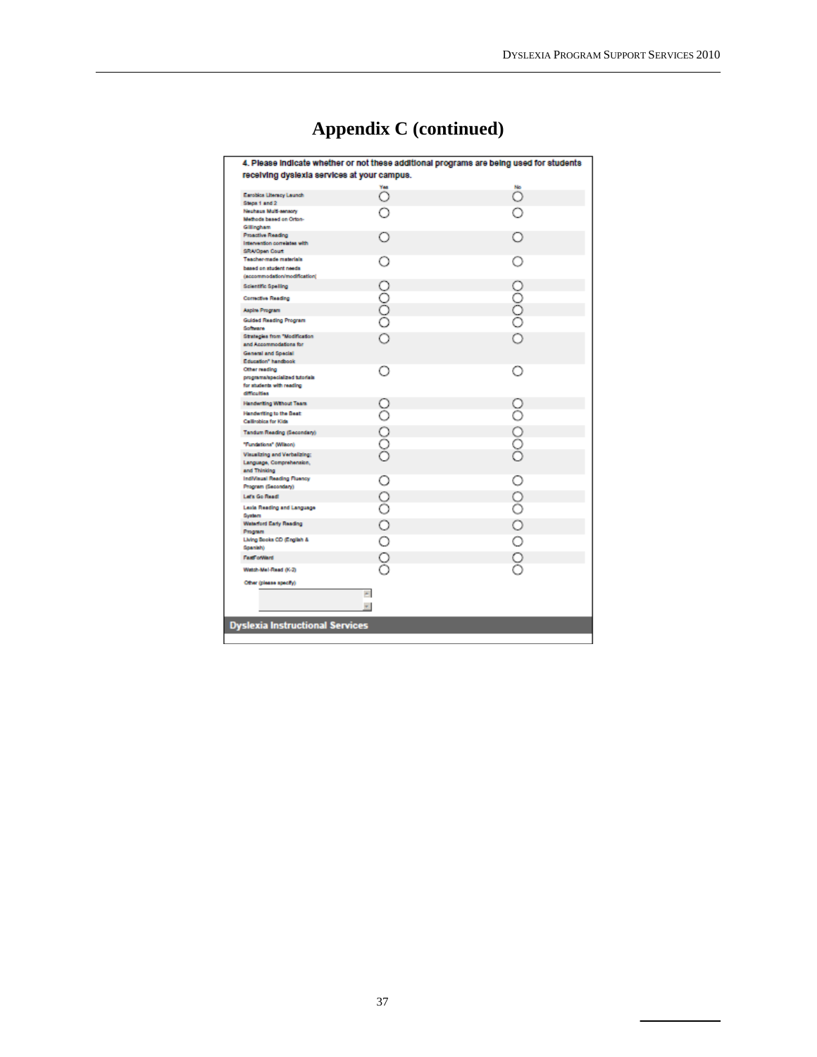# Appendix C (continued)

**4. Please indicate whether or not these additional programs are being used for students receiving dyslexia services at your campus.**

| | Yes | No |
|---|---|---|
| Earobics Literacy Launch Steps 1 and 2 | ○ | ○ |
| Neuhaus Multi-sensory Methods based on Orton-Gillingham | ○ | ○ |
| Proactive Reading Intervention correlates with SRA/Open Court | ○ | ○ |
| Teacher-made materials based on student needs (accommodation/modification( | ○ | ○ |
| Scientific Spelling | ○ | ○ |
| Corrective Reading | ○ | ○ |
| Aspire Program | ○ | ○ |
| Guided Reading Program Software | ○ | ○ |
| Strategies from "Modification and Accommodations for General and Special Education" handbook | ○ | ○ |
| Other reading programs/specialized tutorials for students with reading difficulties | ○ | ○ |
| Handwriting Without Tears | ○ | ○ |
| Handwriting to the Beat: Callirobics for Kids | ○ | ○ |
| Tandum Reading (Secondary) | ○ | ○ |
| "Fundations" (Wilson) | ○ | ○ |
| Visualizing and Verbalizing: Language, Comprehension, and Thinking | ○ | ○ |
| IndiVisual Reading Fluency Program (Secondary) | ○ | ○ |
| Let's Go Read! | ○ | ○ |
| Lexia Reading and Language System | ○ | ○ |
| Waterford Early Reading Program | ○ | ○ |
| Living Books CD (English & Spanish) | ○ | ○ |
| FastForWard | ○ | ○ |
| Watch-Me!-Read (K-2) | ○ | ○ |

Other (please specify)

**Dyslexia Instructional Services**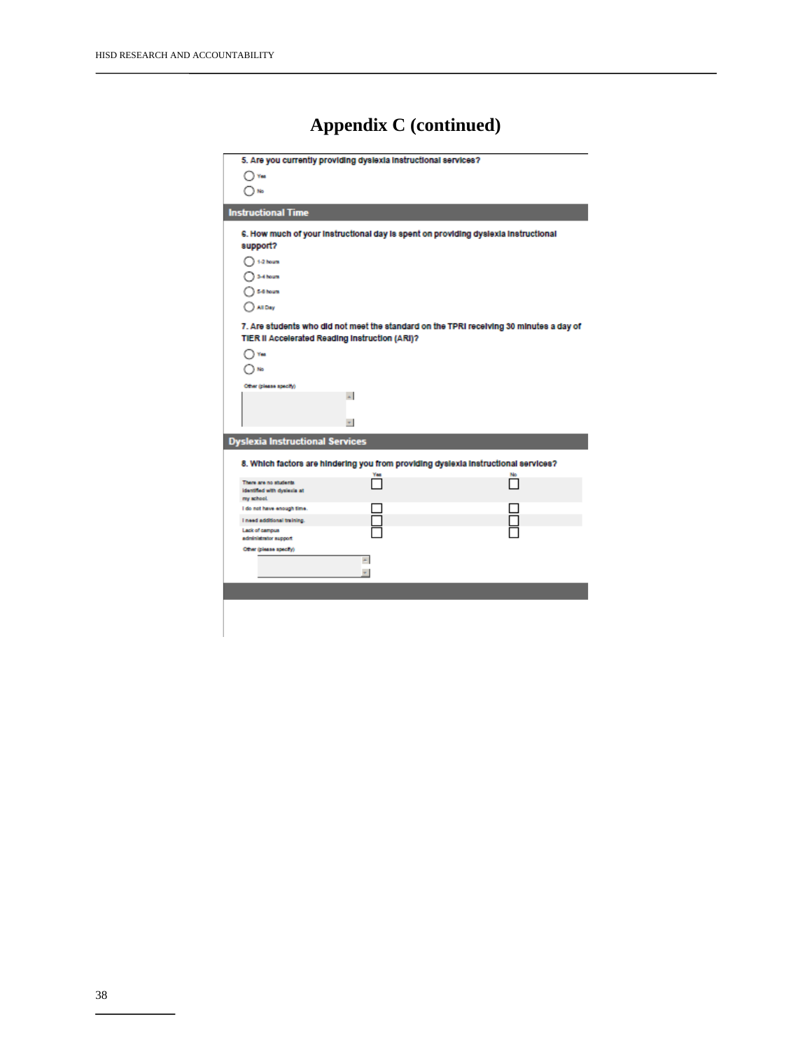# Appendix C (continued)

5. Are you currently providing dyslexia instructional services?

- Yes
- No

## Instructional Time

6. How much of your instructional day is spent on providing dyslexia instructional support?

- 1-2 hours
- 3-4 hours
- 5-6 hours
- All Day

7. Are students who did not meet the standard on the TPRI receiving 30 minutes a day of TIER II Accelerated Reading Instruction (ARI)?

- Yes
- No

Other (please specify)

## Dyslexia Instructional Services

8. Which factors are hindering you from providing dyslexia instructional services?

| | Yes | No |
|---|---|---|
| There are no students identified with dyslexia at my school. | ☐ | ☐ |
| I do not have enough time. | ☐ | ☐ |
| I need additional training. | ☐ | ☐ |
| Lack of campus administrator support | ☐ | ☐ |

Other (please specify)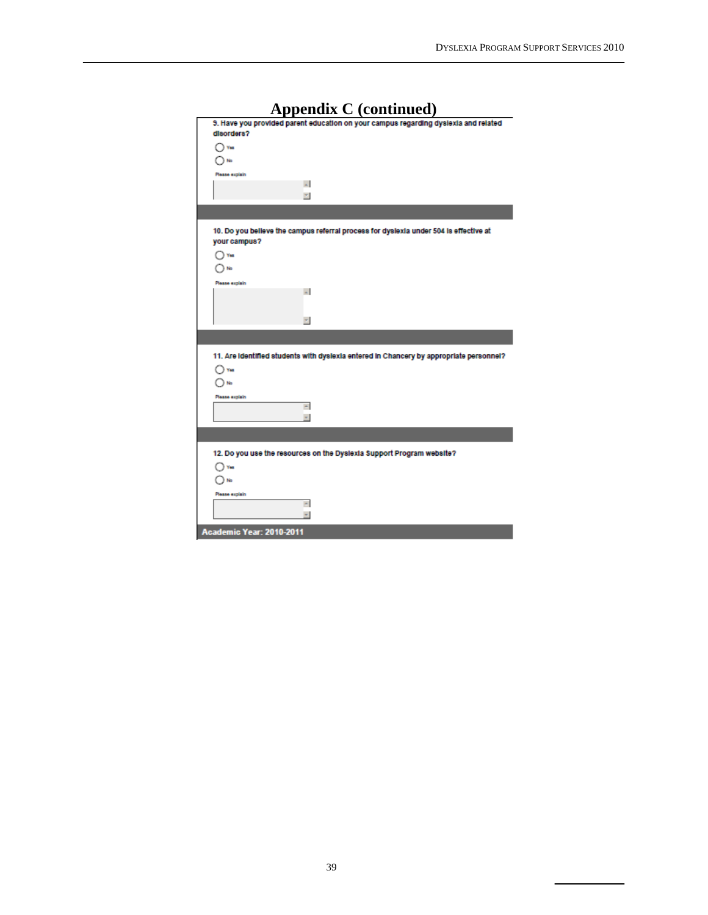# Appendix C (continued)

9. Have you provided parent education on your campus regarding dyslexia and related disorders?

○ Yes

○ No

Please explain

10. Do you believe the campus referral process for dyslexia under 504 is effective at your campus?

○ Yes

○ No

Please explain

11. Are identified students with dyslexia entered in Chancery by appropriate personnel?

○ Yes

○ No

Please explain

12. Do you use the resources on the Dyslexia Support Program website?

○ Yes

○ No

Please explain

**Academic Year: 2010-2011**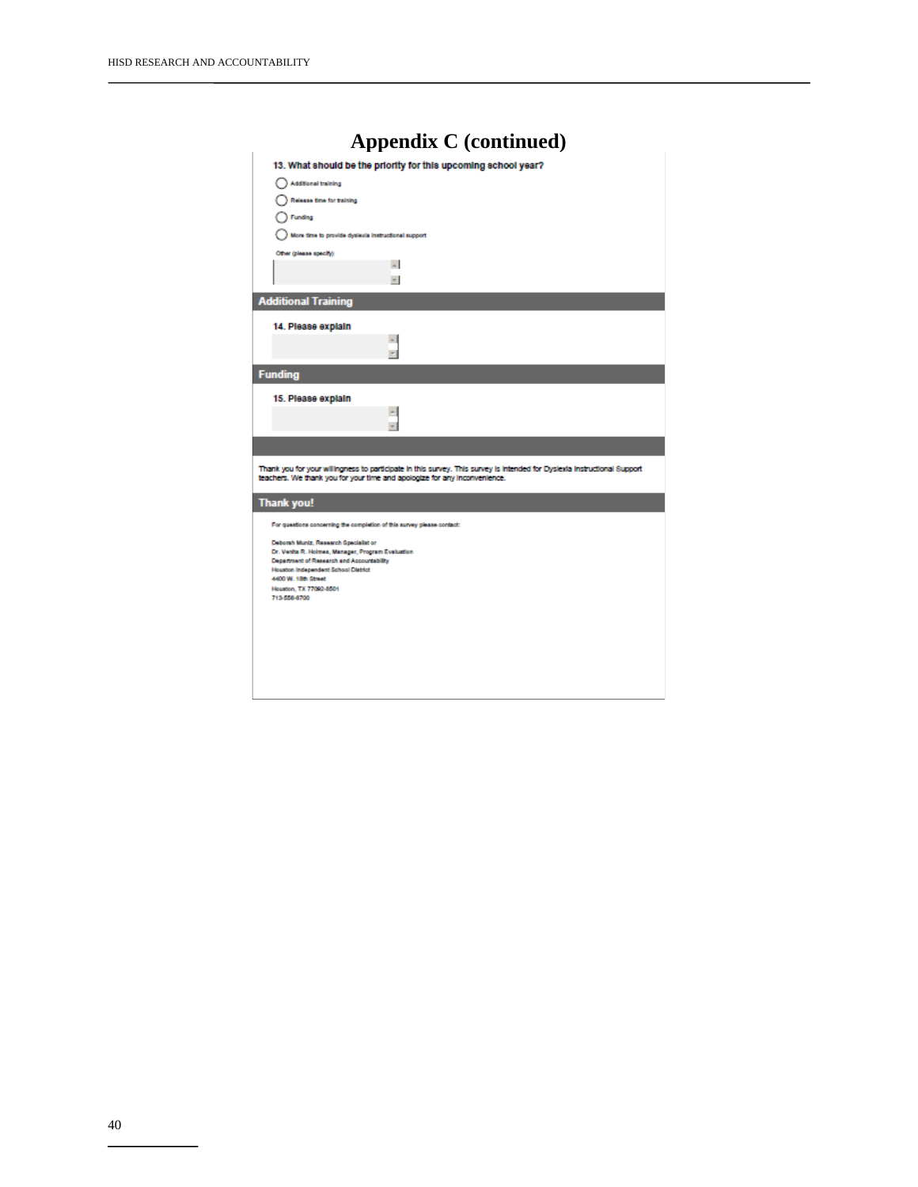# Appendix C (continued)

**13. What should be the priority for this upcoming school year?**

- ◯ Additional training
- ◯ Release time for training
- ◯ Funding
- ◯ More time to provide dyslexia instructional support

Other (please specify)

## Additional Training

**14. Please explain**

## Funding

**15. Please explain**

Thank you for your willingness to participate in this survey. This survey is intended for Dyslexia Instructional Support teachers. We thank you for your time and apologize for any inconvenience.

## Thank you!

For questions concerning the completion of this survey please contact:

Deborah Muniz, Research Specialist or
Dr. Venita R. Holmes, Manager, Program Evaluation
Department of Research and Accountability
Houston Independent School District
4400 W. 18th Street
Houston, TX 77092-8501
713-556-6700